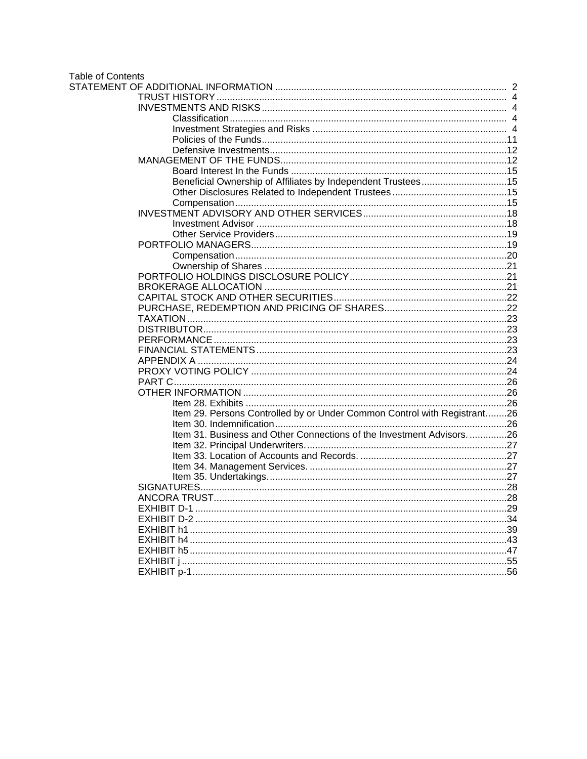Table of Contents

- STATEMENT OF ADDITIONAL INFORMATION ........ 2
  - TRUST HISTORY ........ 4
  - INVESTMENTS AND RISKS ........ 4
    - Classification ........ 4
    - Investment Strategies and Risks ........ 4
    - Policies of the Funds ........ 11
    - Defensive Investments ........ 12
  - MANAGEMENT OF THE FUNDS ........ 12
    - Board Interest In the Funds ........ 15
    - Beneficial Ownership of Affiliates by Independent Trustees ........ 15
    - Other Disclosures Related to Independent Trustees ........ 15
    - Compensation ........ 15
  - INVESTMENT ADVISORY AND OTHER SERVICES ........ 18
    - Investment Advisor ........ 18
    - Other Service Providers ........ 19
  - PORTFOLIO MANAGERS ........ 19
    - Compensation ........ 20
    - Ownership of Shares ........ 21
  - PORTFOLIO HOLDINGS DISCLOSURE POLICY ........ 21
  - BROKERAGE ALLOCATION ........ 21
  - CAPITAL STOCK AND OTHER SECURITIES ........ 22
  - PURCHASE, REDEMPTION AND PRICING OF SHARES ........ 22
  - TAXATION ........ 23
  - DISTRIBUTOR ........ 23
  - PERFORMANCE ........ 23
  - FINANCIAL STATEMENTS ........ 23
  - APPENDIX A ........ 24
  - PROXY VOTING POLICY ........ 24
  - PART C ........ 26
  - OTHER INFORMATION ........ 26
    - Item 28. Exhibits ........ 26
    - Item 29. Persons Controlled by or Under Common Control with Registrant. ........ 26
    - Item 30. Indemnification ........ 26
    - Item 31. Business and Other Connections of the Investment Advisors. ........ 26
    - Item 32. Principal Underwriters. ........ 27
    - Item 33. Location of Accounts and Records. ........ 27
    - Item 34. Management Services. ........ 27
    - Item 35. Undertakings. ........ 27
  - SIGNATURES ........ 28
  - ANCORA TRUST ........ 28
  - EXHIBIT D-1 ........ 29
  - EXHIBIT D-2 ........ 34
  - EXHIBIT h1 ........ 39
  - EXHIBIT h4 ........ 43
  - EXHIBIT h5 ........ 47
  - EXHIBIT j ........ 55
  - EXHIBIT p-1 ........ 56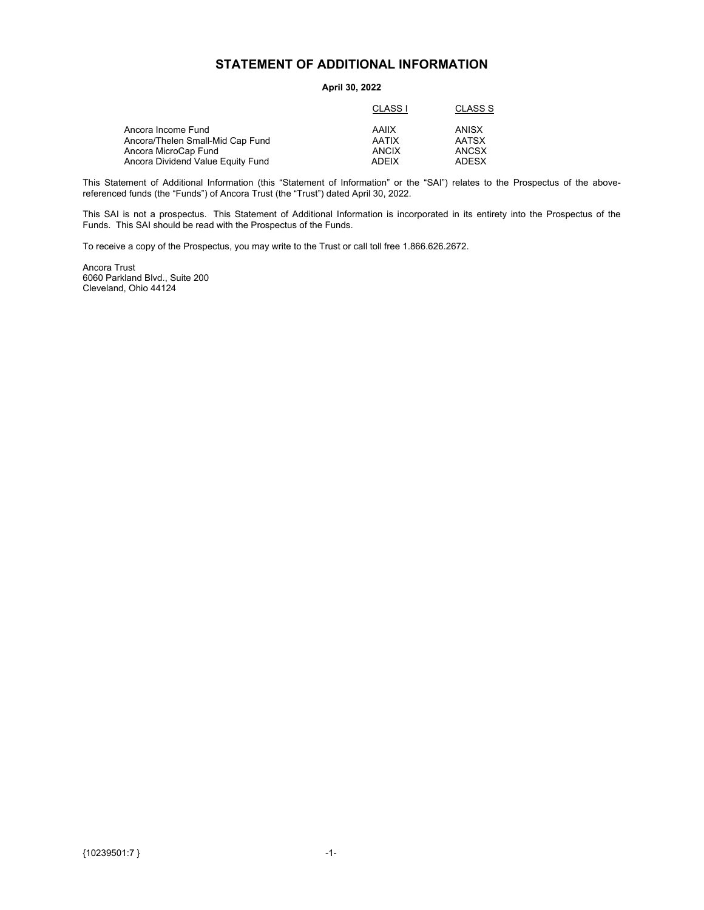# STATEMENT OF ADDITIONAL INFORMATION

**April 30, 2022**

| | CLASS I | CLASS S |
|---|---|---|
| Ancora Income Fund | AAIIX | ANISX |
| Ancora/Thelen Small-Mid Cap Fund | AATIX | AATSX |
| Ancora MicroCap Fund | ANCIX | ANCSX |
| Ancora Dividend Value Equity Fund | ADEIX | ADESX |

This Statement of Additional Information (this "Statement of Information" or the "SAI") relates to the Prospectus of the above-referenced funds (the "Funds") of Ancora Trust (the "Trust") dated April 30, 2022.

This SAI is not a prospectus. This Statement of Additional Information is incorporated in its entirety into the Prospectus of the Funds. This SAI should be read with the Prospectus of the Funds.

To receive a copy of the Prospectus, you may write to the Trust or call toll free 1.866.626.2672.

Ancora Trust
6060 Parkland Blvd., Suite 200
Cleveland, Ohio 44124

{10239501:7 }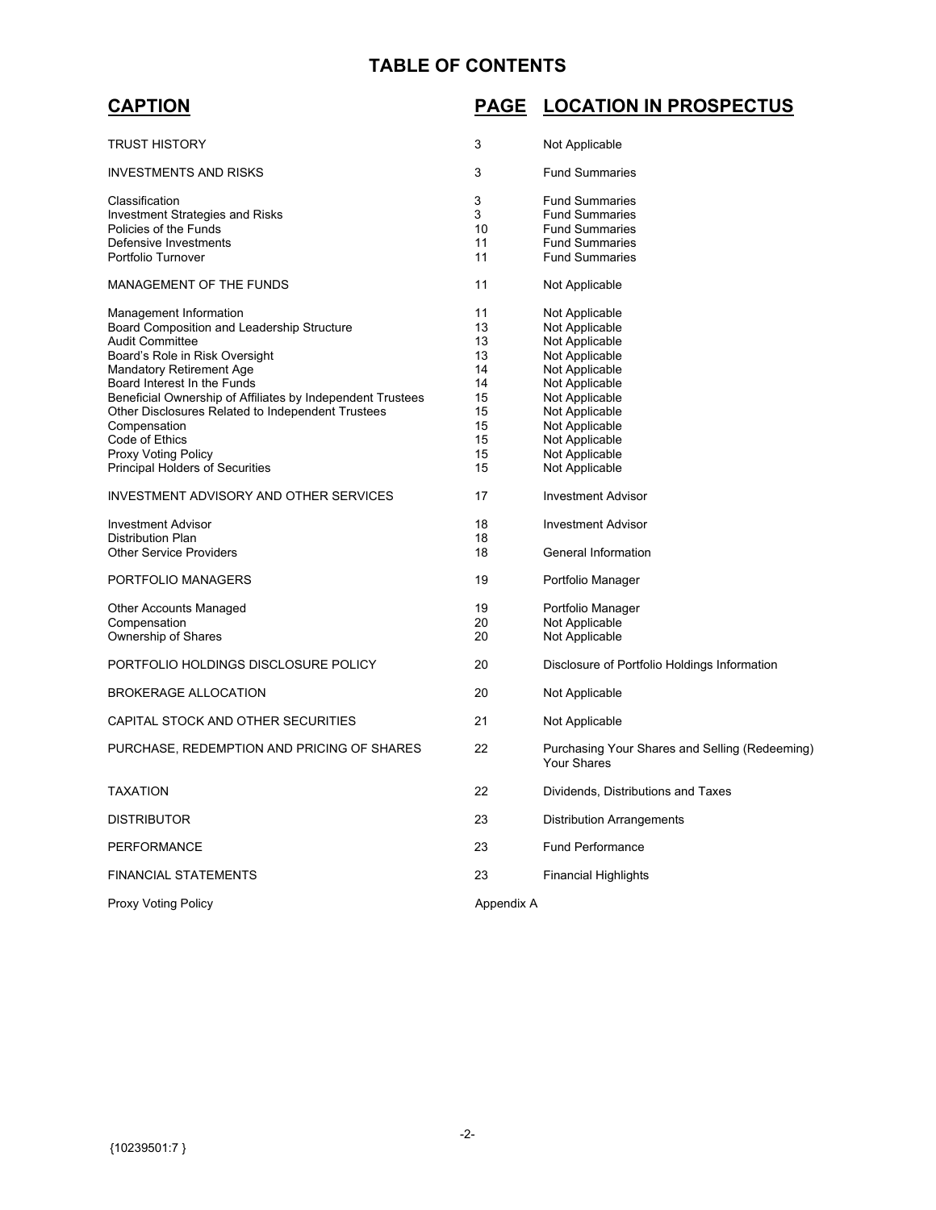# TABLE OF CONTENTS

| CAPTION | PAGE | LOCATION IN PROSPECTUS |
|---|---|---|
| TRUST HISTORY | 3 | Not Applicable |
| INVESTMENTS AND RISKS | 3 | Fund Summaries |
| Classification | 3 | Fund Summaries |
| Investment Strategies and Risks | 3 | Fund Summaries |
| Policies of the Funds | 10 | Fund Summaries |
| Defensive Investments | 11 | Fund Summaries |
| Portfolio Turnover | 11 | Fund Summaries |
| MANAGEMENT OF THE FUNDS | 11 | Not Applicable |
| Management Information | 11 | Not Applicable |
| Board Composition and Leadership Structure | 13 | Not Applicable |
| Audit Committee | 13 | Not Applicable |
| Board's Role in Risk Oversight | 13 | Not Applicable |
| Mandatory Retirement Age | 14 | Not Applicable |
| Board Interest In the Funds | 14 | Not Applicable |
| Beneficial Ownership of Affiliates by Independent Trustees | 15 | Not Applicable |
| Other Disclosures Related to Independent Trustees | 15 | Not Applicable |
| Compensation | 15 | Not Applicable |
| Code of Ethics | 15 | Not Applicable |
| Proxy Voting Policy | 15 | Not Applicable |
| Principal Holders of Securities | 15 | Not Applicable |
| INVESTMENT ADVISORY AND OTHER SERVICES | 17 | Investment Advisor |
| Investment Advisor | 18 | Investment Advisor |
| Distribution Plan | 18 | |
| Other Service Providers | 18 | General Information |
| PORTFOLIO MANAGERS | 19 | Portfolio Manager |
| Other Accounts Managed | 19 | Portfolio Manager |
| Compensation | 20 | Not Applicable |
| Ownership of Shares | 20 | Not Applicable |
| PORTFOLIO HOLDINGS DISCLOSURE POLICY | 20 | Disclosure of Portfolio Holdings Information |
| BROKERAGE ALLOCATION | 20 | Not Applicable |
| CAPITAL STOCK AND OTHER SECURITIES | 21 | Not Applicable |
| PURCHASE, REDEMPTION AND PRICING OF SHARES | 22 | Purchasing Your Shares and Selling (Redeeming) Your Shares |
| TAXATION | 22 | Dividends, Distributions and Taxes |
| DISTRIBUTOR | 23 | Distribution Arrangements |
| PERFORMANCE | 23 | Fund Performance |
| FINANCIAL STATEMENTS | 23 | Financial Highlights |
| Proxy Voting Policy | Appendix A | |

{10239501:7 }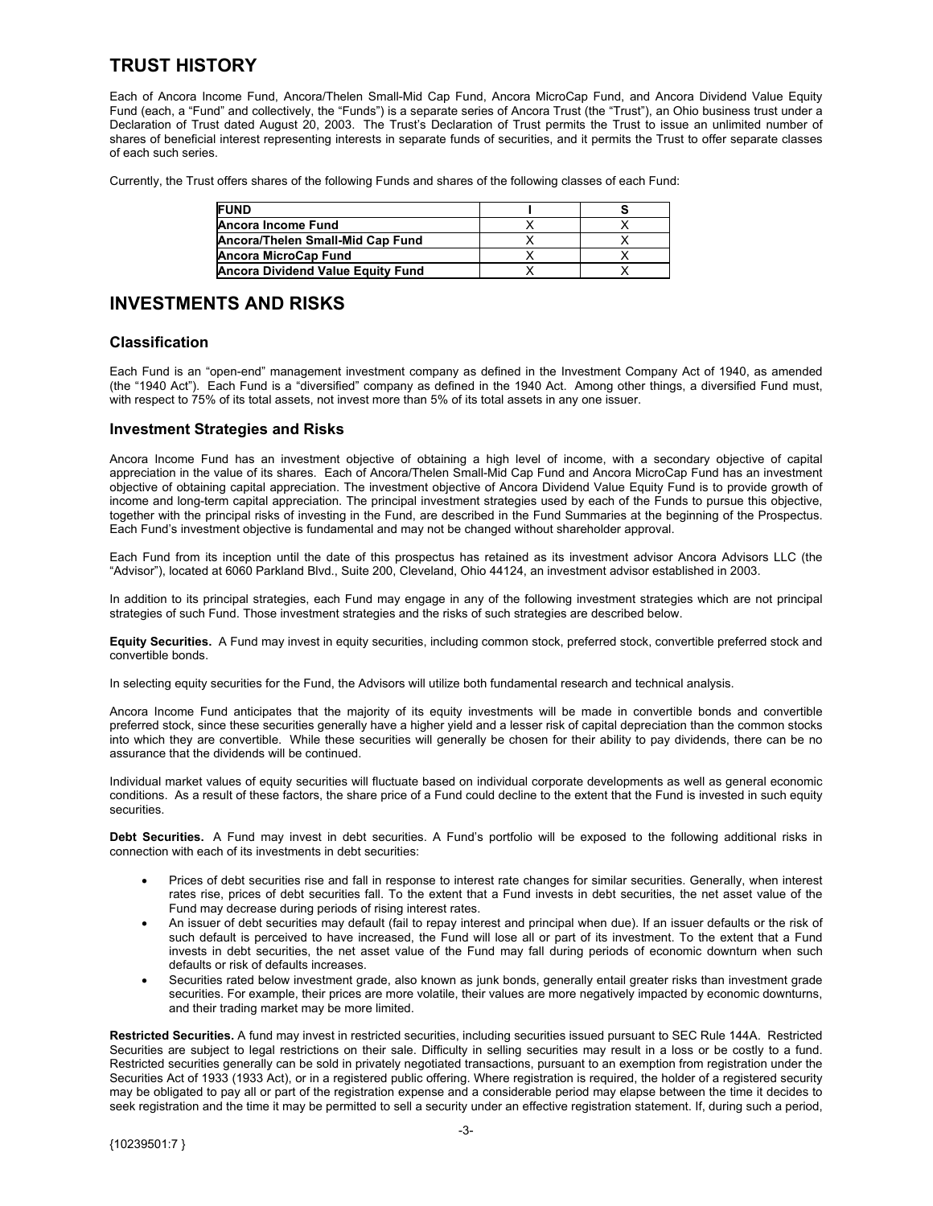# TRUST HISTORY

Each of Ancora Income Fund, Ancora/Thelen Small-Mid Cap Fund, Ancora MicroCap Fund, and Ancora Dividend Value Equity Fund (each, a "Fund" and collectively, the "Funds") is a separate series of Ancora Trust (the "Trust"), an Ohio business trust under a Declaration of Trust dated August 20, 2003. The Trust's Declaration of Trust permits the Trust to issue an unlimited number of shares of beneficial interest representing interests in separate funds of securities, and it permits the Trust to offer separate classes of each such series.

Currently, the Trust offers shares of the following Funds and shares of the following classes of each Fund:

| FUND | I | S |
|---|---|---|
| **Ancora Income Fund** | X | X |
| **Ancora/Thelen Small-Mid Cap Fund** | X | X |
| **Ancora MicroCap Fund** | X | X |
| **Ancora Dividend Value Equity Fund** | X | X |

# INVESTMENTS AND RISKS

## Classification

Each Fund is an "open-end" management investment company as defined in the Investment Company Act of 1940, as amended (the "1940 Act"). Each Fund is a "diversified" company as defined in the 1940 Act. Among other things, a diversified Fund must, with respect to 75% of its total assets, not invest more than 5% of its total assets in any one issuer.

## Investment Strategies and Risks

Ancora Income Fund has an investment objective of obtaining a high level of income, with a secondary objective of capital appreciation in the value of its shares. Each of Ancora/Thelen Small-Mid Cap Fund and Ancora MicroCap Fund has an investment objective of obtaining capital appreciation. The investment objective of Ancora Dividend Value Equity Fund is to provide growth of income and long-term capital appreciation. The principal investment strategies used by each of the Funds to pursue this objective, together with the principal risks of investing in the Fund, are described in the Fund Summaries at the beginning of the Prospectus. Each Fund's investment objective is fundamental and may not be changed without shareholder approval.

Each Fund from its inception until the date of this prospectus has retained as its investment advisor Ancora Advisors LLC (the "Advisor"), located at 6060 Parkland Blvd., Suite 200, Cleveland, Ohio 44124, an investment advisor established in 2003.

In addition to its principal strategies, each Fund may engage in any of the following investment strategies which are not principal strategies of such Fund. Those investment strategies and the risks of such strategies are described below.

**Equity Securities.** A Fund may invest in equity securities, including common stock, preferred stock, convertible preferred stock and convertible bonds.

In selecting equity securities for the Fund, the Advisors will utilize both fundamental research and technical analysis.

Ancora Income Fund anticipates that the majority of its equity investments will be made in convertible bonds and convertible preferred stock, since these securities generally have a higher yield and a lesser risk of capital depreciation than the common stocks into which they are convertible. While these securities will generally be chosen for their ability to pay dividends, there can be no assurance that the dividends will be continued.

Individual market values of equity securities will fluctuate based on individual corporate developments as well as general economic conditions. As a result of these factors, the share price of a Fund could decline to the extent that the Fund is invested in such equity securities.

**Debt Securities.** A Fund may invest in debt securities. A Fund's portfolio will be exposed to the following additional risks in connection with each of its investments in debt securities:

- Prices of debt securities rise and fall in response to interest rate changes for similar securities. Generally, when interest rates rise, prices of debt securities fall. To the extent that a Fund invests in debt securities, the net asset value of the Fund may decrease during periods of rising interest rates.
- An issuer of debt securities may default (fail to repay interest and principal when due). If an issuer defaults or the risk of such default is perceived to have increased, the Fund will lose all or part of its investment. To the extent that a Fund invests in debt securities, the net asset value of the Fund may fall during periods of economic downturn when such defaults or risk of defaults increases.
- Securities rated below investment grade, also known as junk bonds, generally entail greater risks than investment grade securities. For example, their prices are more volatile, their values are more negatively impacted by economic downturns, and their trading market may be more limited.

**Restricted Securities.** A fund may invest in restricted securities, including securities issued pursuant to SEC Rule 144A. Restricted Securities are subject to legal restrictions on their sale. Difficulty in selling securities may result in a loss or be costly to a fund. Restricted securities generally can be sold in privately negotiated transactions, pursuant to an exemption from registration under the Securities Act of 1933 (1933 Act), or in a registered public offering. Where registration is required, the holder of a registered security may be obligated to pay all or part of the registration expense and a considerable period may elapse between the time it decides to seek registration and the time it may be permitted to sell a security under an effective registration statement. If, during such a period,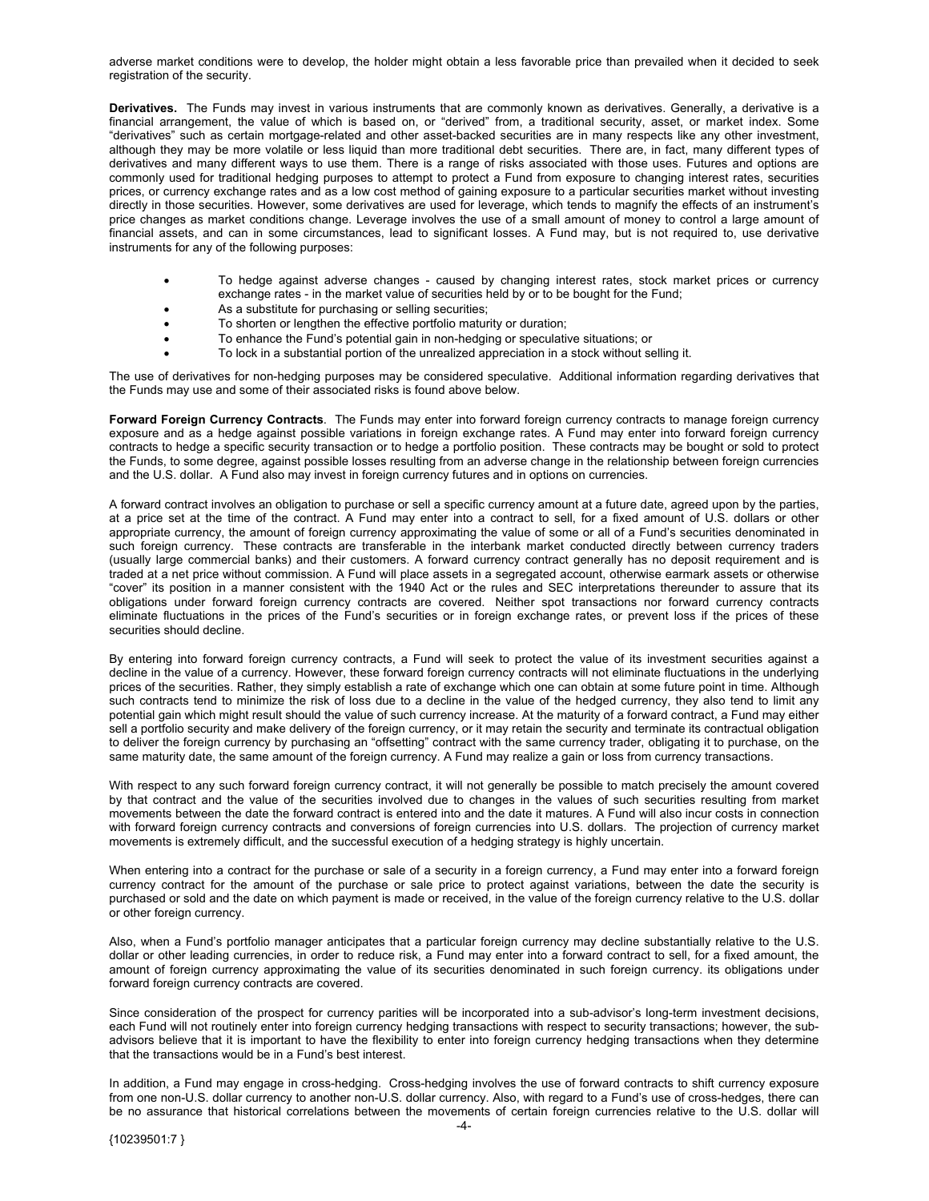adverse market conditions were to develop, the holder might obtain a less favorable price than prevailed when it decided to seek registration of the security.

**Derivatives.** The Funds may invest in various instruments that are commonly known as derivatives. Generally, a derivative is a financial arrangement, the value of which is based on, or "derived" from, a traditional security, asset, or market index. Some "derivatives" such as certain mortgage-related and other asset-backed securities are in many respects like any other investment, although they may be more volatile or less liquid than more traditional debt securities. There are, in fact, many different types of derivatives and many different ways to use them. There is a range of risks associated with those uses. Futures and options are commonly used for traditional hedging purposes to attempt to protect a Fund from exposure to changing interest rates, securities prices, or currency exchange rates and as a low cost method of gaining exposure to a particular securities market without investing directly in those securities. However, some derivatives are used for leverage, which tends to magnify the effects of an instrument's price changes as market conditions change. Leverage involves the use of a small amount of money to control a large amount of financial assets, and can in some circumstances, lead to significant losses. A Fund may, but is not required to, use derivative instruments for any of the following purposes:

- To hedge against adverse changes - caused by changing interest rates, stock market prices or currency exchange rates - in the market value of securities held by or to be bought for the Fund;
- As a substitute for purchasing or selling securities;
- To shorten or lengthen the effective portfolio maturity or duration;
- To enhance the Fund's potential gain in non-hedging or speculative situations; or
- To lock in a substantial portion of the unrealized appreciation in a stock without selling it.

The use of derivatives for non-hedging purposes may be considered speculative. Additional information regarding derivatives that the Funds may use and some of their associated risks is found above below.

**Forward Foreign Currency Contracts**. The Funds may enter into forward foreign currency contracts to manage foreign currency exposure and as a hedge against possible variations in foreign exchange rates. A Fund may enter into forward foreign currency contracts to hedge a specific security transaction or to hedge a portfolio position. These contracts may be bought or sold to protect the Funds, to some degree, against possible losses resulting from an adverse change in the relationship between foreign currencies and the U.S. dollar. A Fund also may invest in foreign currency futures and in options on currencies.

A forward contract involves an obligation to purchase or sell a specific currency amount at a future date, agreed upon by the parties, at a price set at the time of the contract. A Fund may enter into a contract to sell, for a fixed amount of U.S. dollars or other appropriate currency, the amount of foreign currency approximating the value of some or all of a Fund's securities denominated in such foreign currency. These contracts are transferable in the interbank market conducted directly between currency traders (usually large commercial banks) and their customers. A forward currency contract generally has no deposit requirement and is traded at a net price without commission. A Fund will place assets in a segregated account, otherwise earmark assets or otherwise "cover" its position in a manner consistent with the 1940 Act or the rules and SEC interpretations thereunder to assure that its obligations under forward foreign currency contracts are covered. Neither spot transactions nor forward currency contracts eliminate fluctuations in the prices of the Fund's securities or in foreign exchange rates, or prevent loss if the prices of these securities should decline.

By entering into forward foreign currency contracts, a Fund will seek to protect the value of its investment securities against a decline in the value of a currency. However, these forward foreign currency contracts will not eliminate fluctuations in the underlying prices of the securities. Rather, they simply establish a rate of exchange which one can obtain at some future point in time. Although such contracts tend to minimize the risk of loss due to a decline in the value of the hedged currency, they also tend to limit any potential gain which might result should the value of such currency increase. At the maturity of a forward contract, a Fund may either sell a portfolio security and make delivery of the foreign currency, or it may retain the security and terminate its contractual obligation to deliver the foreign currency by purchasing an "offsetting" contract with the same currency trader, obligating it to purchase, on the same maturity date, the same amount of the foreign currency. A Fund may realize a gain or loss from currency transactions.

With respect to any such forward foreign currency contract, it will not generally be possible to match precisely the amount covered by that contract and the value of the securities involved due to changes in the values of such securities resulting from market movements between the date the forward contract is entered into and the date it matures. A Fund will also incur costs in connection with forward foreign currency contracts and conversions of foreign currencies into U.S. dollars. The projection of currency market movements is extremely difficult, and the successful execution of a hedging strategy is highly uncertain.

When entering into a contract for the purchase or sale of a security in a foreign currency, a Fund may enter into a forward foreign currency contract for the amount of the purchase or sale price to protect against variations, between the date the security is purchased or sold and the date on which payment is made or received, in the value of the foreign currency relative to the U.S. dollar or other foreign currency.

Also, when a Fund's portfolio manager anticipates that a particular foreign currency may decline substantially relative to the U.S. dollar or other leading currencies, in order to reduce risk, a Fund may enter into a forward contract to sell, for a fixed amount, the amount of foreign currency approximating the value of its securities denominated in such foreign currency. its obligations under forward foreign currency contracts are covered.

Since consideration of the prospect for currency parities will be incorporated into a sub-advisor's long-term investment decisions, each Fund will not routinely enter into foreign currency hedging transactions with respect to security transactions; however, the sub-advisors believe that it is important to have the flexibility to enter into foreign currency hedging transactions when they determine that the transactions would be in a Fund's best interest.

In addition, a Fund may engage in cross-hedging. Cross-hedging involves the use of forward contracts to shift currency exposure from one non-U.S. dollar currency to another non-U.S. dollar currency. Also, with regard to a Fund's use of cross-hedges, there can be no assurance that historical correlations between the movements of certain foreign currencies relative to the U.S. dollar will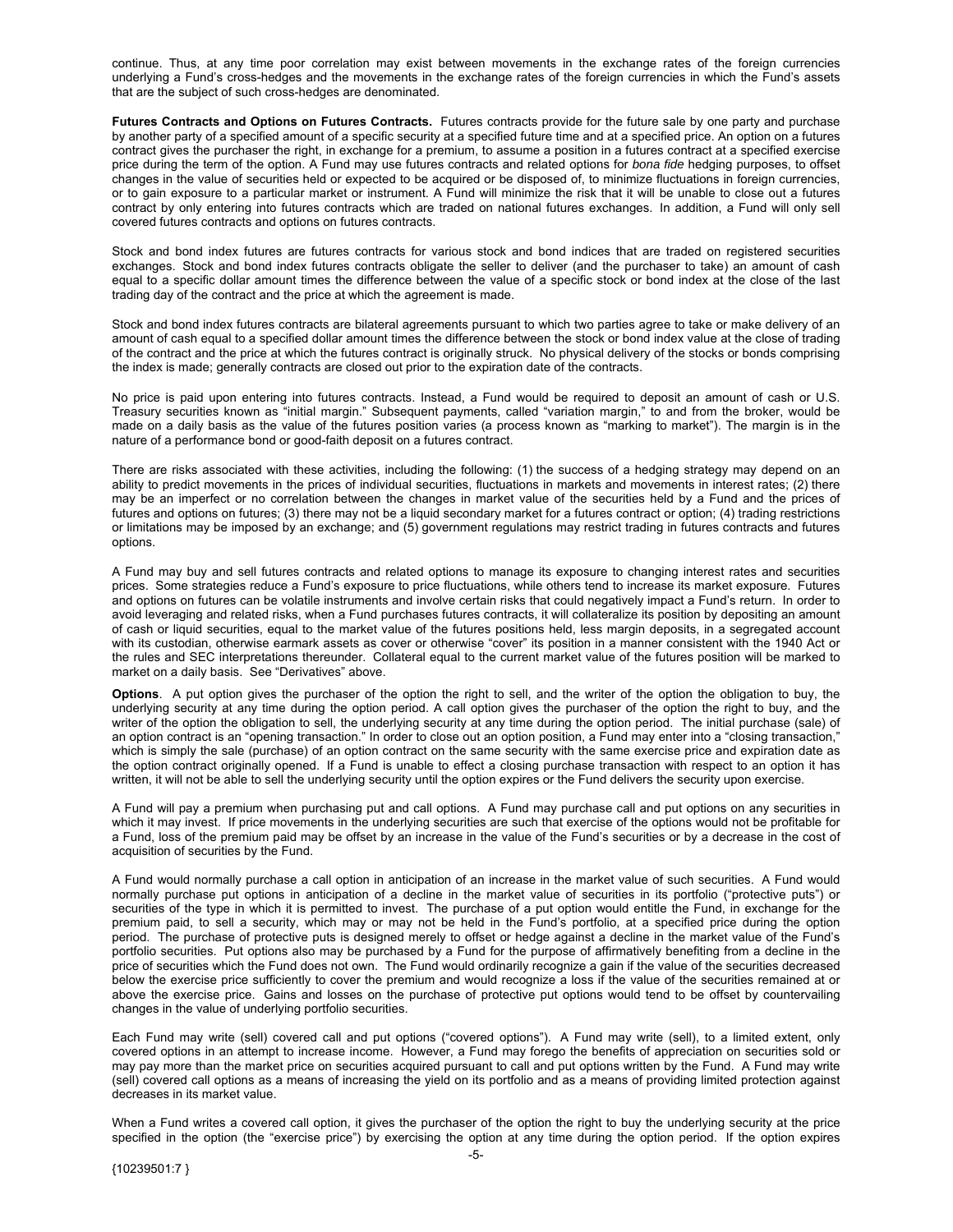continue. Thus, at any time poor correlation may exist between movements in the exchange rates of the foreign currencies underlying a Fund's cross-hedges and the movements in the exchange rates of the foreign currencies in which the Fund's assets that are the subject of such cross-hedges are denominated.

**Futures Contracts and Options on Futures Contracts.** Futures contracts provide for the future sale by one party and purchase by another party of a specified amount of a specific security at a specified future time and at a specified price. An option on a futures contract gives the purchaser the right, in exchange for a premium, to assume a position in a futures contract at a specified exercise price during the term of the option. A Fund may use futures contracts and related options for *bona fide* hedging purposes, to offset changes in the value of securities held or expected to be acquired or be disposed of, to minimize fluctuations in foreign currencies, or to gain exposure to a particular market or instrument. A Fund will minimize the risk that it will be unable to close out a futures contract by only entering into futures contracts which are traded on national futures exchanges. In addition, a Fund will only sell covered futures contracts and options on futures contracts.

Stock and bond index futures are futures contracts for various stock and bond indices that are traded on registered securities exchanges. Stock and bond index futures contracts obligate the seller to deliver (and the purchaser to take) an amount of cash equal to a specific dollar amount times the difference between the value of a specific stock or bond index at the close of the last trading day of the contract and the price at which the agreement is made.

Stock and bond index futures contracts are bilateral agreements pursuant to which two parties agree to take or make delivery of an amount of cash equal to a specified dollar amount times the difference between the stock or bond index value at the close of trading of the contract and the price at which the futures contract is originally struck. No physical delivery of the stocks or bonds comprising the index is made; generally contracts are closed out prior to the expiration date of the contracts.

No price is paid upon entering into futures contracts. Instead, a Fund would be required to deposit an amount of cash or U.S. Treasury securities known as "initial margin." Subsequent payments, called "variation margin," to and from the broker, would be made on a daily basis as the value of the futures position varies (a process known as "marking to market"). The margin is in the nature of a performance bond or good-faith deposit on a futures contract.

There are risks associated with these activities, including the following: (1) the success of a hedging strategy may depend on an ability to predict movements in the prices of individual securities, fluctuations in markets and movements in interest rates; (2) there may be an imperfect or no correlation between the changes in market value of the securities held by a Fund and the prices of futures and options on futures; (3) there may not be a liquid secondary market for a futures contract or option; (4) trading restrictions or limitations may be imposed by an exchange; and (5) government regulations may restrict trading in futures contracts and futures options.

A Fund may buy and sell futures contracts and related options to manage its exposure to changing interest rates and securities prices. Some strategies reduce a Fund's exposure to price fluctuations, while others tend to increase its market exposure. Futures and options on futures can be volatile instruments and involve certain risks that could negatively impact a Fund's return. In order to avoid leveraging and related risks, when a Fund purchases futures contracts, it will collateralize its position by depositing an amount of cash or liquid securities, equal to the market value of the futures positions held, less margin deposits, in a segregated account with its custodian, otherwise earmark assets as cover or otherwise "cover" its position in a manner consistent with the 1940 Act or the rules and SEC interpretations thereunder. Collateral equal to the current market value of the futures position will be marked to market on a daily basis. See "Derivatives" above.

**Options**. A put option gives the purchaser of the option the right to sell, and the writer of the option the obligation to buy, the underlying security at any time during the option period. A call option gives the purchaser of the option the right to buy, and the writer of the option the obligation to sell, the underlying security at any time during the option period. The initial purchase (sale) of an option contract is an "opening transaction." In order to close out an option position, a Fund may enter into a "closing transaction," which is simply the sale (purchase) of an option contract on the same security with the same exercise price and expiration date as the option contract originally opened. If a Fund is unable to effect a closing purchase transaction with respect to an option it has written, it will not be able to sell the underlying security until the option expires or the Fund delivers the security upon exercise.

A Fund will pay a premium when purchasing put and call options. A Fund may purchase call and put options on any securities in which it may invest. If price movements in the underlying securities are such that exercise of the options would not be profitable for a Fund, loss of the premium paid may be offset by an increase in the value of the Fund's securities or by a decrease in the cost of acquisition of securities by the Fund.

A Fund would normally purchase a call option in anticipation of an increase in the market value of such securities. A Fund would normally purchase put options in anticipation of a decline in the market value of securities in its portfolio ("protective puts") or securities of the type in which it is permitted to invest. The purchase of a put option would entitle the Fund, in exchange for the premium paid, to sell a security, which may or may not be held in the Fund's portfolio, at a specified price during the option period. The purchase of protective puts is designed merely to offset or hedge against a decline in the market value of the Fund's portfolio securities. Put options also may be purchased by a Fund for the purpose of affirmatively benefiting from a decline in the price of securities which the Fund does not own. The Fund would ordinarily recognize a gain if the value of the securities decreased below the exercise price sufficiently to cover the premium and would recognize a loss if the value of the securities remained at or above the exercise price. Gains and losses on the purchase of protective put options would tend to be offset by countervailing changes in the value of underlying portfolio securities.

Each Fund may write (sell) covered call and put options ("covered options"). A Fund may write (sell), to a limited extent, only covered options in an attempt to increase income. However, a Fund may forego the benefits of appreciation on securities sold or may pay more than the market price on securities acquired pursuant to call and put options written by the Fund. A Fund may write (sell) covered call options as a means of increasing the yield on its portfolio and as a means of providing limited protection against decreases in its market value.

When a Fund writes a covered call option, it gives the purchaser of the option the right to buy the underlying security at the price specified in the option (the "exercise price") by exercising the option at any time during the option period. If the option expires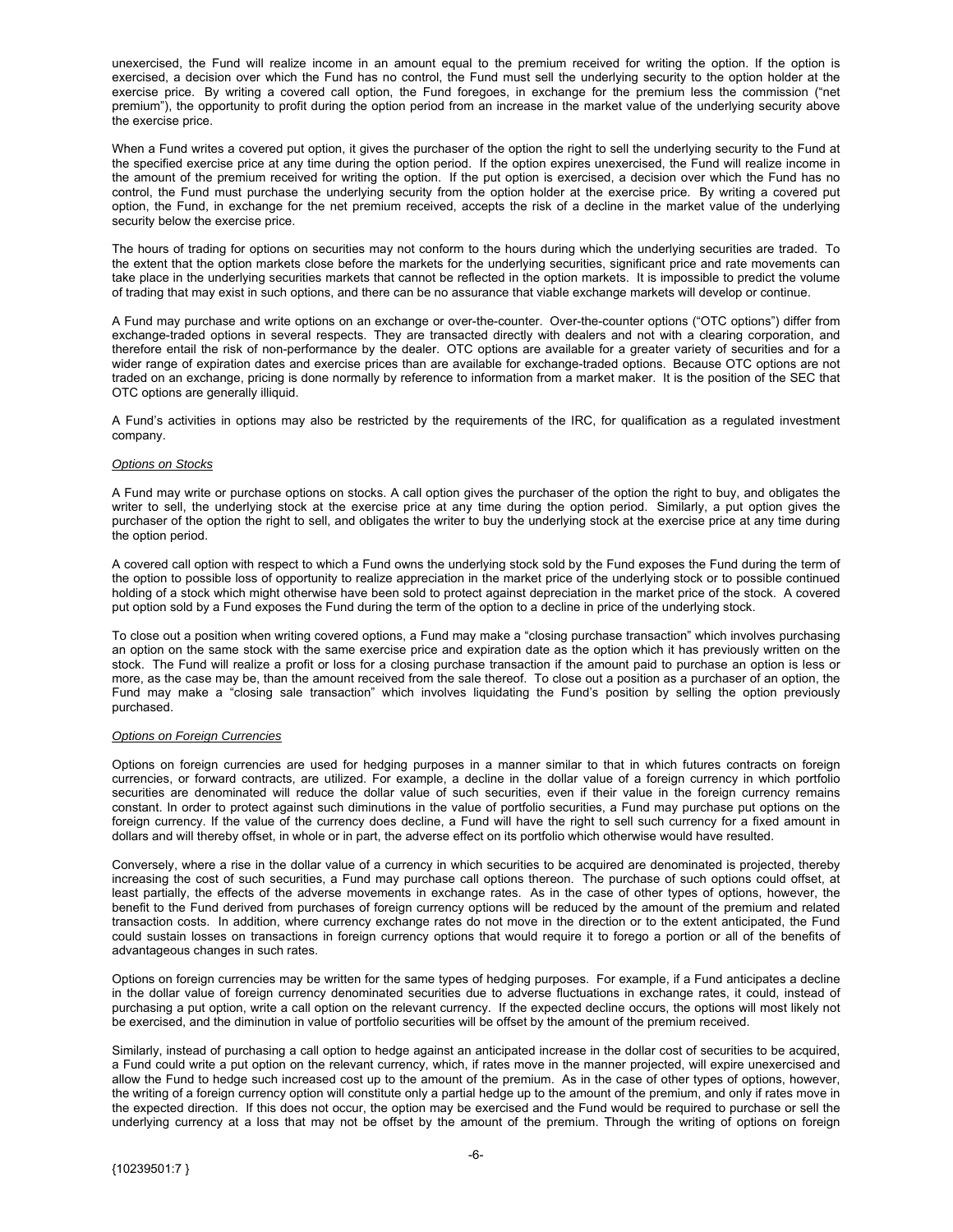unexercised, the Fund will realize income in an amount equal to the premium received for writing the option. If the option is exercised, a decision over which the Fund has no control, the Fund must sell the underlying security to the option holder at the exercise price. By writing a covered call option, the Fund foregoes, in exchange for the premium less the commission ("net premium"), the opportunity to profit during the option period from an increase in the market value of the underlying security above the exercise price.

When a Fund writes a covered put option, it gives the purchaser of the option the right to sell the underlying security to the Fund at the specified exercise price at any time during the option period. If the option expires unexercised, the Fund will realize income in the amount of the premium received for writing the option. If the put option is exercised, a decision over which the Fund has no control, the Fund must purchase the underlying security from the option holder at the exercise price. By writing a covered put option, the Fund, in exchange for the net premium received, accepts the risk of a decline in the market value of the underlying security below the exercise price.

The hours of trading for options on securities may not conform to the hours during which the underlying securities are traded. To the extent that the option markets close before the markets for the underlying securities, significant price and rate movements can take place in the underlying securities markets that cannot be reflected in the option markets. It is impossible to predict the volume of trading that may exist in such options, and there can be no assurance that viable exchange markets will develop or continue.

A Fund may purchase and write options on an exchange or over-the-counter. Over-the-counter options ("OTC options") differ from exchange-traded options in several respects. They are transacted directly with dealers and not with a clearing corporation, and therefore entail the risk of non-performance by the dealer. OTC options are available for a greater variety of securities and for a wider range of expiration dates and exercise prices than are available for exchange-traded options. Because OTC options are not traded on an exchange, pricing is done normally by reference to information from a market maker. It is the position of the SEC that OTC options are generally illiquid.

A Fund's activities in options may also be restricted by the requirements of the IRC, for qualification as a regulated investment company.

*Options on Stocks*

A Fund may write or purchase options on stocks. A call option gives the purchaser of the option the right to buy, and obligates the writer to sell, the underlying stock at the exercise price at any time during the option period. Similarly, a put option gives the purchaser of the option the right to sell, and obligates the writer to buy the underlying stock at the exercise price at any time during the option period.

A covered call option with respect to which a Fund owns the underlying stock sold by the Fund exposes the Fund during the term of the option to possible loss of opportunity to realize appreciation in the market price of the underlying stock or to possible continued holding of a stock which might otherwise have been sold to protect against depreciation in the market price of the stock. A covered put option sold by a Fund exposes the Fund during the term of the option to a decline in price of the underlying stock.

To close out a position when writing covered options, a Fund may make a "closing purchase transaction" which involves purchasing an option on the same stock with the same exercise price and expiration date as the option which it has previously written on the stock. The Fund will realize a profit or loss for a closing purchase transaction if the amount paid to purchase an option is less or more, as the case may be, than the amount received from the sale thereof. To close out a position as a purchaser of an option, the Fund may make a "closing sale transaction" which involves liquidating the Fund's position by selling the option previously purchased.

*Options on Foreign Currencies*

Options on foreign currencies are used for hedging purposes in a manner similar to that in which futures contracts on foreign currencies, or forward contracts, are utilized. For example, a decline in the dollar value of a foreign currency in which portfolio securities are denominated will reduce the dollar value of such securities, even if their value in the foreign currency remains constant. In order to protect against such diminutions in the value of portfolio securities, a Fund may purchase put options on the foreign currency. If the value of the currency does decline, a Fund will have the right to sell such currency for a fixed amount in dollars and will thereby offset, in whole or in part, the adverse effect on its portfolio which otherwise would have resulted.

Conversely, where a rise in the dollar value of a currency in which securities to be acquired are denominated is projected, thereby increasing the cost of such securities, a Fund may purchase call options thereon. The purchase of such options could offset, at least partially, the effects of the adverse movements in exchange rates. As in the case of other types of options, however, the benefit to the Fund derived from purchases of foreign currency options will be reduced by the amount of the premium and related transaction costs. In addition, where currency exchange rates do not move in the direction or to the extent anticipated, the Fund could sustain losses on transactions in foreign currency options that would require it to forego a portion or all of the benefits of advantageous changes in such rates.

Options on foreign currencies may be written for the same types of hedging purposes. For example, if a Fund anticipates a decline in the dollar value of foreign currency denominated securities due to adverse fluctuations in exchange rates, it could, instead of purchasing a put option, write a call option on the relevant currency. If the expected decline occurs, the options will most likely not be exercised, and the diminution in value of portfolio securities will be offset by the amount of the premium received.

Similarly, instead of purchasing a call option to hedge against an anticipated increase in the dollar cost of securities to be acquired, a Fund could write a put option on the relevant currency, which, if rates move in the manner projected, will expire unexercised and allow the Fund to hedge such increased cost up to the amount of the premium. As in the case of other types of options, however, the writing of a foreign currency option will constitute only a partial hedge up to the amount of the premium, and only if rates move in the expected direction. If this does not occur, the option may be exercised and the Fund would be required to purchase or sell the underlying currency at a loss that may not be offset by the amount of the premium. Through the writing of options on foreign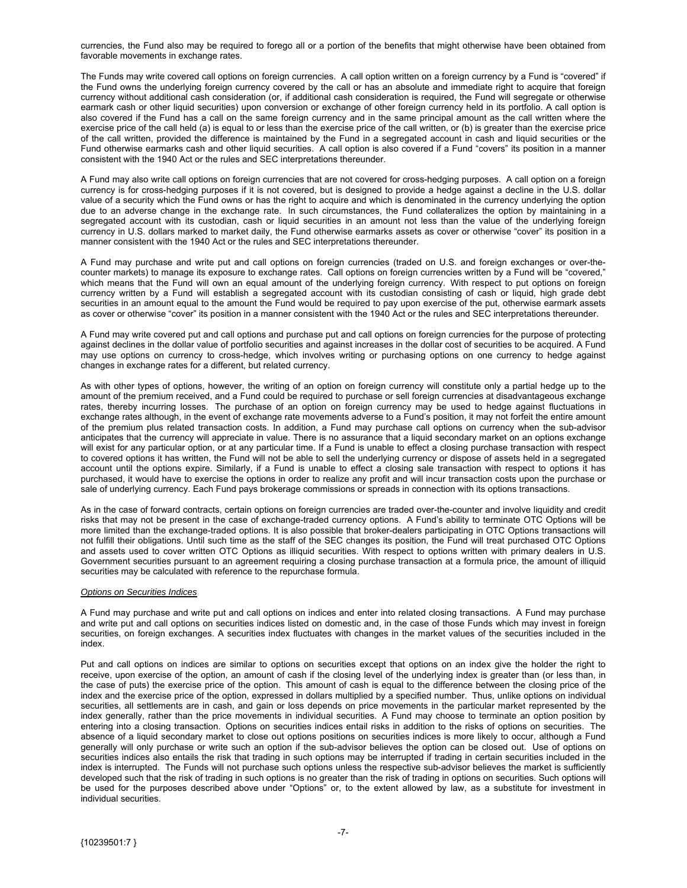currencies, the Fund also may be required to forego all or a portion of the benefits that might otherwise have been obtained from favorable movements in exchange rates.

The Funds may write covered call options on foreign currencies. A call option written on a foreign currency by a Fund is "covered" if the Fund owns the underlying foreign currency covered by the call or has an absolute and immediate right to acquire that foreign currency without additional cash consideration (or, if additional cash consideration is required, the Fund will segregate or otherwise earmark cash or other liquid securities) upon conversion or exchange of other foreign currency held in its portfolio. A call option is also covered if the Fund has a call on the same foreign currency and in the same principal amount as the call written where the exercise price of the call held (a) is equal to or less than the exercise price of the call written, or (b) is greater than the exercise price of the call written, provided the difference is maintained by the Fund in a segregated account in cash and liquid securities or the Fund otherwise earmarks cash and other liquid securities. A call option is also covered if a Fund "covers" its position in a manner consistent with the 1940 Act or the rules and SEC interpretations thereunder.

A Fund may also write call options on foreign currencies that are not covered for cross-hedging purposes. A call option on a foreign currency is for cross-hedging purposes if it is not covered, but is designed to provide a hedge against a decline in the U.S. dollar value of a security which the Fund owns or has the right to acquire and which is denominated in the currency underlying the option due to an adverse change in the exchange rate. In such circumstances, the Fund collateralizes the option by maintaining in a segregated account with its custodian, cash or liquid securities in an amount not less than the value of the underlying foreign currency in U.S. dollars marked to market daily, the Fund otherwise earmarks assets as cover or otherwise "cover" its position in a manner consistent with the 1940 Act or the rules and SEC interpretations thereunder.

A Fund may purchase and write put and call options on foreign currencies (traded on U.S. and foreign exchanges or over-the-counter markets) to manage its exposure to exchange rates. Call options on foreign currencies written by a Fund will be "covered," which means that the Fund will own an equal amount of the underlying foreign currency. With respect to put options on foreign currency written by a Fund will establish a segregated account with its custodian consisting of cash or liquid, high grade debt securities in an amount equal to the amount the Fund would be required to pay upon exercise of the put, otherwise earmark assets as cover or otherwise "cover" its position in a manner consistent with the 1940 Act or the rules and SEC interpretations thereunder.

A Fund may write covered put and call options and purchase put and call options on foreign currencies for the purpose of protecting against declines in the dollar value of portfolio securities and against increases in the dollar cost of securities to be acquired. A Fund may use options on currency to cross-hedge, which involves writing or purchasing options on one currency to hedge against changes in exchange rates for a different, but related currency.

As with other types of options, however, the writing of an option on foreign currency will constitute only a partial hedge up to the amount of the premium received, and a Fund could be required to purchase or sell foreign currencies at disadvantageous exchange rates, thereby incurring losses. The purchase of an option on foreign currency may be used to hedge against fluctuations in exchange rates although, in the event of exchange rate movements adverse to a Fund's position, it may not forfeit the entire amount of the premium plus related transaction costs. In addition, a Fund may purchase call options on currency when the sub-advisor anticipates that the currency will appreciate in value. There is no assurance that a liquid secondary market on an options exchange will exist for any particular option, or at any particular time. If a Fund is unable to effect a closing purchase transaction with respect to covered options it has written, the Fund will not be able to sell the underlying currency or dispose of assets held in a segregated account until the options expire. Similarly, if a Fund is unable to effect a closing sale transaction with respect to options it has purchased, it would have to exercise the options in order to realize any profit and will incur transaction costs upon the purchase or sale of underlying currency. Each Fund pays brokerage commissions or spreads in connection with its options transactions.

As in the case of forward contracts, certain options on foreign currencies are traded over-the-counter and involve liquidity and credit risks that may not be present in the case of exchange-traded currency options. A Fund's ability to terminate OTC Options will be more limited than the exchange-traded options. It is also possible that broker-dealers participating in OTC Options transactions will not fulfill their obligations. Until such time as the staff of the SEC changes its position, the Fund will treat purchased OTC Options and assets used to cover written OTC Options as illiquid securities. With respect to options written with primary dealers in U.S. Government securities pursuant to an agreement requiring a closing purchase transaction at a formula price, the amount of illiquid securities may be calculated with reference to the repurchase formula.

*Options on Securities Indices*

A Fund may purchase and write put and call options on indices and enter into related closing transactions. A Fund may purchase and write put and call options on securities indices listed on domestic and, in the case of those Funds which may invest in foreign securities, on foreign exchanges. A securities index fluctuates with changes in the market values of the securities included in the index.

Put and call options on indices are similar to options on securities except that options on an index give the holder the right to receive, upon exercise of the option, an amount of cash if the closing level of the underlying index is greater than (or less than, in the case of puts) the exercise price of the option. This amount of cash is equal to the difference between the closing price of the index and the exercise price of the option, expressed in dollars multiplied by a specified number. Thus, unlike options on individual securities, all settlements are in cash, and gain or loss depends on price movements in the particular market represented by the index generally, rather than the price movements in individual securities. A Fund may choose to terminate an option position by entering into a closing transaction. Options on securities indices entail risks in addition to the risks of options on securities. The absence of a liquid secondary market to close out options positions on securities indices is more likely to occur, although a Fund generally will only purchase or write such an option if the sub-advisor believes the option can be closed out. Use of options on securities indices also entails the risk that trading in such options may be interrupted if trading in certain securities included in the index is interrupted. The Funds will not purchase such options unless the respective sub-advisor believes the market is sufficiently developed such that the risk of trading in such options is no greater than the risk of trading in options on securities. Such options will be used for the purposes described above under "Options" or, to the extent allowed by law, as a substitute for investment in individual securities.

{10239501:7 }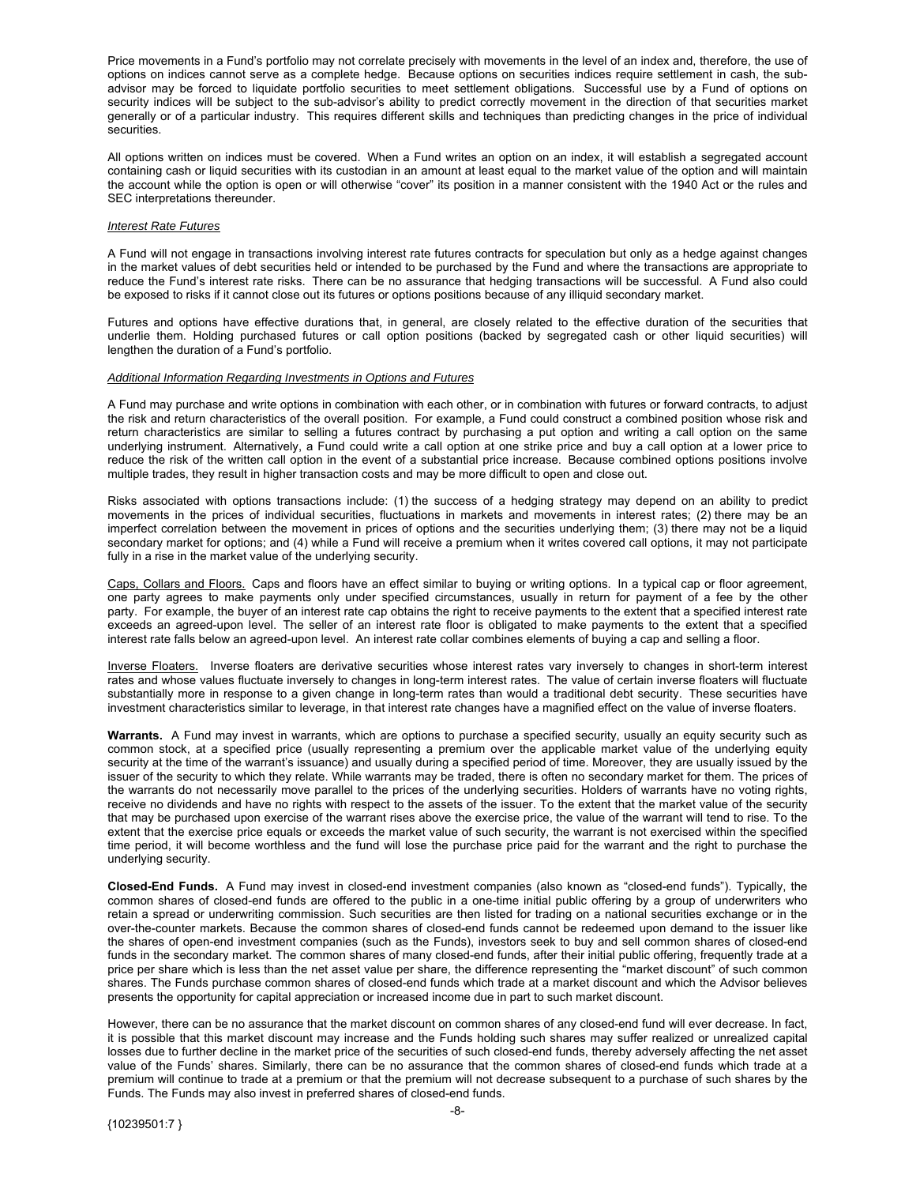Price movements in a Fund's portfolio may not correlate precisely with movements in the level of an index and, therefore, the use of options on indices cannot serve as a complete hedge. Because options on securities indices require settlement in cash, the sub-advisor may be forced to liquidate portfolio securities to meet settlement obligations. Successful use by a Fund of options on security indices will be subject to the sub-advisor's ability to predict correctly movement in the direction of that securities market generally or of a particular industry. This requires different skills and techniques than predicting changes in the price of individual securities.

All options written on indices must be covered. When a Fund writes an option on an index, it will establish a segregated account containing cash or liquid securities with its custodian in an amount at least equal to the market value of the option and will maintain the account while the option is open or will otherwise "cover" its position in a manner consistent with the 1940 Act or the rules and SEC interpretations thereunder.

*Interest Rate Futures*

A Fund will not engage in transactions involving interest rate futures contracts for speculation but only as a hedge against changes in the market values of debt securities held or intended to be purchased by the Fund and where the transactions are appropriate to reduce the Fund's interest rate risks. There can be no assurance that hedging transactions will be successful. A Fund also could be exposed to risks if it cannot close out its futures or options positions because of any illiquid secondary market.

Futures and options have effective durations that, in general, are closely related to the effective duration of the securities that underlie them. Holding purchased futures or call option positions (backed by segregated cash or other liquid securities) will lengthen the duration of a Fund's portfolio.

*Additional Information Regarding Investments in Options and Futures*

A Fund may purchase and write options in combination with each other, or in combination with futures or forward contracts, to adjust the risk and return characteristics of the overall position. For example, a Fund could construct a combined position whose risk and return characteristics are similar to selling a futures contract by purchasing a put option and writing a call option on the same underlying instrument. Alternatively, a Fund could write a call option at one strike price and buy a call option at a lower price to reduce the risk of the written call option in the event of a substantial price increase. Because combined options positions involve multiple trades, they result in higher transaction costs and may be more difficult to open and close out.

Risks associated with options transactions include: (1) the success of a hedging strategy may depend on an ability to predict movements in the prices of individual securities, fluctuations in markets and movements in interest rates; (2) there may be an imperfect correlation between the movement in prices of options and the securities underlying them; (3) there may not be a liquid secondary market for options; and (4) while a Fund will receive a premium when it writes covered call options, it may not participate fully in a rise in the market value of the underlying security.

Caps, Collars and Floors. Caps and floors have an effect similar to buying or writing options. In a typical cap or floor agreement, one party agrees to make payments only under specified circumstances, usually in return for payment of a fee by the other party. For example, the buyer of an interest rate cap obtains the right to receive payments to the extent that a specified interest rate exceeds an agreed-upon level. The seller of an interest rate floor is obligated to make payments to the extent that a specified interest rate falls below an agreed-upon level. An interest rate collar combines elements of buying a cap and selling a floor.

Inverse Floaters. Inverse floaters are derivative securities whose interest rates vary inversely to changes in short-term interest rates and whose values fluctuate inversely to changes in long-term interest rates. The value of certain inverse floaters will fluctuate substantially more in response to a given change in long-term rates than would a traditional debt security. These securities have investment characteristics similar to leverage, in that interest rate changes have a magnified effect on the value of inverse floaters.

**Warrants.** A Fund may invest in warrants, which are options to purchase a specified security, usually an equity security such as common stock, at a specified price (usually representing a premium over the applicable market value of the underlying equity security at the time of the warrant's issuance) and usually during a specified period of time. Moreover, they are usually issued by the issuer of the security to which they relate. While warrants may be traded, there is often no secondary market for them. The prices of the warrants do not necessarily move parallel to the prices of the underlying securities. Holders of warrants have no voting rights, receive no dividends and have no rights with respect to the assets of the issuer. To the extent that the market value of the security that may be purchased upon exercise of the warrant rises above the exercise price, the value of the warrant will tend to rise. To the extent that the exercise price equals or exceeds the market value of such security, the warrant is not exercised within the specified time period, it will become worthless and the fund will lose the purchase price paid for the warrant and the right to purchase the underlying security.

**Closed-End Funds.** A Fund may invest in closed-end investment companies (also known as "closed-end funds"). Typically, the common shares of closed-end funds are offered to the public in a one-time initial public offering by a group of underwriters who retain a spread or underwriting commission. Such securities are then listed for trading on a national securities exchange or in the over-the-counter markets. Because the common shares of closed-end funds cannot be redeemed upon demand to the issuer like the shares of open-end investment companies (such as the Funds), investors seek to buy and sell common shares of closed-end funds in the secondary market. The common shares of many closed-end funds, after their initial public offering, frequently trade at a price per share which is less than the net asset value per share, the difference representing the "market discount" of such common shares. The Funds purchase common shares of closed-end funds which trade at a market discount and which the Advisor believes presents the opportunity for capital appreciation or increased income due in part to such market discount.

However, there can be no assurance that the market discount on common shares of any closed-end fund will ever decrease. In fact, it is possible that this market discount may increase and the Funds holding such shares may suffer realized or unrealized capital losses due to further decline in the market price of the securities of such closed-end funds, thereby adversely affecting the net asset value of the Funds' shares. Similarly, there can be no assurance that the common shares of closed-end funds which trade at a premium will continue to trade at a premium or that the premium will not decrease subsequent to a purchase of such shares by the Funds. The Funds may also invest in preferred shares of closed-end funds.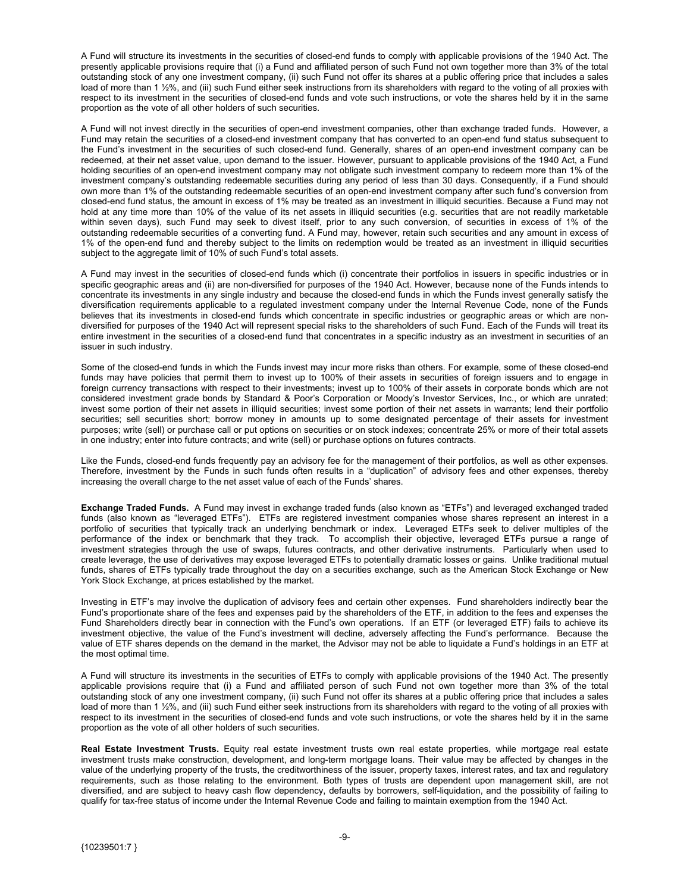A Fund will structure its investments in the securities of closed-end funds to comply with applicable provisions of the 1940 Act. The presently applicable provisions require that (i) a Fund and affiliated person of such Fund not own together more than 3% of the total outstanding stock of any one investment company, (ii) such Fund not offer its shares at a public offering price that includes a sales load of more than 1 ½%, and (iii) such Fund either seek instructions from its shareholders with regard to the voting of all proxies with respect to its investment in the securities of closed-end funds and vote such instructions, or vote the shares held by it in the same proportion as the vote of all other holders of such securities.

A Fund will not invest directly in the securities of open-end investment companies, other than exchange traded funds. However, a Fund may retain the securities of a closed-end investment company that has converted to an open-end fund status subsequent to the Fund's investment in the securities of such closed-end fund. Generally, shares of an open-end investment company can be redeemed, at their net asset value, upon demand to the issuer. However, pursuant to applicable provisions of the 1940 Act, a Fund holding securities of an open-end investment company may not obligate such investment company to redeem more than 1% of the investment company's outstanding redeemable securities during any period of less than 30 days. Consequently, if a Fund should own more than 1% of the outstanding redeemable securities of an open-end investment company after such fund's conversion from closed-end fund status, the amount in excess of 1% may be treated as an investment in illiquid securities. Because a Fund may not hold at any time more than 10% of the value of its net assets in illiquid securities (e.g. securities that are not readily marketable within seven days), such Fund may seek to divest itself, prior to any such conversion, of securities in excess of 1% of the outstanding redeemable securities of a converting fund. A Fund may, however, retain such securities and any amount in excess of 1% of the open-end fund and thereby subject to the limits on redemption would be treated as an investment in illiquid securities subject to the aggregate limit of 10% of such Fund's total assets.

A Fund may invest in the securities of closed-end funds which (i) concentrate their portfolios in issuers in specific industries or in specific geographic areas and (ii) are non-diversified for purposes of the 1940 Act. However, because none of the Funds intends to concentrate its investments in any single industry and because the closed-end funds in which the Funds invest generally satisfy the diversification requirements applicable to a regulated investment company under the Internal Revenue Code, none of the Funds believes that its investments in closed-end funds which concentrate in specific industries or geographic areas or which are non-diversified for purposes of the 1940 Act will represent special risks to the shareholders of such Fund. Each of the Funds will treat its entire investment in the securities of a closed-end fund that concentrates in a specific industry as an investment in securities of an issuer in such industry.

Some of the closed-end funds in which the Funds invest may incur more risks than others. For example, some of these closed-end funds may have policies that permit them to invest up to 100% of their assets in securities of foreign issuers and to engage in foreign currency transactions with respect to their investments; invest up to 100% of their assets in corporate bonds which are not considered investment grade bonds by Standard & Poor's Corporation or Moody's Investor Services, Inc., or which are unrated; invest some portion of their net assets in illiquid securities; invest some portion of their net assets in warrants; lend their portfolio securities; sell securities short; borrow money in amounts up to some designated percentage of their assets for investment purposes; write (sell) or purchase call or put options on securities or on stock indexes; concentrate 25% or more of their total assets in one industry; enter into future contracts; and write (sell) or purchase options on futures contracts.

Like the Funds, closed-end funds frequently pay an advisory fee for the management of their portfolios, as well as other expenses. Therefore, investment by the Funds in such funds often results in a "duplication" of advisory fees and other expenses, thereby increasing the overall charge to the net asset value of each of the Funds' shares.

**Exchange Traded Funds.** A Fund may invest in exchange traded funds (also known as "ETFs") and leveraged exchanged traded funds (also known as "leveraged ETFs"). ETFs are registered investment companies whose shares represent an interest in a portfolio of securities that typically track an underlying benchmark or index. Leveraged ETFs seek to deliver multiples of the performance of the index or benchmark that they track. To accomplish their objective, leveraged ETFs pursue a range of investment strategies through the use of swaps, futures contracts, and other derivative instruments. Particularly when used to create leverage, the use of derivatives may expose leveraged ETFs to potentially dramatic losses or gains. Unlike traditional mutual funds, shares of ETFs typically trade throughout the day on a securities exchange, such as the American Stock Exchange or New York Stock Exchange, at prices established by the market.

Investing in ETF's may involve the duplication of advisory fees and certain other expenses. Fund shareholders indirectly bear the Fund's proportionate share of the fees and expenses paid by the shareholders of the ETF, in addition to the fees and expenses the Fund Shareholders directly bear in connection with the Fund's own operations. If an ETF (or leveraged ETF) fails to achieve its investment objective, the value of the Fund's investment will decline, adversely affecting the Fund's performance. Because the value of ETF shares depends on the demand in the market, the Advisor may not be able to liquidate a Fund's holdings in an ETF at the most optimal time.

A Fund will structure its investments in the securities of ETFs to comply with applicable provisions of the 1940 Act. The presently applicable provisions require that (i) a Fund and affiliated person of such Fund not own together more than 3% of the total outstanding stock of any one investment company, (ii) such Fund not offer its shares at a public offering price that includes a sales load of more than 1 ½%, and (iii) such Fund either seek instructions from its shareholders with regard to the voting of all proxies with respect to its investment in the securities of closed-end funds and vote such instructions, or vote the shares held by it in the same proportion as the vote of all other holders of such securities.

**Real Estate Investment Trusts.** Equity real estate investment trusts own real estate properties, while mortgage real estate investment trusts make construction, development, and long-term mortgage loans. Their value may be affected by changes in the value of the underlying property of the trusts, the creditworthiness of the issuer, property taxes, interest rates, and tax and regulatory requirements, such as those relating to the environment. Both types of trusts are dependent upon management skill, are not diversified, and are subject to heavy cash flow dependency, defaults by borrowers, self-liquidation, and the possibility of failing to qualify for tax-free status of income under the Internal Revenue Code and failing to maintain exemption from the 1940 Act.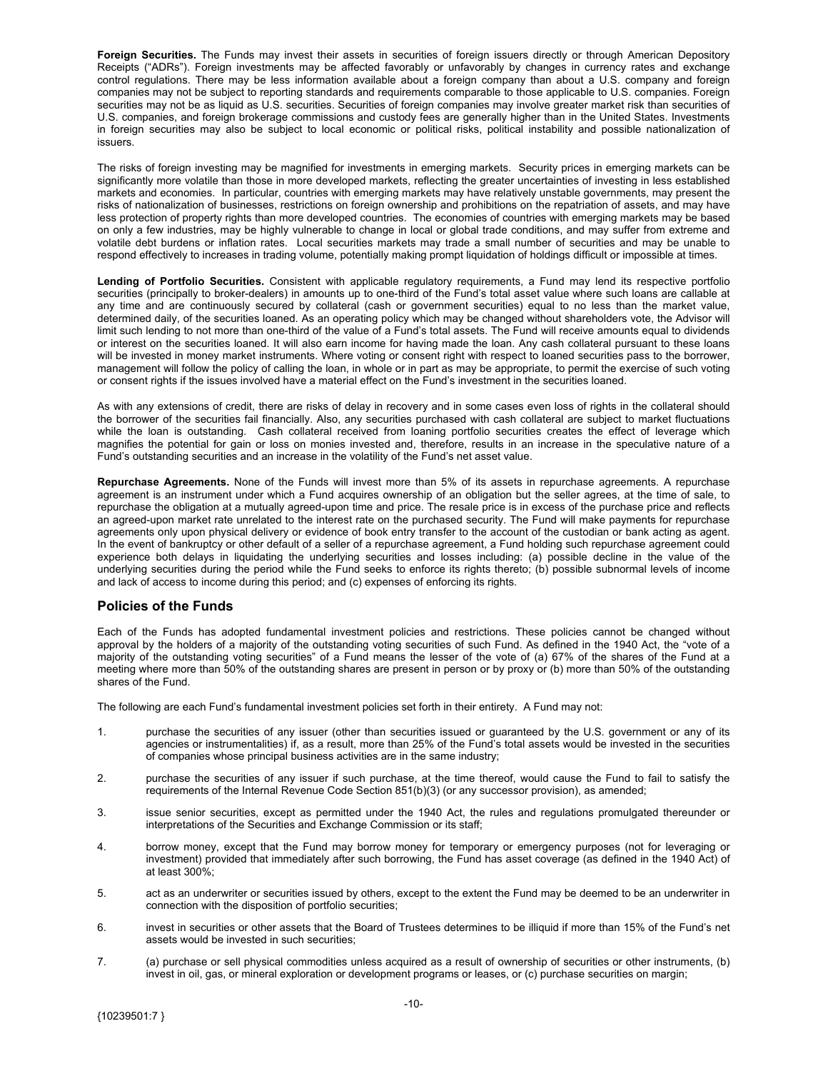**Foreign Securities.** The Funds may invest their assets in securities of foreign issuers directly or through American Depository Receipts ("ADRs"). Foreign investments may be affected favorably or unfavorably by changes in currency rates and exchange control regulations. There may be less information available about a foreign company than about a U.S. company and foreign companies may not be subject to reporting standards and requirements comparable to those applicable to U.S. companies. Foreign securities may not be as liquid as U.S. securities. Securities of foreign companies may involve greater market risk than securities of U.S. companies, and foreign brokerage commissions and custody fees are generally higher than in the United States. Investments in foreign securities may also be subject to local economic or political risks, political instability and possible nationalization of issuers.

The risks of foreign investing may be magnified for investments in emerging markets. Security prices in emerging markets can be significantly more volatile than those in more developed markets, reflecting the greater uncertainties of investing in less established markets and economies. In particular, countries with emerging markets may have relatively unstable governments, may present the risks of nationalization of businesses, restrictions on foreign ownership and prohibitions on the repatriation of assets, and may have less protection of property rights than more developed countries. The economies of countries with emerging markets may be based on only a few industries, may be highly vulnerable to change in local or global trade conditions, and may suffer from extreme and volatile debt burdens or inflation rates. Local securities markets may trade a small number of securities and may be unable to respond effectively to increases in trading volume, potentially making prompt liquidation of holdings difficult or impossible at times.

**Lending of Portfolio Securities.** Consistent with applicable regulatory requirements, a Fund may lend its respective portfolio securities (principally to broker-dealers) in amounts up to one-third of the Fund's total asset value where such loans are callable at any time and are continuously secured by collateral (cash or government securities) equal to no less than the market value, determined daily, of the securities loaned. As an operating policy which may be changed without shareholders vote, the Advisor will limit such lending to not more than one-third of the value of a Fund's total assets. The Fund will receive amounts equal to dividends or interest on the securities loaned. It will also earn income for having made the loan. Any cash collateral pursuant to these loans will be invested in money market instruments. Where voting or consent right with respect to loaned securities pass to the borrower, management will follow the policy of calling the loan, in whole or in part as may be appropriate, to permit the exercise of such voting or consent rights if the issues involved have a material effect on the Fund's investment in the securities loaned.

As with any extensions of credit, there are risks of delay in recovery and in some cases even loss of rights in the collateral should the borrower of the securities fail financially. Also, any securities purchased with cash collateral are subject to market fluctuations while the loan is outstanding. Cash collateral received from loaning portfolio securities creates the effect of leverage which magnifies the potential for gain or loss on monies invested and, therefore, results in an increase in the speculative nature of a Fund's outstanding securities and an increase in the volatility of the Fund's net asset value.

**Repurchase Agreements.** None of the Funds will invest more than 5% of its assets in repurchase agreements. A repurchase agreement is an instrument under which a Fund acquires ownership of an obligation but the seller agrees, at the time of sale, to repurchase the obligation at a mutually agreed-upon time and price. The resale price is in excess of the purchase price and reflects an agreed-upon market rate unrelated to the interest rate on the purchased security. The Fund will make payments for repurchase agreements only upon physical delivery or evidence of book entry transfer to the account of the custodian or bank acting as agent. In the event of bankruptcy or other default of a seller of a repurchase agreement, a Fund holding such repurchase agreement could experience both delays in liquidating the underlying securities and losses including: (a) possible decline in the value of the underlying securities during the period while the Fund seeks to enforce its rights thereto; (b) possible subnormal levels of income and lack of access to income during this period; and (c) expenses of enforcing its rights.

## Policies of the Funds

Each of the Funds has adopted fundamental investment policies and restrictions. These policies cannot be changed without approval by the holders of a majority of the outstanding voting securities of such Fund. As defined in the 1940 Act, the "vote of a majority of the outstanding voting securities" of a Fund means the lesser of the vote of (a) 67% of the shares of the Fund at a meeting where more than 50% of the outstanding shares are present in person or by proxy or (b) more than 50% of the outstanding shares of the Fund.

The following are each Fund's fundamental investment policies set forth in their entirety. A Fund may not:

1. purchase the securities of any issuer (other than securities issued or guaranteed by the U.S. government or any of its agencies or instrumentalities) if, as a result, more than 25% of the Fund's total assets would be invested in the securities of companies whose principal business activities are in the same industry;

2. purchase the securities of any issuer if such purchase, at the time thereof, would cause the Fund to fail to satisfy the requirements of the Internal Revenue Code Section 851(b)(3) (or any successor provision), as amended;

3. issue senior securities, except as permitted under the 1940 Act, the rules and regulations promulgated thereunder or interpretations of the Securities and Exchange Commission or its staff;

4. borrow money, except that the Fund may borrow money for temporary or emergency purposes (not for leveraging or investment) provided that immediately after such borrowing, the Fund has asset coverage (as defined in the 1940 Act) of at least 300%;

5. act as an underwriter or securities issued by others, except to the extent the Fund may be deemed to be an underwriter in connection with the disposition of portfolio securities;

6. invest in securities or other assets that the Board of Trustees determines to be illiquid if more than 15% of the Fund's net assets would be invested in such securities;

7. (a) purchase or sell physical commodities unless acquired as a result of ownership of securities or other instruments, (b) invest in oil, gas, or mineral exploration or development programs or leases, or (c) purchase securities on margin;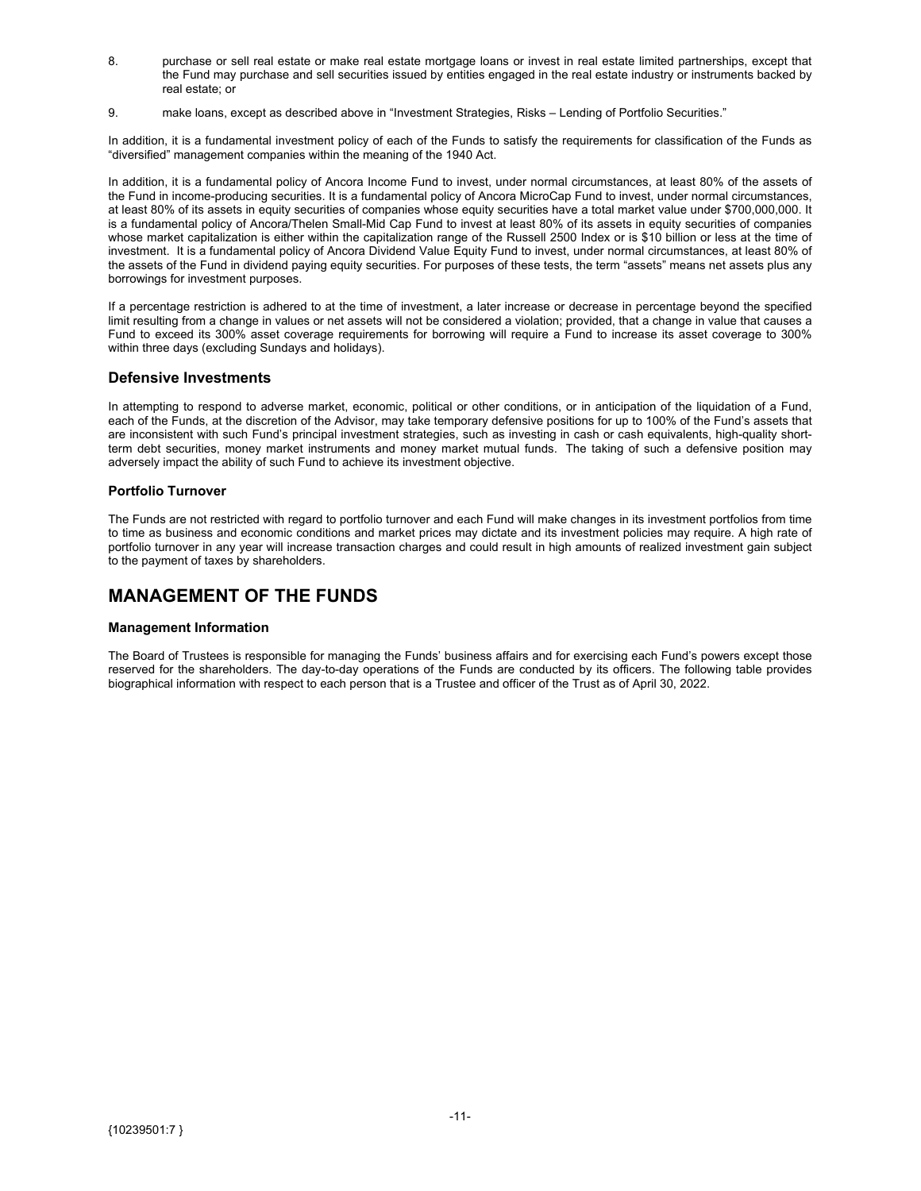8. purchase or sell real estate or make real estate mortgage loans or invest in real estate limited partnerships, except that the Fund may purchase and sell securities issued by entities engaged in the real estate industry or instruments backed by real estate; or

9. make loans, except as described above in "Investment Strategies, Risks – Lending of Portfolio Securities."

In addition, it is a fundamental investment policy of each of the Funds to satisfy the requirements for classification of the Funds as "diversified" management companies within the meaning of the 1940 Act.

In addition, it is a fundamental policy of Ancora Income Fund to invest, under normal circumstances, at least 80% of the assets of the Fund in income-producing securities. It is a fundamental policy of Ancora MicroCap Fund to invest, under normal circumstances, at least 80% of its assets in equity securities of companies whose equity securities have a total market value under $700,000,000. It is a fundamental policy of Ancora/Thelen Small-Mid Cap Fund to invest at least 80% of its assets in equity securities of companies whose market capitalization is either within the capitalization range of the Russell 2500 Index or is $10 billion or less at the time of investment. It is a fundamental policy of Ancora Dividend Value Equity Fund to invest, under normal circumstances, at least 80% of the assets of the Fund in dividend paying equity securities. For purposes of these tests, the term "assets" means net assets plus any borrowings for investment purposes.

If a percentage restriction is adhered to at the time of investment, a later increase or decrease in percentage beyond the specified limit resulting from a change in values or net assets will not be considered a violation; provided, that a change in value that causes a Fund to exceed its 300% asset coverage requirements for borrowing will require a Fund to increase its asset coverage to 300% within three days (excluding Sundays and holidays).

### Defensive Investments

In attempting to respond to adverse market, economic, political or other conditions, or in anticipation of the liquidation of a Fund, each of the Funds, at the discretion of the Advisor, may take temporary defensive positions for up to 100% of the Fund's assets that are inconsistent with such Fund's principal investment strategies, such as investing in cash or cash equivalents, high-quality short-term debt securities, money market instruments and money market mutual funds. The taking of such a defensive position may adversely impact the ability of such Fund to achieve its investment objective.

### Portfolio Turnover

The Funds are not restricted with regard to portfolio turnover and each Fund will make changes in its investment portfolios from time to time as business and economic conditions and market prices may dictate and its investment policies may require. A high rate of portfolio turnover in any year will increase transaction charges and could result in high amounts of realized investment gain subject to the payment of taxes by shareholders.

## MANAGEMENT OF THE FUNDS

### Management Information

The Board of Trustees is responsible for managing the Funds' business affairs and for exercising each Fund's powers except those reserved for the shareholders. The day-to-day operations of the Funds are conducted by its officers. The following table provides biographical information with respect to each person that is a Trustee and officer of the Trust as of April 30, 2022.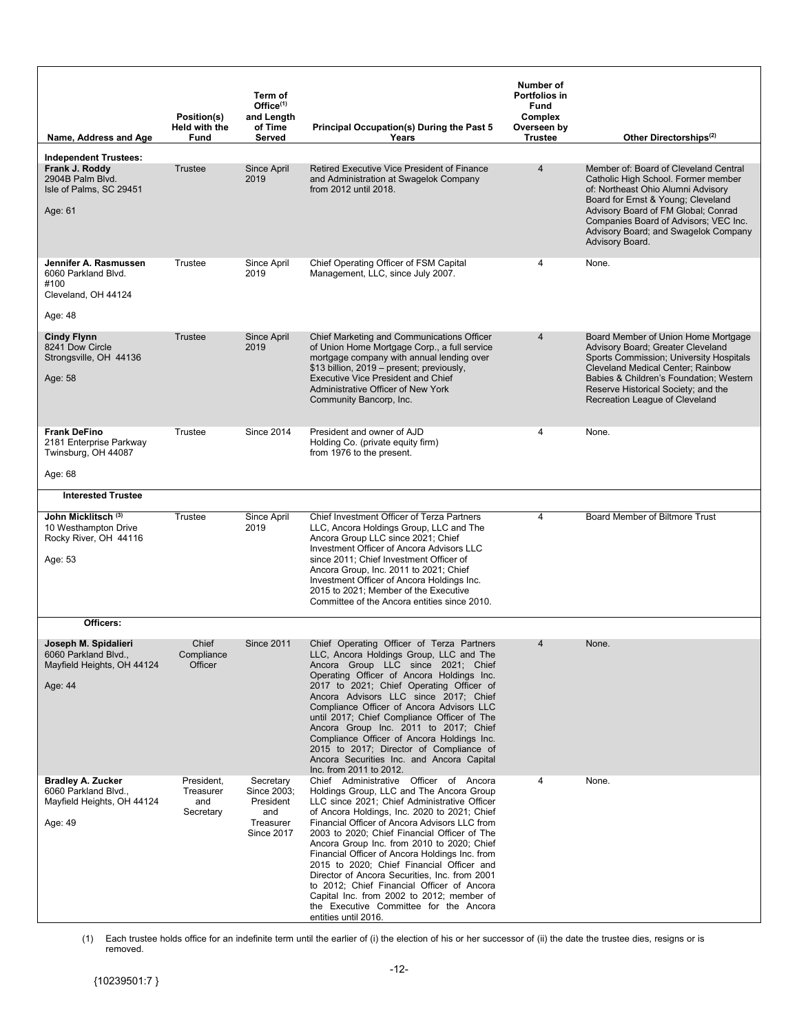| Name, Address and Age | Position(s) Held with the Fund | Term of Office[1] and Length of Time Served | Principal Occupation(s) During the Past 5 Years | Number of Portfolios in Fund Complex Overseen by Trustee | Other Directorships[2] |
|---|---|---|---|---|---|
| **Independent Trustees:** | | | | | |
| **Frank J. Roddy** 2904B Palm Blvd. Isle of Palms, SC 29451 Age: 61 | Trustee | Since April 2019 | Retired Executive Vice President of Finance and Administration at Swagelok Company from 2012 until 2018. | 4 | Member of: Board of Cleveland Central Catholic High School. Former member of: Northeast Ohio Alumni Advisory Board for Ernst & Young; Cleveland Advisory Board of FM Global; Conrad Companies Board of Advisors; VEC Inc. Advisory Board; and Swagelok Company Advisory Board. |
| **Jennifer A. Rasmussen** 6060 Parkland Blvd. #100 Cleveland, OH 44124 Age: 48 | Trustee | Since April 2019 | Chief Operating Officer of FSM Capital Management, LLC, since July 2007. | 4 | None. |
| **Cindy Flynn** 8241 Dow Circle Strongsville, OH 44136 Age: 58 | Trustee | Since April 2019 | Chief Marketing and Communications Officer of Union Home Mortgage Corp., a full service mortgage company with annual lending over $13 billion, 2019 – present; previously, Executive Vice President and Chief Administrative Officer of New York Community Bancorp, Inc. | 4 | Board Member of Union Home Mortgage Advisory Board; Greater Cleveland Sports Commission; University Hospitals Cleveland Medical Center; Rainbow Babies & Children's Foundation; Western Reserve Historical Society; and the Recreation League of Cleveland |
| **Frank DeFino** 2181 Enterprise Parkway Twinsburg, OH 44087 Age: 68 | Trustee | Since 2014 | President and owner of AJD Holding Co. (private equity firm) from 1976 to the present. | 4 | None. |
| **Interested Trustee** | | | | | |
| **John Micklitsch** [3] 10 Westhampton Drive Rocky River, OH 44116 Age: 53 | Trustee | Since April 2019 | Chief Investment Officer of Terza Partners LLC, Ancora Holdings Group, LLC and The Ancora Group LLC since 2021; Chief Investment Officer of Ancora Advisors LLC since 2011; Chief Investment Officer of Ancora Group, Inc. 2011 to 2021; Chief Investment Officer of Ancora Holdings Inc. 2015 to 2021; Member of the Executive Committee of the Ancora entities since 2010. | 4 | Board Member of Biltmore Trust |
| **Officers:** | | | | | |
| **Joseph M. Spidalieri** 6060 Parkland Blvd., Mayfield Heights, OH 44124 Age: 44 | Chief Compliance Officer | Since 2011 | Chief Operating Officer of Terza Partners LLC, Ancora Holdings Group, LLC and The Ancora Group LLC since 2021; Chief Operating Officer of Ancora Holdings Inc. 2017 to 2021; Chief Operating Officer of Ancora Advisors LLC since 2017; Chief Compliance Officer of Ancora Advisors LLC until 2017; Chief Compliance Officer of The Ancora Group Inc. 2011 to 2017; Chief Compliance Officer of Ancora Holdings Inc. 2015 to 2017; Director of Compliance of Ancora Securities Inc. and Ancora Capital Inc. from 2011 to 2012. | 4 | None. |
| **Bradley A. Zucker** 6060 Parkland Blvd., Mayfield Heights, OH 44124 Age: 49 | President, Treasurer and Secretary | Secretary Since 2003; President and Treasurer Since 2017 | Chief Administrative Officer of Ancora Holdings Group, LLC and The Ancora Group LLC since 2021; Chief Administrative Officer of Ancora Holdings, Inc. 2020 to 2021; Chief Financial Officer of Ancora Advisors LLC from 2003 to 2020; Chief Financial Officer of The Ancora Group Inc. from 2010 to 2020; Chief Financial Officer of Ancora Holdings Inc. from 2015 to 2020; Chief Financial Officer and Director of Ancora Securities, Inc. from 2001 to 2012; Chief Financial Officer of Ancora Capital Inc. from 2002 to 2012; member of the Executive Committee for the Ancora entities until 2016. | 4 | None. |

(1) Each trustee holds office for an indefinite term until the earlier of (i) the election of his or her successor of (ii) the date the trustee dies, resigns or is removed.

{10239501:7 }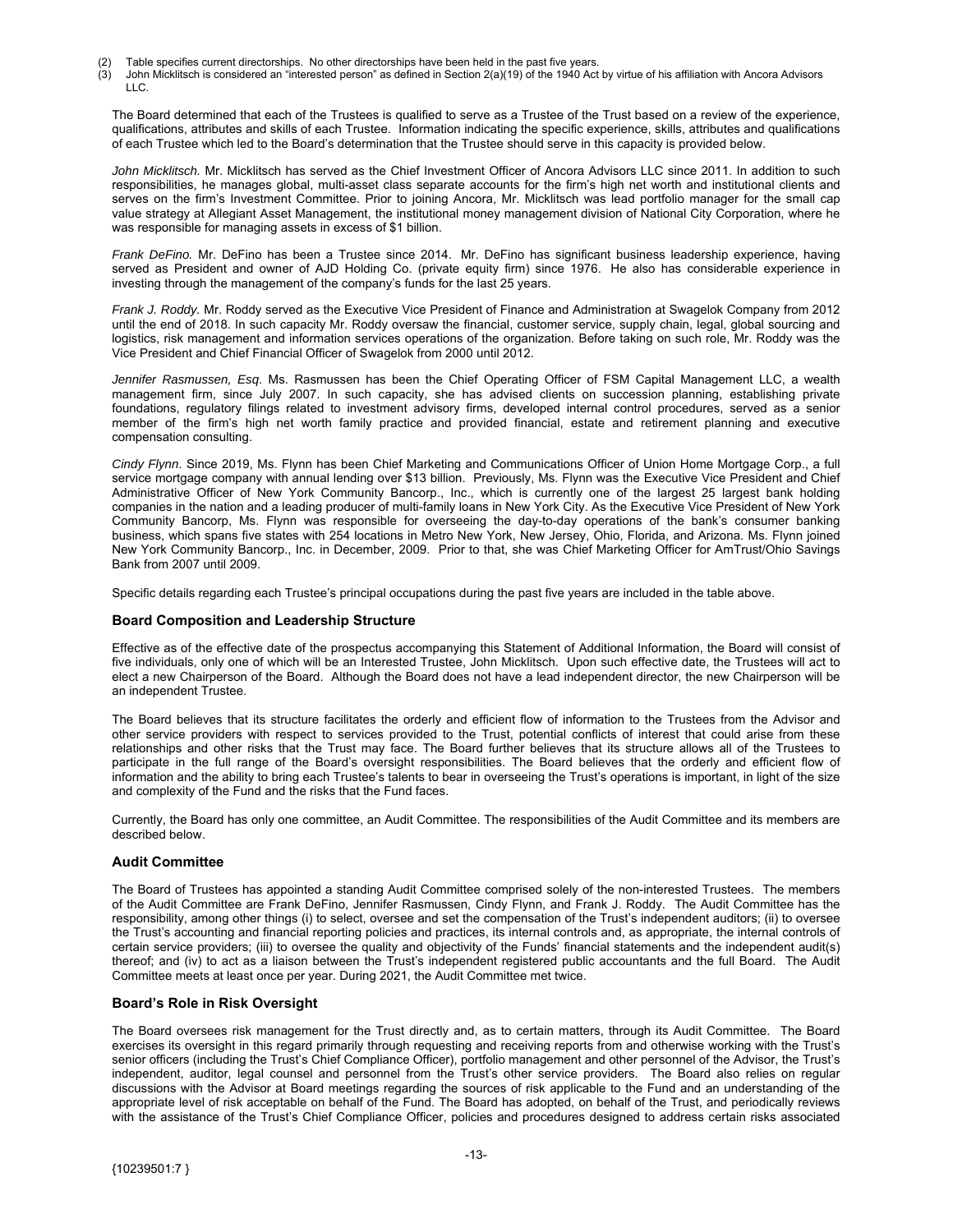(2) Table specifies current directorships. No other directorships have been held in the past five years.
(3) John Micklitsch is considered an "interested person" as defined in Section 2(a)(19) of the 1940 Act by virtue of his affiliation with Ancora Advisors LLC.

The Board determined that each of the Trustees is qualified to serve as a Trustee of the Trust based on a review of the experience, qualifications, attributes and skills of each Trustee. Information indicating the specific experience, skills, attributes and qualifications of each Trustee which led to the Board's determination that the Trustee should serve in this capacity is provided below.

*John Micklitsch.* Mr. Micklitsch has served as the Chief Investment Officer of Ancora Advisors LLC since 2011. In addition to such responsibilities, he manages global, multi-asset class separate accounts for the firm's high net worth and institutional clients and serves on the firm's Investment Committee. Prior to joining Ancora, Mr. Micklitsch was lead portfolio manager for the small cap value strategy at Allegiant Asset Management, the institutional money management division of National City Corporation, where he was responsible for managing assets in excess of $1 billion.

*Frank DeFino.* Mr. DeFino has been a Trustee since 2014. Mr. DeFino has significant business leadership experience, having served as President and owner of AJD Holding Co. (private equity firm) since 1976. He also has considerable experience in investing through the management of the company's funds for the last 25 years.

*Frank J. Roddy.* Mr. Roddy served as the Executive Vice President of Finance and Administration at Swagelok Company from 2012 until the end of 2018. In such capacity Mr. Roddy oversaw the financial, customer service, supply chain, legal, global sourcing and logistics, risk management and information services operations of the organization. Before taking on such role, Mr. Roddy was the Vice President and Chief Financial Officer of Swagelok from 2000 until 2012.

*Jennifer Rasmussen, Esq*. Ms. Rasmussen has been the Chief Operating Officer of FSM Capital Management LLC, a wealth management firm, since July 2007. In such capacity, she has advised clients on succession planning, establishing private foundations, regulatory filings related to investment advisory firms, developed internal control procedures, served as a senior member of the firm's high net worth family practice and provided financial, estate and retirement planning and executive compensation consulting.

*Cindy Flynn*. Since 2019, Ms. Flynn has been Chief Marketing and Communications Officer of Union Home Mortgage Corp., a full service mortgage company with annual lending over $13 billion. Previously, Ms. Flynn was the Executive Vice President and Chief Administrative Officer of New York Community Bancorp., Inc., which is currently one of the largest 25 largest bank holding companies in the nation and a leading producer of multi-family loans in New York City. As the Executive Vice President of New York Community Bancorp, Ms. Flynn was responsible for overseeing the day-to-day operations of the bank's consumer banking business, which spans five states with 254 locations in Metro New York, New Jersey, Ohio, Florida, and Arizona. Ms. Flynn joined New York Community Bancorp., Inc. in December, 2009. Prior to that, she was Chief Marketing Officer for AmTrust/Ohio Savings Bank from 2007 until 2009.

Specific details regarding each Trustee's principal occupations during the past five years are included in the table above.

### Board Composition and Leadership Structure

Effective as of the effective date of the prospectus accompanying this Statement of Additional Information, the Board will consist of five individuals, only one of which will be an Interested Trustee, John Micklitsch. Upon such effective date, the Trustees will act to elect a new Chairperson of the Board. Although the Board does not have a lead independent director, the new Chairperson will be an independent Trustee.

The Board believes that its structure facilitates the orderly and efficient flow of information to the Trustees from the Advisor and other service providers with respect to services provided to the Trust, potential conflicts of interest that could arise from these relationships and other risks that the Trust may face. The Board further believes that its structure allows all of the Trustees to participate in the full range of the Board's oversight responsibilities. The Board believes that the orderly and efficient flow of information and the ability to bring each Trustee's talents to bear in overseeing the Trust's operations is important, in light of the size and complexity of the Fund and the risks that the Fund faces.

Currently, the Board has only one committee, an Audit Committee. The responsibilities of the Audit Committee and its members are described below.

### Audit Committee

The Board of Trustees has appointed a standing Audit Committee comprised solely of the non-interested Trustees. The members of the Audit Committee are Frank DeFino, Jennifer Rasmussen, Cindy Flynn, and Frank J. Roddy. The Audit Committee has the responsibility, among other things (i) to select, oversee and set the compensation of the Trust's independent auditors; (ii) to oversee the Trust's accounting and financial reporting policies and practices, its internal controls and, as appropriate, the internal controls of certain service providers; (iii) to oversee the quality and objectivity of the Funds' financial statements and the independent audit(s) thereof; and (iv) to act as a liaison between the Trust's independent registered public accountants and the full Board. The Audit Committee meets at least once per year. During 2021, the Audit Committee met twice.

### Board's Role in Risk Oversight

The Board oversees risk management for the Trust directly and, as to certain matters, through its Audit Committee. The Board exercises its oversight in this regard primarily through requesting and receiving reports from and otherwise working with the Trust's senior officers (including the Trust's Chief Compliance Officer), portfolio management and other personnel of the Advisor, the Trust's independent, auditor, legal counsel and personnel from the Trust's other service providers. The Board also relies on regular discussions with the Advisor at Board meetings regarding the sources of risk applicable to the Fund and an understanding of the appropriate level of risk acceptable on behalf of the Fund. The Board has adopted, on behalf of the Trust, and periodically reviews with the assistance of the Trust's Chief Compliance Officer, policies and procedures designed to address certain risks associated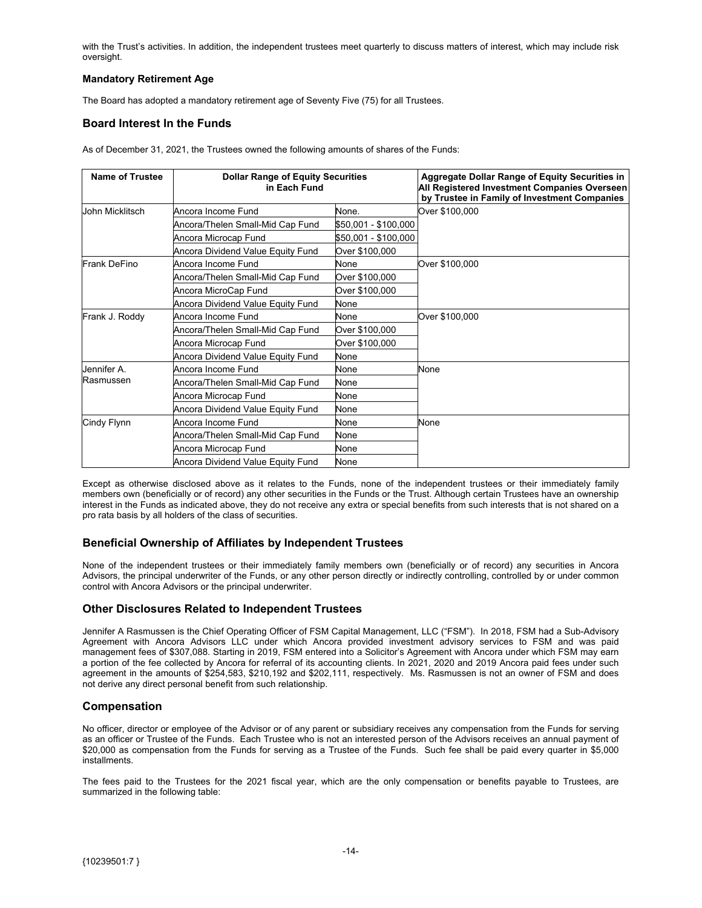with the Trust's activities. In addition, the independent trustees meet quarterly to discuss matters of interest, which may include risk oversight.

### Mandatory Retirement Age

The Board has adopted a mandatory retirement age of Seventy Five (75) for all Trustees.

## Board Interest In the Funds

As of December 31, 2021, the Trustees owned the following amounts of shares of the Funds:

| Name of Trustee | Dollar Range of Equity Securities in Each Fund | | Aggregate Dollar Range of Equity Securities in All Registered Investment Companies Overseen by Trustee in Family of Investment Companies |
|---|---|---|---|
| John Micklitsch | Ancora Income Fund | None. | Over $100,000 |
| | Ancora/Thelen Small-Mid Cap Fund | $50,001 - $100,000 | |
| | Ancora Microcap Fund | $50,001 - $100,000 | |
| | Ancora Dividend Value Equity Fund | Over $100,000 | |
| Frank DeFino | Ancora Income Fund | None | Over $100,000 |
| | Ancora/Thelen Small-Mid Cap Fund | Over $100,000 | |
| | Ancora MicroCap Fund | Over $100,000 | |
| | Ancora Dividend Value Equity Fund | None | |
| Frank J. Roddy | Ancora Income Fund | None | Over $100,000 |
| | Ancora/Thelen Small-Mid Cap Fund | Over $100,000 | |
| | Ancora Microcap Fund | Over $100,000 | |
| | Ancora Dividend Value Equity Fund | None | |
| Jennifer A. Rasmussen | Ancora Income Fund | None | None |
| | Ancora/Thelen Small-Mid Cap Fund | None | |
| | Ancora Microcap Fund | None | |
| | Ancora Dividend Value Equity Fund | None | |
| Cindy Flynn | Ancora Income Fund | None | None |
| | Ancora/Thelen Small-Mid Cap Fund | None | |
| | Ancora Microcap Fund | None | |
| | Ancora Dividend Value Equity Fund | None | |

Except as otherwise disclosed above as it relates to the Funds, none of the independent trustees or their immediately family members own (beneficially or of record) any other securities in the Funds or the Trust. Although certain Trustees have an ownership interest in the Funds as indicated above, they do not receive any extra or special benefits from such interests that is not shared on a pro rata basis by all holders of the class of securities.

## Beneficial Ownership of Affiliates by Independent Trustees

None of the independent trustees or their immediately family members own (beneficially or of record) any securities in Ancora Advisors, the principal underwriter of the Funds, or any other person directly or indirectly controlling, controlled by or under common control with Ancora Advisors or the principal underwriter.

## Other Disclosures Related to Independent Trustees

Jennifer A Rasmussen is the Chief Operating Officer of FSM Capital Management, LLC ("FSM"). In 2018, FSM had a Sub-Advisory Agreement with Ancora Advisors LLC under which Ancora provided investment advisory services to FSM and was paid management fees of $307,088. Starting in 2019, FSM entered into a Solicitor's Agreement with Ancora under which FSM may earn a portion of the fee collected by Ancora for referral of its accounting clients. In 2021, 2020 and 2019 Ancora paid fees under such agreement in the amounts of $254,583, $210,192 and $202,111, respectively. Ms. Rasmussen is not an owner of FSM and does not derive any direct personal benefit from such relationship.

## Compensation

No officer, director or employee of the Advisor or of any parent or subsidiary receives any compensation from the Funds for serving as an officer or Trustee of the Funds. Each Trustee who is not an interested person of the Advisors receives an annual payment of $20,000 as compensation from the Funds for serving as a Trustee of the Funds. Such fee shall be paid every quarter in $5,000 installments.

The fees paid to the Trustees for the 2021 fiscal year, which are the only compensation or benefits payable to Trustees, are summarized in the following table:

{10239501:7 }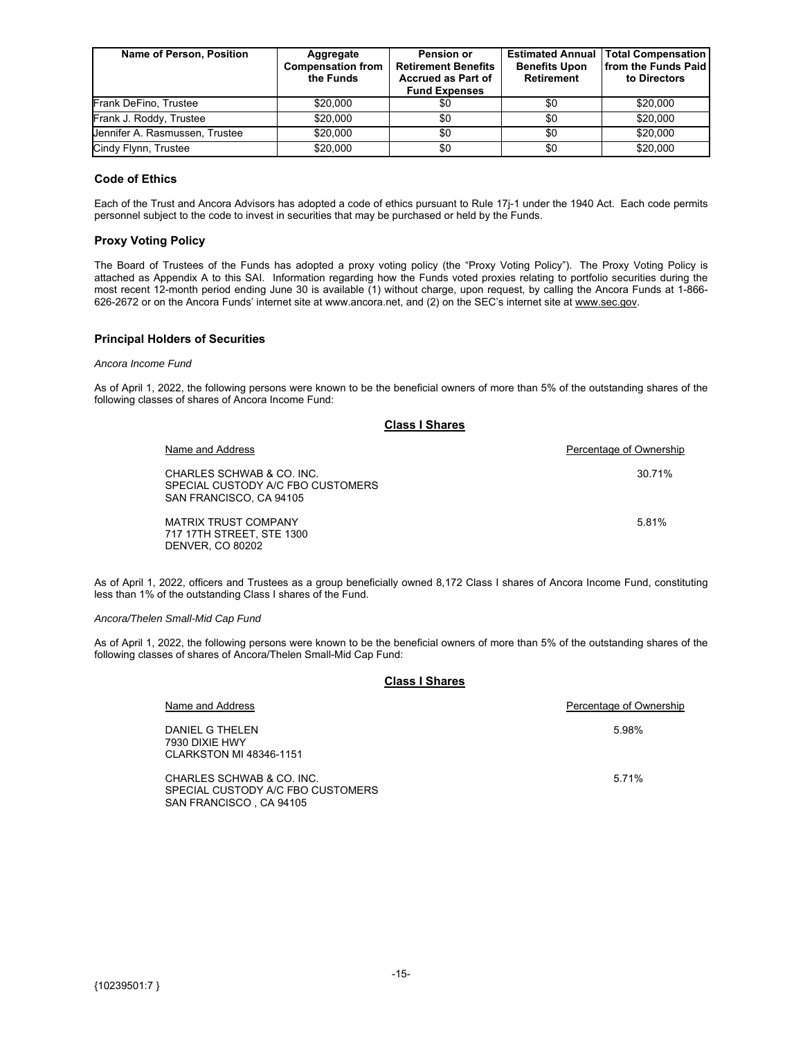| Name of Person, Position | Aggregate Compensation from the Funds | Pension or Retirement Benefits Accrued as Part of Fund Expenses | Estimated Annual Benefits Upon Retirement | Total Compensation from the Funds Paid to Directors |
|---|---|---|---|---|
| Frank DeFino, Trustee | $20,000 | $0 | $0 | $20,000 |
| Frank J. Roddy, Trustee | $20,000 | $0 | $0 | $20,000 |
| Jennifer A. Rasmussen, Trustee | $20,000 | $0 | $0 | $20,000 |
| Cindy Flynn, Trustee | $20,000 | $0 | $0 | $20,000 |

### Code of Ethics

Each of the Trust and Ancora Advisors has adopted a code of ethics pursuant to Rule 17j-1 under the 1940 Act. Each code permits personnel subject to the code to invest in securities that may be purchased or held by the Funds.

### Proxy Voting Policy

The Board of Trustees of the Funds has adopted a proxy voting policy (the "Proxy Voting Policy"). The Proxy Voting Policy is attached as Appendix A to this SAI. Information regarding how the Funds voted proxies relating to portfolio securities during the most recent 12-month period ending June 30 is available (1) without charge, upon request, by calling the Ancora Funds at 1-866-626-2672 or on the Ancora Funds' internet site at www.ancora.net, and (2) on the SEC's internet site at www.sec.gov.

### Principal Holders of Securities

*Ancora Income Fund*

As of April 1, 2022, the following persons were known to be the beneficial owners of more than 5% of the outstanding shares of the following classes of shares of Ancora Income Fund:

**Class I Shares**

| Name and Address | Percentage of Ownership |
|---|---|
| CHARLES SCHWAB & CO. INC.<br>SPECIAL CUSTODY A/C FBO CUSTOMERS<br>SAN FRANCISCO, CA 94105 | 30.71% |
| MATRIX TRUST COMPANY<br>717 17TH STREET, STE 1300<br>DENVER, CO 80202 | 5.81% |

As of April 1, 2022, officers and Trustees as a group beneficially owned 8,172 Class I shares of Ancora Income Fund, constituting less than 1% of the outstanding Class I shares of the Fund.

*Ancora/Thelen Small-Mid Cap Fund*

As of April 1, 2022, the following persons were known to be the beneficial owners of more than 5% of the outstanding shares of the following classes of shares of Ancora/Thelen Small-Mid Cap Fund:

**Class I Shares**

| Name and Address | Percentage of Ownership |
|---|---|
| DANIEL G THELEN<br>7930 DIXIE HWY<br>CLARKSTON MI 48346-1151 | 5.98% |
| CHARLES SCHWAB & CO. INC.<br>SPECIAL CUSTODY A/C FBO CUSTOMERS<br>SAN FRANCISCO , CA 94105 | 5.71% |

{10239501:7 }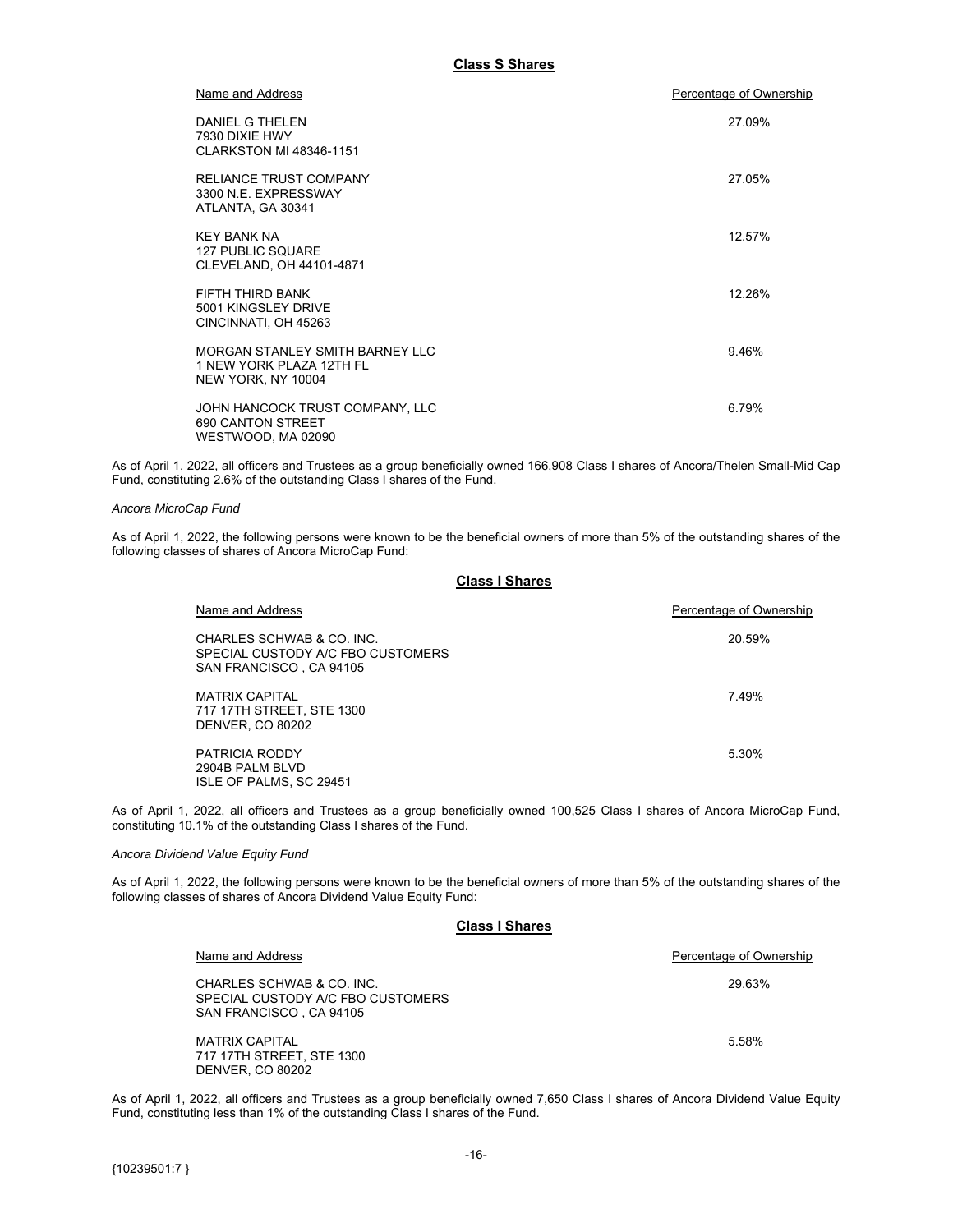**Class S Shares**

| Name and Address | Percentage of Ownership |
|---|---|
| DANIEL G THELEN<br>7930 DIXIE HWY<br>CLARKSTON MI 48346-1151 | 27.09% |
| RELIANCE TRUST COMPANY<br>3300 N.E. EXPRESSWAY<br>ATLANTA, GA 30341 | 27.05% |
| KEY BANK NA<br>127 PUBLIC SQUARE<br>CLEVELAND, OH 44101-4871 | 12.57% |
| FIFTH THIRD BANK<br>5001 KINGSLEY DRIVE<br>CINCINNATI, OH 45263 | 12.26% |
| MORGAN STANLEY SMITH BARNEY LLC<br>1 NEW YORK PLAZA 12TH FL<br>NEW YORK, NY 10004 | 9.46% |
| JOHN HANCOCK TRUST COMPANY, LLC<br>690 CANTON STREET<br>WESTWOOD, MA 02090 | 6.79% |

As of April 1, 2022, all officers and Trustees as a group beneficially owned 166,908 Class I shares of Ancora/Thelen Small-Mid Cap Fund, constituting 2.6% of the outstanding Class I shares of the Fund.

*Ancora MicroCap Fund*

As of April 1, 2022, the following persons were known to be the beneficial owners of more than 5% of the outstanding shares of the following classes of shares of Ancora MicroCap Fund:

**Class I Shares**

| Name and Address | Percentage of Ownership |
|---|---|
| CHARLES SCHWAB & CO. INC.<br>SPECIAL CUSTODY A/C FBO CUSTOMERS<br>SAN FRANCISCO , CA 94105 | 20.59% |
| MATRIX CAPITAL<br>717 17TH STREET, STE 1300<br>DENVER, CO 80202 | 7.49% |
| PATRICIA RODDY<br>2904B PALM BLVD<br>ISLE OF PALMS, SC 29451 | 5.30% |

As of April 1, 2022, all officers and Trustees as a group beneficially owned 100,525 Class I shares of Ancora MicroCap Fund, constituting 10.1% of the outstanding Class I shares of the Fund.

*Ancora Dividend Value Equity Fund*

As of April 1, 2022, the following persons were known to be the beneficial owners of more than 5% of the outstanding shares of the following classes of shares of Ancora Dividend Value Equity Fund:

**Class I Shares**

| Name and Address | Percentage of Ownership |
|---|---|
| CHARLES SCHWAB & CO. INC.<br>SPECIAL CUSTODY A/C FBO CUSTOMERS<br>SAN FRANCISCO , CA 94105 | 29.63% |
| MATRIX CAPITAL<br>717 17TH STREET, STE 1300<br>DENVER, CO 80202 | 5.58% |

As of April 1, 2022, all officers and Trustees as a group beneficially owned 7,650 Class I shares of Ancora Dividend Value Equity Fund, constituting less than 1% of the outstanding Class I shares of the Fund.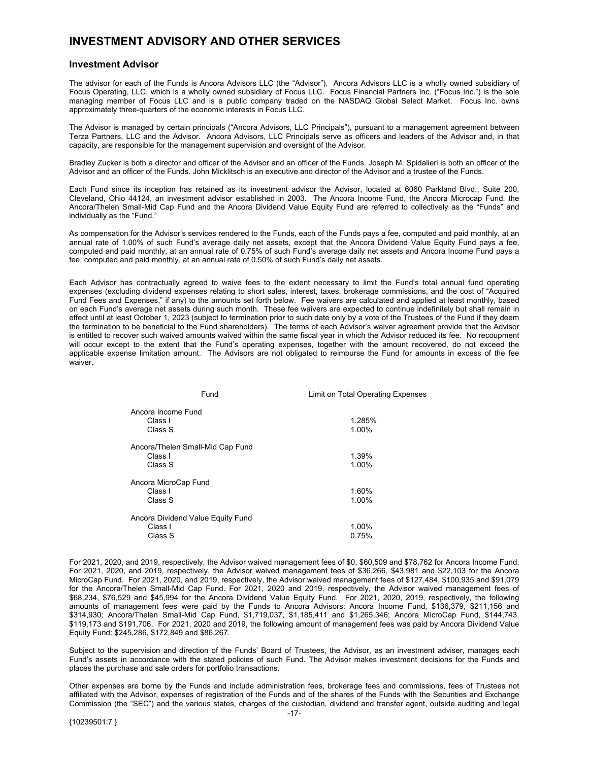# INVESTMENT ADVISORY AND OTHER SERVICES

## Investment Advisor

The advisor for each of the Funds is Ancora Advisors LLC (the "Advisor"). Ancora Advisors LLC is a wholly owned subsidiary of Focus Operating, LLC, which is a wholly owned subsidiary of Focus LLC. Focus Financial Partners Inc. ("Focus Inc.") is the sole managing member of Focus LLC and is a public company traded on the NASDAQ Global Select Market. Focus Inc. owns approximately three-quarters of the economic interests in Focus LLC.

The Advisor is managed by certain principals ("Ancora Advisors, LLC Principals"), pursuant to a management agreement between Terza Partners, LLC and the Advisor. Ancora Advisors, LLC Principals serve as officers and leaders of the Advisor and, in that capacity, are responsible for the management supervision and oversight of the Advisor.

Bradley Zucker is both a director and officer of the Advisor and an officer of the Funds. Joseph M. Spidalieri is both an officer of the Advisor and an officer of the Funds. John Micklitsch is an executive and director of the Advisor and a trustee of the Funds.

Each Fund since its inception has retained as its investment advisor the Advisor, located at 6060 Parkland Blvd., Suite 200, Cleveland, Ohio 44124, an investment advisor established in 2003. The Ancora Income Fund, the Ancora Microcap Fund, the Ancora/Thelen Small-Mid Cap Fund and the Ancora Dividend Value Equity Fund are referred to collectively as the "Funds" and individually as the "Fund."

As compensation for the Advisor's services rendered to the Funds, each of the Funds pays a fee, computed and paid monthly, at an annual rate of 1.00% of such Fund's average daily net assets, except that the Ancora Dividend Value Equity Fund pays a fee, computed and paid monthly, at an annual rate of 0.75% of such Fund's average daily net assets and Ancora Income Fund pays a fee, computed and paid monthly, at an annual rate of 0.50% of such Fund's daily net assets.

Each Advisor has contractually agreed to waive fees to the extent necessary to limit the Fund's total annual fund operating expenses (excluding dividend expenses relating to short sales, interest, taxes, brokerage commissions, and the cost of "Acquired Fund Fees and Expenses," if any) to the amounts set forth below. Fee waivers are calculated and applied at least monthly, based on each Fund's average net assets during such month. These fee waivers are expected to continue indefinitely but shall remain in effect until at least October 1, 2023 (subject to termination prior to such date only by a vote of the Trustees of the Fund if they deem the termination to be beneficial to the Fund shareholders). The terms of each Advisor's waiver agreement provide that the Advisor is entitled to recover such waived amounts waived within the same fiscal year in which the Advisor reduced its fee. No recoupment will occur except to the extent that the Fund's operating expenses, together with the amount recovered, do not exceed the applicable expense limitation amount. The Advisors are not obligated to reimburse the Fund for amounts in excess of the fee waiver.

| Fund | Limit on Total Operating Expenses |
|---|---|
| Ancora Income Fund | |
| Class I | 1.285% |
| Class S | 1.00% |
| Ancora/Thelen Small-Mid Cap Fund | |
| Class I | 1.39% |
| Class S | 1.00% |
| Ancora MicroCap Fund | |
| Class I | 1.60% |
| Class S | 1.00% |
| Ancora Dividend Value Equity Fund | |
| Class I | 1.00% |
| Class S | 0.75% |

For 2021, 2020, and 2019, respectively, the Advisor waived management fees of $0, $60,509 and $78,762 for Ancora Income Fund. For 2021, 2020, and 2019, respectively, the Advisor waived management fees of $36,266, $43,981 and $22,103 for the Ancora MicroCap Fund. For 2021, 2020, and 2019, respectively, the Advisor waived management fees of $127,484, $100,935 and $91,079 for the Ancora/Thelen Small-Mid Cap Fund. For 2021, 2020 and 2019, respectively, the Advisor waived management fees of $68,234, $76,529 and $45,994 for the Ancora Dividend Value Equity Fund. For 2021, 2020, 2019, respectively, the following amounts of management fees were paid by the Funds to Ancora Advisors: Ancora Income Fund, $136,379, $211,156 and $314,930; Ancora/Thelen Small-Mid Cap Fund, $1,719,037, $1,185,411 and $1,265,346; Ancora MicroCap Fund, $144,743, $119,173 and $191,706. For 2021, 2020 and 2019, the following amount of management fees was paid by Ancora Dividend Value Equity Fund: $245,286, $172,849 and $86,267.

Subject to the supervision and direction of the Funds' Board of Trustees, the Advisor, as an investment adviser, manages each Fund's assets in accordance with the stated policies of such Fund. The Advisor makes investment decisions for the Funds and places the purchase and sale orders for portfolio transactions.

Other expenses are borne by the Funds and include administration fees, brokerage fees and commissions, fees of Trustees not affiliated with the Advisor, expenses of registration of the Funds and of the shares of the Funds with the Securities and Exchange Commission (the "SEC") and the various states, charges of the custodian, dividend and transfer agent, outside auditing and legal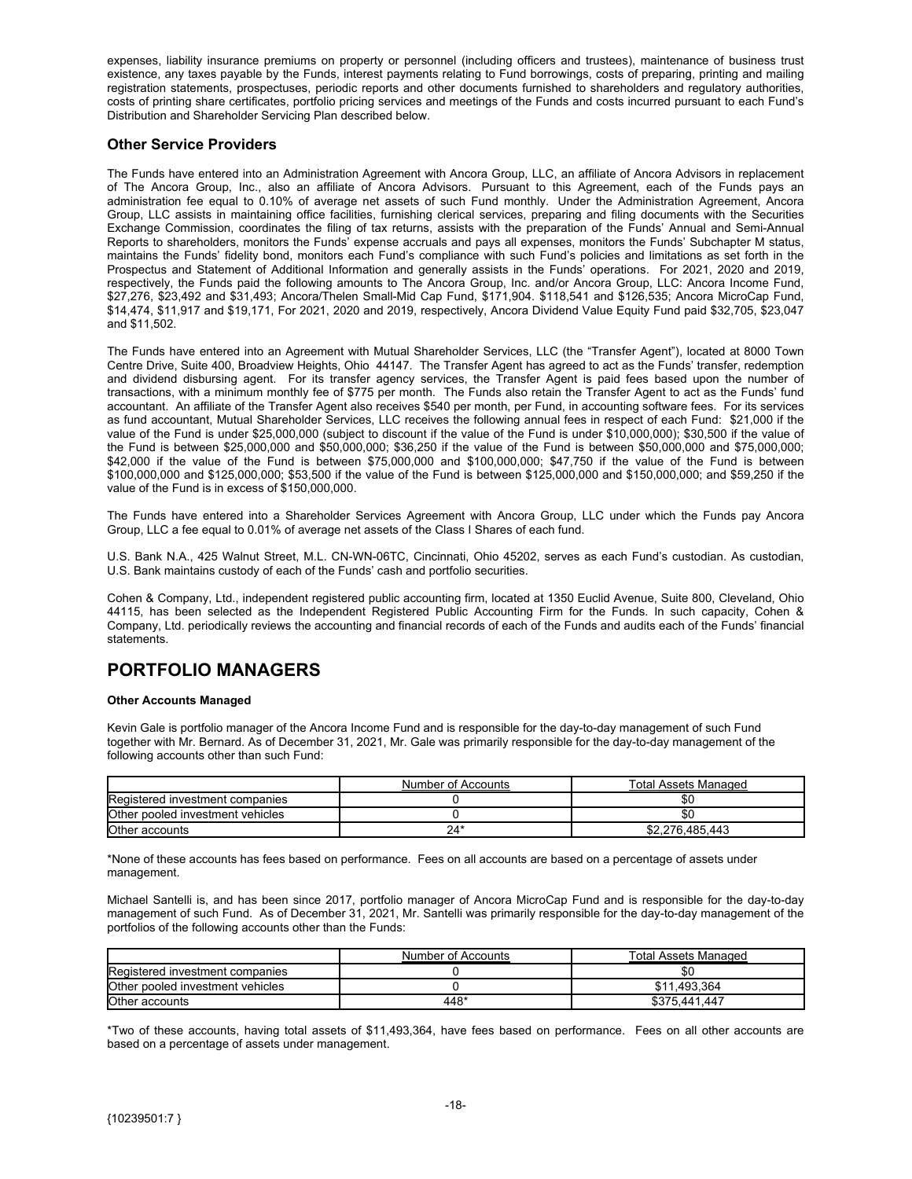expenses, liability insurance premiums on property or personnel (including officers and trustees), maintenance of business trust existence, any taxes payable by the Funds, interest payments relating to Fund borrowings, costs of preparing, printing and mailing registration statements, prospectuses, periodic reports and other documents furnished to shareholders and regulatory authorities, costs of printing share certificates, portfolio pricing services and meetings of the Funds and costs incurred pursuant to each Fund's Distribution and Shareholder Servicing Plan described below.

### Other Service Providers

The Funds have entered into an Administration Agreement with Ancora Group, LLC, an affiliate of Ancora Advisors in replacement of The Ancora Group, Inc., also an affiliate of Ancora Advisors. Pursuant to this Agreement, each of the Funds pays an administration fee equal to 0.10% of average net assets of such Fund monthly. Under the Administration Agreement, Ancora Group, LLC assists in maintaining office facilities, furnishing clerical services, preparing and filing documents with the Securities Exchange Commission, coordinates the filing of tax returns, assists with the preparation of the Funds' Annual and Semi-Annual Reports to shareholders, monitors the Funds' expense accruals and pays all expenses, monitors the Funds' Subchapter M status, maintains the Funds' fidelity bond, monitors each Fund's compliance with such Fund's policies and limitations as set forth in the Prospectus and Statement of Additional Information and generally assists in the Funds' operations. For 2021, 2020 and 2019, respectively, the Funds paid the following amounts to The Ancora Group, Inc. and/or Ancora Group, LLC: Ancora Income Fund, $27,276, $23,492 and $31,493; Ancora/Thelen Small-Mid Cap Fund, $171,904. $118,541 and $126,535; Ancora MicroCap Fund, $14,474, $11,917 and $19,171, For 2021, 2020 and 2019, respectively, Ancora Dividend Value Equity Fund paid $32,705, $23,047 and $11,502.

The Funds have entered into an Agreement with Mutual Shareholder Services, LLC (the "Transfer Agent"), located at 8000 Town Centre Drive, Suite 400, Broadview Heights, Ohio 44147. The Transfer Agent has agreed to act as the Funds' transfer, redemption and dividend disbursing agent. For its transfer agency services, the Transfer Agent is paid fees based upon the number of transactions, with a minimum monthly fee of $775 per month. The Funds also retain the Transfer Agent to act as the Funds' fund accountant. An affiliate of the Transfer Agent also receives $540 per month, per Fund, in accounting software fees. For its services as fund accountant, Mutual Shareholder Services, LLC receives the following annual fees in respect of each Fund: $21,000 if the value of the Fund is under $25,000,000 (subject to discount if the value of the Fund is under $10,000,000); $30,500 if the value of the Fund is between $25,000,000 and $50,000,000; $36,250 if the value of the Fund is between $50,000,000 and $75,000,000; $42,000 if the value of the Fund is between $75,000,000 and $100,000,000; $47,750 if the value of the Fund is between $100,000,000 and $125,000,000; $53,500 if the value of the Fund is between $125,000,000 and $150,000,000; and $59,250 if the value of the Fund is in excess of $150,000,000.

The Funds have entered into a Shareholder Services Agreement with Ancora Group, LLC under which the Funds pay Ancora Group, LLC a fee equal to 0.01% of average net assets of the Class I Shares of each fund.

U.S. Bank N.A., 425 Walnut Street, M.L. CN-WN-06TC, Cincinnati, Ohio 45202, serves as each Fund's custodian. As custodian, U.S. Bank maintains custody of each of the Funds' cash and portfolio securities.

Cohen & Company, Ltd., independent registered public accounting firm, located at 1350 Euclid Avenue, Suite 800, Cleveland, Ohio 44115, has been selected as the Independent Registered Public Accounting Firm for the Funds. In such capacity, Cohen & Company, Ltd. periodically reviews the accounting and financial records of each of the Funds and audits each of the Funds' financial statements.

## PORTFOLIO MANAGERS

**Other Accounts Managed**

Kevin Gale is portfolio manager of the Ancora Income Fund and is responsible for the day-to-day management of such Fund together with Mr. Bernard. As of December 31, 2021, Mr. Gale was primarily responsible for the day-to-day management of the following accounts other than such Fund:

| | Number of Accounts | Total Assets Managed |
|---|---|---|
| Registered investment companies | 0 | $0 |
| Other pooled investment vehicles | 0 | $0 |
| Other accounts | 24* | $2,276,485,443 |

*None of these accounts has fees based on performance. Fees on all accounts are based on a percentage of assets under management.

Michael Santelli is, and has been since 2017, portfolio manager of Ancora MicroCap Fund and is responsible for the day-to-day management of such Fund. As of December 31, 2021, Mr. Santelli was primarily responsible for the day-to-day management of the portfolios of the following accounts other than the Funds:

| | Number of Accounts | Total Assets Managed |
|---|---|---|
| Registered investment companies | 0 | $0 |
| Other pooled investment vehicles | 0 | $11,493,364 |
| Other accounts | 448* | $375,441,447 |

*Two of these accounts, having total assets of $11,493,364, have fees based on performance. Fees on all other accounts are based on a percentage of assets under management.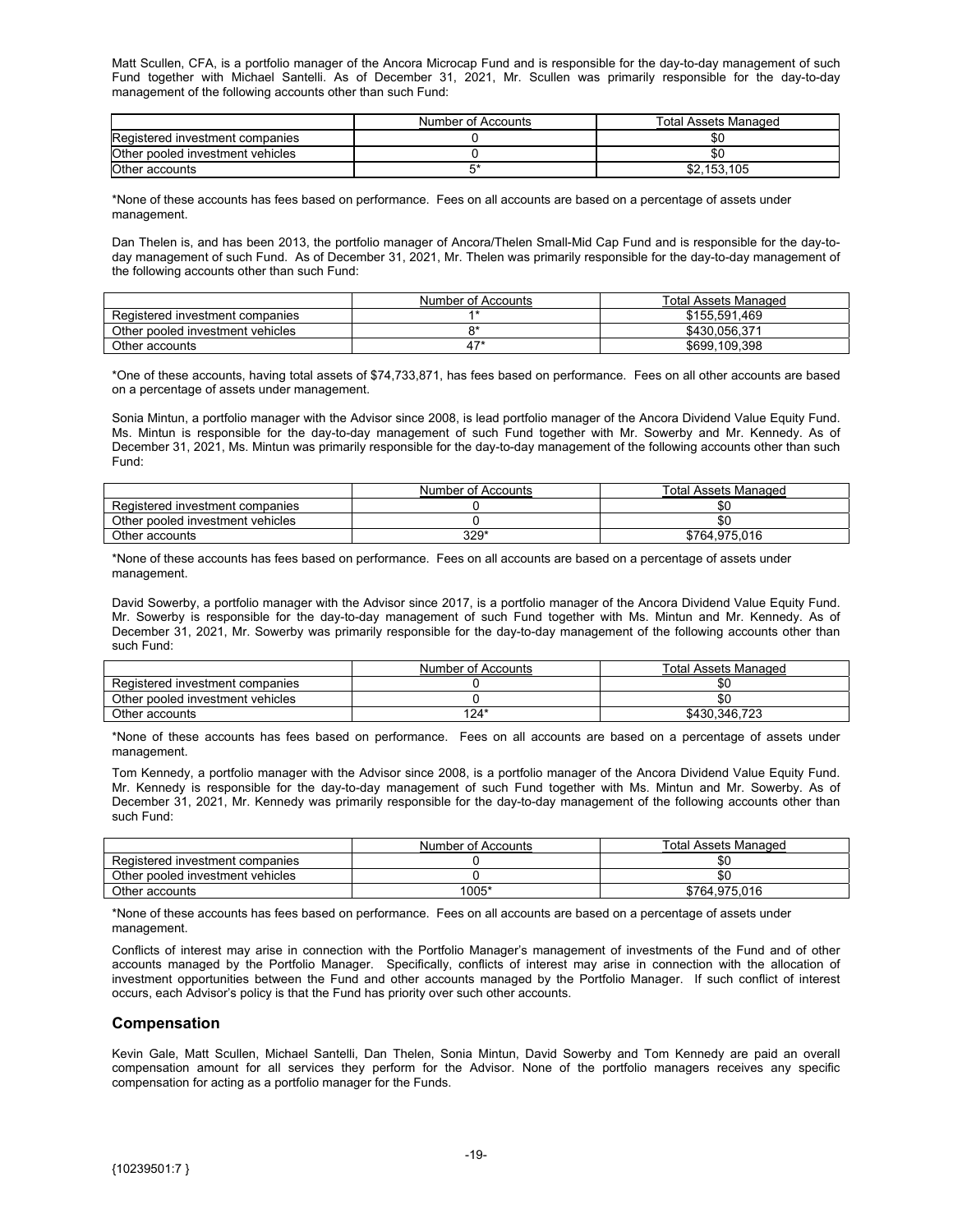Matt Scullen, CFA, is a portfolio manager of the Ancora Microcap Fund and is responsible for the day-to-day management of such Fund together with Michael Santelli. As of December 31, 2021, Mr. Scullen was primarily responsible for the day-to-day management of the following accounts other than such Fund:

| | Number of Accounts | Total Assets Managed |
|---|---|---|
| Registered investment companies | 0 | $0 |
| Other pooled investment vehicles | 0 | $0 |
| Other accounts | 5* | $2,153,105 |

*None of these accounts has fees based on performance. Fees on all accounts are based on a percentage of assets under management.

Dan Thelen is, and has been 2013, the portfolio manager of Ancora/Thelen Small-Mid Cap Fund and is responsible for the day-to-day management of such Fund. As of December 31, 2021, Mr. Thelen was primarily responsible for the day-to-day management of the following accounts other than such Fund:

| | Number of Accounts | Total Assets Managed |
|---|---|---|
| Registered investment companies | 1* | $155,591,469 |
| Other pooled investment vehicles | 8* | $430,056,371 |
| Other accounts | 47* | $699,109,398 |

*One of these accounts, having total assets of $74,733,871, has fees based on performance. Fees on all other accounts are based on a percentage of assets under management.

Sonia Mintun, a portfolio manager with the Advisor since 2008, is lead portfolio manager of the Ancora Dividend Value Equity Fund. Ms. Mintun is responsible for the day-to-day management of such Fund together with Mr. Sowerby and Mr. Kennedy. As of December 31, 2021, Ms. Mintun was primarily responsible for the day-to-day management of the following accounts other than such Fund:

| | Number of Accounts | Total Assets Managed |
|---|---|---|
| Registered investment companies | 0 | $0 |
| Other pooled investment vehicles | 0 | $0 |
| Other accounts | 329* | $764,975,016 |

*None of these accounts has fees based on performance. Fees on all accounts are based on a percentage of assets under management.

David Sowerby, a portfolio manager with the Advisor since 2017, is a portfolio manager of the Ancora Dividend Value Equity Fund. Mr. Sowerby is responsible for the day-to-day management of such Fund together with Ms. Mintun and Mr. Kennedy. As of December 31, 2021, Mr. Sowerby was primarily responsible for the day-to-day management of the following accounts other than such Fund:

| | Number of Accounts | Total Assets Managed |
|---|---|---|
| Registered investment companies | 0 | $0 |
| Other pooled investment vehicles | 0 | $0 |
| Other accounts | 124* | $430,346,723 |

*None of these accounts has fees based on performance. Fees on all accounts are based on a percentage of assets under management.

Tom Kennedy, a portfolio manager with the Advisor since 2008, is a portfolio manager of the Ancora Dividend Value Equity Fund. Mr. Kennedy is responsible for the day-to-day management of such Fund together with Ms. Mintun and Mr. Sowerby. As of December 31, 2021, Mr. Kennedy was primarily responsible for the day-to-day management of the following accounts other than such Fund:

| | Number of Accounts | Total Assets Managed |
|---|---|---|
| Registered investment companies | 0 | $0 |
| Other pooled investment vehicles | 0 | $0 |
| Other accounts | 1005* | $764,975,016 |

*None of these accounts has fees based on performance. Fees on all accounts are based on a percentage of assets under management.

Conflicts of interest may arise in connection with the Portfolio Manager's management of investments of the Fund and of other accounts managed by the Portfolio Manager. Specifically, conflicts of interest may arise in connection with the allocation of investment opportunities between the Fund and other accounts managed by the Portfolio Manager. If such conflict of interest occurs, each Advisor's policy is that the Fund has priority over such other accounts.

## Compensation

Kevin Gale, Matt Scullen, Michael Santelli, Dan Thelen, Sonia Mintun, David Sowerby and Tom Kennedy are paid an overall compensation amount for all services they perform for the Advisor. None of the portfolio managers receives any specific compensation for acting as a portfolio manager for the Funds.

{10239501:7 }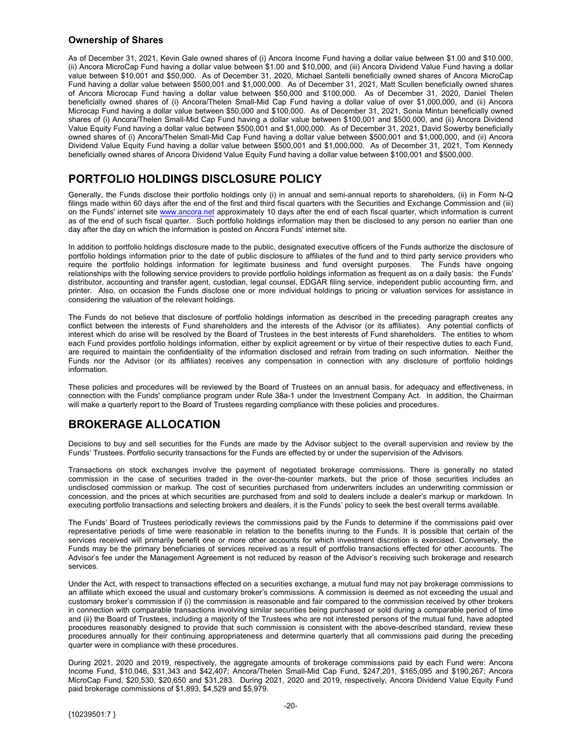### Ownership of Shares

As of December 31, 2021, Kevin Gale owned shares of (i) Ancora Income Fund having a dollar value between $1.00 and $10.000, (ii) Ancora MicroCap Fund having a dollar value between $1.00 and $10,000, and (iii) Ancora Dividend Value Fund having a dollar value between $10,001 and $50,000. As of December 31, 2020, Michael Santelli beneficially owned shares of Ancora MicroCap Fund having a dollar value between $500,001 and $1,000,000. As of December 31, 2021, Matt Scullen beneficially owned shares of Ancora Microcap Fund having a dollar value between $50,000 and $100,000. As of December 31, 2020, Daniel Thelen beneficially owned shares of (i) Ancora/Thelen Small-Mid Cap Fund having a dollar value of over $1,000,000, and (ii) Ancora Microcap Fund having a dollar value between $50,000 and $100,000. As of December 31, 2021, Sonia Mintun beneficially owned shares of (i) Ancora/Thelen Small-Mid Cap Fund having a dollar value between $100,001 and $500,000, and (ii) Ancora Dividend Value Equity Fund having a dollar value between $500,001 and $1,000,000. As of December 31, 2021, David Sowerby beneficially owned shares of (i) Ancora/Thelen Small-Mid Cap Fund having a dollar value between $500,001 and $1,000,000, and (ii) Ancora Dividend Value Equity Fund having a dollar value between $500,001 and $1,000,000. As of December 31, 2021, Tom Kennedy beneficially owned shares of Ancora Dividend Value Equity Fund having a dollar value between $100,001 and $500,000.

## PORTFOLIO HOLDINGS DISCLOSURE POLICY

Generally, the Funds disclose their portfolio holdings only (i) in annual and semi-annual reports to shareholders, (ii) in Form N-Q filings made within 60 days after the end of the first and third fiscal quarters with the Securities and Exchange Commission and (iii) on the Funds' internet site www.ancora.net approximately 10 days after the end of each fiscal quarter, which information is current as of the end of such fiscal quarter. Such portfolio holdings information may then be disclosed to any person no earlier than one day after the day on which the information is posted on Ancora Funds' internet site.

In addition to portfolio holdings disclosure made to the public, designated executive officers of the Funds authorize the disclosure of portfolio holdings information prior to the date of public disclosure to affiliates of the fund and to third party service providers who require the portfolio holdings information for legitimate business and fund oversight purposes. The Funds have ongoing relationships with the following service providers to provide portfolio holdings information as frequent as on a daily basis: the Funds' distributor, accounting and transfer agent, custodian, legal counsel, EDGAR filing service, independent public accounting firm, and printer. Also, on occasion the Funds disclose one or more individual holdings to pricing or valuation services for assistance in considering the valuation of the relevant holdings.

The Funds do not believe that disclosure of portfolio holdings information as described in the preceding paragraph creates any conflict between the interests of Fund shareholders and the interests of the Advisor (or its affiliates). Any potential conflicts of interest which do arise will be resolved by the Board of Trustees in the best interests of Fund shareholders. The entities to whom each Fund provides portfolio holdings information, either by explicit agreement or by virtue of their respective duties to each Fund, are required to maintain the confidentiality of the information disclosed and refrain from trading on such information. Neither the Funds nor the Advisor (or its affiliates) receives any compensation in connection with any disclosure of portfolio holdings information.

These policies and procedures will be reviewed by the Board of Trustees on an annual basis, for adequacy and effectiveness, in connection with the Funds' compliance program under Rule 38a-1 under the Investment Company Act. In addition, the Chairman will make a quarterly report to the Board of Trustees regarding compliance with these policies and procedures.

## BROKERAGE ALLOCATION

Decisions to buy and sell securities for the Funds are made by the Advisor subject to the overall supervision and review by the Funds' Trustees. Portfolio security transactions for the Funds are effected by or under the supervision of the Advisors.

Transactions on stock exchanges involve the payment of negotiated brokerage commissions. There is generally no stated commission in the case of securities traded in the over-the-counter markets, but the price of those securities includes an undisclosed commission or markup. The cost of securities purchased from underwriters includes an underwriting commission or concession, and the prices at which securities are purchased from and sold to dealers include a dealer's markup or markdown. In executing portfolio transactions and selecting brokers and dealers, it is the Funds' policy to seek the best overall terms available.

The Funds' Board of Trustees periodically reviews the commissions paid by the Funds to determine if the commissions paid over representative periods of time were reasonable in relation to the benefits inuring to the Funds. It is possible that certain of the services received will primarily benefit one or more other accounts for which investment discretion is exercised. Conversely, the Funds may be the primary beneficiaries of services received as a result of portfolio transactions effected for other accounts. The Advisor's fee under the Management Agreement is not reduced by reason of the Advisor's receiving such brokerage and research services.

Under the Act, with respect to transactions effected on a securities exchange, a mutual fund may not pay brokerage commissions to an affiliate which exceed the usual and customary broker's commissions. A commission is deemed as not exceeding the usual and customary broker's commission if (i) the commission is reasonable and fair compared to the commission received by other brokers in connection with comparable transactions involving similar securities being purchased or sold during a comparable period of time and (ii) the Board of Trustees, including a majority of the Trustees who are not interested persons of the mutual fund, have adopted procedures reasonably designed to provide that such commission is consistent with the above-described standard, review these procedures annually for their continuing appropriateness and determine quarterly that all commissions paid during the preceding quarter were in compliance with these procedures.

During 2021, 2020 and 2019, respectively, the aggregate amounts of brokerage commissions paid by each Fund were: Ancora Income Fund, $10,046, $31,343 and $42,407; Ancora/Thelen Small-Mid Cap Fund, $247,201, $165,095 and $190,267; Ancora MicroCap Fund, $20,530, $20,650 and $31,283. During 2021, 2020 and 2019, respectively, Ancora Dividend Value Equity Fund paid brokerage commissions of $1,893, $4,529 and $5,979.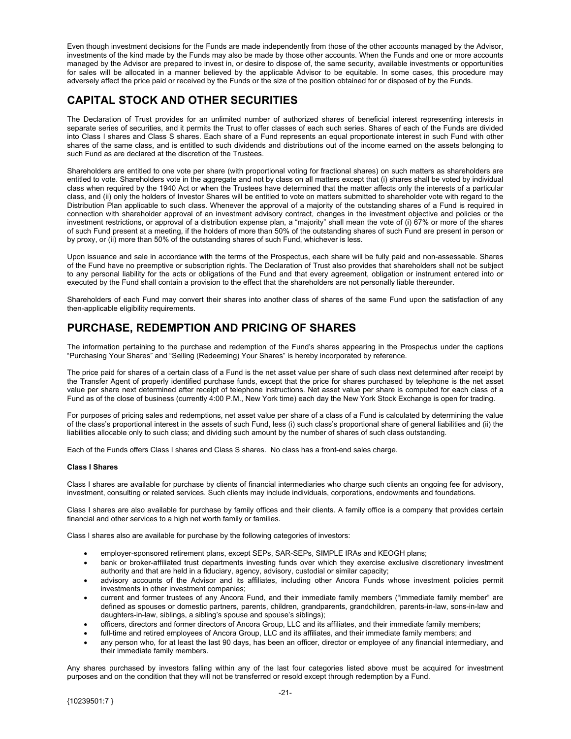Even though investment decisions for the Funds are made independently from those of the other accounts managed by the Advisor, investments of the kind made by the Funds may also be made by those other accounts. When the Funds and one or more accounts managed by the Advisor are prepared to invest in, or desire to dispose of, the same security, available investments or opportunities for sales will be allocated in a manner believed by the applicable Advisor to be equitable. In some cases, this procedure may adversely affect the price paid or received by the Funds or the size of the position obtained for or disposed of by the Funds.

## CAPITAL STOCK AND OTHER SECURITIES

The Declaration of Trust provides for an unlimited number of authorized shares of beneficial interest representing interests in separate series of securities, and it permits the Trust to offer classes of each such series. Shares of each of the Funds are divided into Class I shares and Class S shares. Each share of a Fund represents an equal proportionate interest in such Fund with other shares of the same class, and is entitled to such dividends and distributions out of the income earned on the assets belonging to such Fund as are declared at the discretion of the Trustees.

Shareholders are entitled to one vote per share (with proportional voting for fractional shares) on such matters as shareholders are entitled to vote. Shareholders vote in the aggregate and not by class on all matters except that (i) shares shall be voted by individual class when required by the 1940 Act or when the Trustees have determined that the matter affects only the interests of a particular class, and (ii) only the holders of Investor Shares will be entitled to vote on matters submitted to shareholder vote with regard to the Distribution Plan applicable to such class. Whenever the approval of a majority of the outstanding shares of a Fund is required in connection with shareholder approval of an investment advisory contract, changes in the investment objective and policies or the investment restrictions, or approval of a distribution expense plan, a "majority" shall mean the vote of (i) 67% or more of the shares of such Fund present at a meeting, if the holders of more than 50% of the outstanding shares of such Fund are present in person or by proxy, or (ii) more than 50% of the outstanding shares of such Fund, whichever is less.

Upon issuance and sale in accordance with the terms of the Prospectus, each share will be fully paid and non-assessable. Shares of the Fund have no preemptive or subscription rights. The Declaration of Trust also provides that shareholders shall not be subject to any personal liability for the acts or obligations of the Fund and that every agreement, obligation or instrument entered into or executed by the Fund shall contain a provision to the effect that the shareholders are not personally liable thereunder.

Shareholders of each Fund may convert their shares into another class of shares of the same Fund upon the satisfaction of any then-applicable eligibility requirements.

## PURCHASE, REDEMPTION AND PRICING OF SHARES

The information pertaining to the purchase and redemption of the Fund's shares appearing in the Prospectus under the captions "Purchasing Your Shares" and "Selling (Redeeming) Your Shares" is hereby incorporated by reference.

The price paid for shares of a certain class of a Fund is the net asset value per share of such class next determined after receipt by the Transfer Agent of properly identified purchase funds, except that the price for shares purchased by telephone is the net asset value per share next determined after receipt of telephone instructions. Net asset value per share is computed for each class of a Fund as of the close of business (currently 4:00 P.M., New York time) each day the New York Stock Exchange is open for trading.

For purposes of pricing sales and redemptions, net asset value per share of a class of a Fund is calculated by determining the value of the class's proportional interest in the assets of such Fund, less (i) such class's proportional share of general liabilities and (ii) the liabilities allocable only to such class; and dividing such amount by the number of shares of such class outstanding.

Each of the Funds offers Class I shares and Class S shares. No class has a front-end sales charge.

**Class I Shares**

Class I shares are available for purchase by clients of financial intermediaries who charge such clients an ongoing fee for advisory, investment, consulting or related services. Such clients may include individuals, corporations, endowments and foundations.

Class I shares are also available for purchase by family offices and their clients. A family office is a company that provides certain financial and other services to a high net worth family or families.

Class I shares also are available for purchase by the following categories of investors:

- employer-sponsored retirement plans, except SEPs, SAR-SEPs, SIMPLE IRAs and KEOGH plans;
- bank or broker-affiliated trust departments investing funds over which they exercise exclusive discretionary investment authority and that are held in a fiduciary, agency, advisory, custodial or similar capacity;
- advisory accounts of the Advisor and its affiliates, including other Ancora Funds whose investment policies permit investments in other investment companies;
- current and former trustees of any Ancora Fund, and their immediate family members ("immediate family member" are defined as spouses or domestic partners, parents, children, grandparents, grandchildren, parents-in-law, sons-in-law and daughters-in-law, siblings, a sibling's spouse and spouse's siblings);
- officers, directors and former directors of Ancora Group, LLC and its affiliates, and their immediate family members;
- full-time and retired employees of Ancora Group, LLC and its affiliates, and their immediate family members; and
- any person who, for at least the last 90 days, has been an officer, director or employee of any financial intermediary, and their immediate family members.

Any shares purchased by investors falling within any of the last four categories listed above must be acquired for investment purposes and on the condition that they will not be transferred or resold except through redemption by a Fund.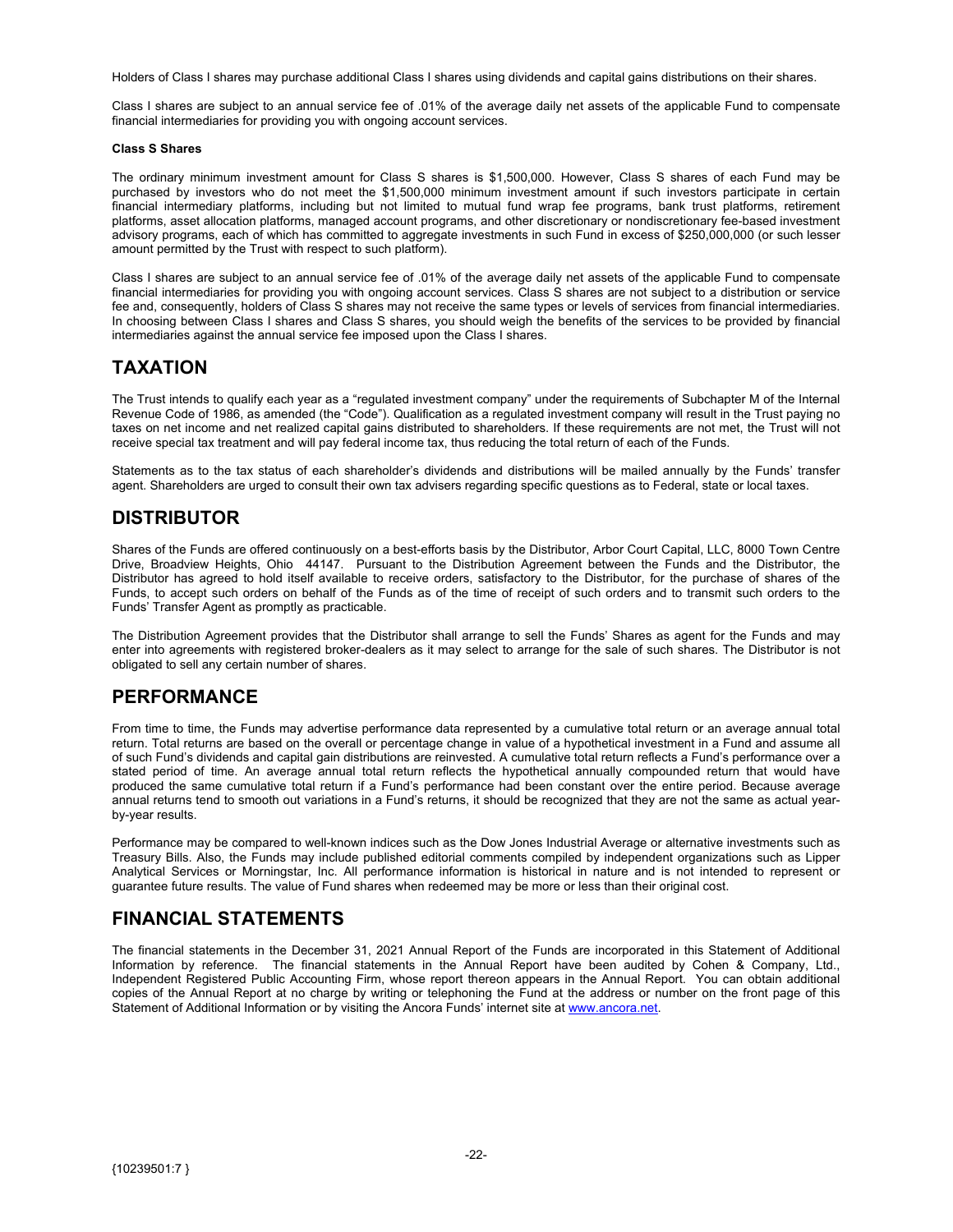Holders of Class I shares may purchase additional Class I shares using dividends and capital gains distributions on their shares.

Class I shares are subject to an annual service fee of .01% of the average daily net assets of the applicable Fund to compensate financial intermediaries for providing you with ongoing account services.

**Class S Shares**

The ordinary minimum investment amount for Class S shares is $1,500,000. However, Class S shares of each Fund may be purchased by investors who do not meet the $1,500,000 minimum investment amount if such investors participate in certain financial intermediary platforms, including but not limited to mutual fund wrap fee programs, bank trust platforms, retirement platforms, asset allocation platforms, managed account programs, and other discretionary or nondiscretionary fee-based investment advisory programs, each of which has committed to aggregate investments in such Fund in excess of $250,000,000 (or such lesser amount permitted by the Trust with respect to such platform).

Class I shares are subject to an annual service fee of .01% of the average daily net assets of the applicable Fund to compensate financial intermediaries for providing you with ongoing account services. Class S shares are not subject to a distribution or service fee and, consequently, holders of Class S shares may not receive the same types or levels of services from financial intermediaries. In choosing between Class I shares and Class S shares, you should weigh the benefits of the services to be provided by financial intermediaries against the annual service fee imposed upon the Class I shares.

## TAXATION

The Trust intends to qualify each year as a "regulated investment company" under the requirements of Subchapter M of the Internal Revenue Code of 1986, as amended (the "Code"). Qualification as a regulated investment company will result in the Trust paying no taxes on net income and net realized capital gains distributed to shareholders. If these requirements are not met, the Trust will not receive special tax treatment and will pay federal income tax, thus reducing the total return of each of the Funds.

Statements as to the tax status of each shareholder's dividends and distributions will be mailed annually by the Funds' transfer agent. Shareholders are urged to consult their own tax advisers regarding specific questions as to Federal, state or local taxes.

## DISTRIBUTOR

Shares of the Funds are offered continuously on a best-efforts basis by the Distributor, Arbor Court Capital, LLC, 8000 Town Centre Drive, Broadview Heights, Ohio 44147. Pursuant to the Distribution Agreement between the Funds and the Distributor, the Distributor has agreed to hold itself available to receive orders, satisfactory to the Distributor, for the purchase of shares of the Funds, to accept such orders on behalf of the Funds as of the time of receipt of such orders and to transmit such orders to the Funds' Transfer Agent as promptly as practicable.

The Distribution Agreement provides that the Distributor shall arrange to sell the Funds' Shares as agent for the Funds and may enter into agreements with registered broker-dealers as it may select to arrange for the sale of such shares. The Distributor is not obligated to sell any certain number of shares.

## PERFORMANCE

From time to time, the Funds may advertise performance data represented by a cumulative total return or an average annual total return. Total returns are based on the overall or percentage change in value of a hypothetical investment in a Fund and assume all of such Fund's dividends and capital gain distributions are reinvested. A cumulative total return reflects a Fund's performance over a stated period of time. An average annual total return reflects the hypothetical annually compounded return that would have produced the same cumulative total return if a Fund's performance had been constant over the entire period. Because average annual returns tend to smooth out variations in a Fund's returns, it should be recognized that they are not the same as actual year-by-year results.

Performance may be compared to well-known indices such as the Dow Jones Industrial Average or alternative investments such as Treasury Bills. Also, the Funds may include published editorial comments compiled by independent organizations such as Lipper Analytical Services or Morningstar, Inc. All performance information is historical in nature and is not intended to represent or guarantee future results. The value of Fund shares when redeemed may be more or less than their original cost.

## FINANCIAL STATEMENTS

The financial statements in the December 31, 2021 Annual Report of the Funds are incorporated in this Statement of Additional Information by reference. The financial statements in the Annual Report have been audited by Cohen & Company, Ltd., Independent Registered Public Accounting Firm, whose report thereon appears in the Annual Report. You can obtain additional copies of the Annual Report at no charge by writing or telephoning the Fund at the address or number on the front page of this Statement of Additional Information or by visiting the Ancora Funds' internet site at www.ancora.net.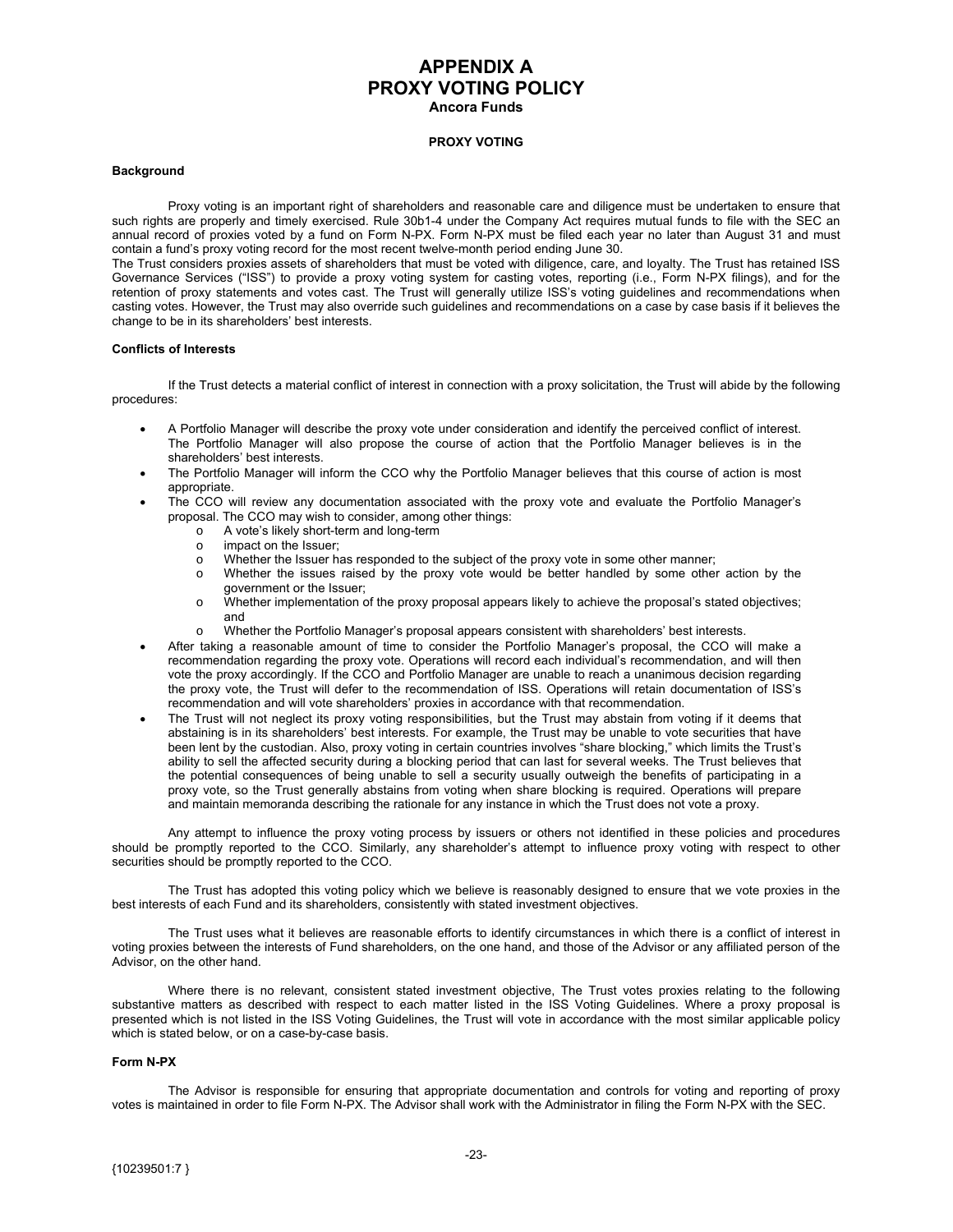# APPENDIX A
# PROXY VOTING POLICY
### Ancora Funds

**PROXY VOTING**

**Background**

Proxy voting is an important right of shareholders and reasonable care and diligence must be undertaken to ensure that such rights are properly and timely exercised. Rule 30b1-4 under the Company Act requires mutual funds to file with the SEC an annual record of proxies voted by a fund on Form N-PX. Form N-PX must be filed each year no later than August 31 and must contain a fund's proxy voting record for the most recent twelve-month period ending June 30.

The Trust considers proxies assets of shareholders that must be voted with diligence, care, and loyalty. The Trust has retained ISS Governance Services ("ISS") to provide a proxy voting system for casting votes, reporting (i.e., Form N-PX filings), and for the retention of proxy statements and votes cast. The Trust will generally utilize ISS's voting guidelines and recommendations when casting votes. However, the Trust may also override such guidelines and recommendations on a case by case basis if it believes the change to be in its shareholders' best interests.

**Conflicts of Interests**

If the Trust detects a material conflict of interest in connection with a proxy solicitation, the Trust will abide by the following procedures:

- A Portfolio Manager will describe the proxy vote under consideration and identify the perceived conflict of interest. The Portfolio Manager will also propose the course of action that the Portfolio Manager believes is in the shareholders' best interests.
- The Portfolio Manager will inform the CCO why the Portfolio Manager believes that this course of action is most appropriate.
- The CCO will review any documentation associated with the proxy vote and evaluate the Portfolio Manager's proposal. The CCO may wish to consider, among other things:
  - A vote's likely short-term and long-term
  - impact on the Issuer;
  - Whether the Issuer has responded to the subject of the proxy vote in some other manner;
  - Whether the issues raised by the proxy vote would be better handled by some other action by the government or the Issuer;
  - Whether implementation of the proxy proposal appears likely to achieve the proposal's stated objectives; and
  - Whether the Portfolio Manager's proposal appears consistent with shareholders' best interests.
- After taking a reasonable amount of time to consider the Portfolio Manager's proposal, the CCO will make a recommendation regarding the proxy vote. Operations will record each individual's recommendation, and will then vote the proxy accordingly. If the CCO and Portfolio Manager are unable to reach a unanimous decision regarding the proxy vote, the Trust will defer to the recommendation of ISS. Operations will retain documentation of ISS's recommendation and will vote shareholders' proxies in accordance with that recommendation.
- The Trust will not neglect its proxy voting responsibilities, but the Trust may abstain from voting if it deems that abstaining is in its shareholders' best interests. For example, the Trust may be unable to vote securities that have been lent by the custodian. Also, proxy voting in certain countries involves "share blocking," which limits the Trust's ability to sell the affected security during a blocking period that can last for several weeks. The Trust believes that the potential consequences of being unable to sell a security usually outweigh the benefits of participating in a proxy vote, so the Trust generally abstains from voting when share blocking is required. Operations will prepare and maintain memoranda describing the rationale for any instance in which the Trust does not vote a proxy.

Any attempt to influence the proxy voting process by issuers or others not identified in these policies and procedures should be promptly reported to the CCO. Similarly, any shareholder's attempt to influence proxy voting with respect to other securities should be promptly reported to the CCO.

The Trust has adopted this voting policy which we believe is reasonably designed to ensure that we vote proxies in the best interests of each Fund and its shareholders, consistently with stated investment objectives.

The Trust uses what it believes are reasonable efforts to identify circumstances in which there is a conflict of interest in voting proxies between the interests of Fund shareholders, on the one hand, and those of the Advisor or any affiliated person of the Advisor, on the other hand.

Where there is no relevant, consistent stated investment objective, The Trust votes proxies relating to the following substantive matters as described with respect to each matter listed in the ISS Voting Guidelines. Where a proxy proposal is presented which is not listed in the ISS Voting Guidelines, the Trust will vote in accordance with the most similar applicable policy which is stated below, or on a case-by-case basis.

**Form N-PX**

The Advisor is responsible for ensuring that appropriate documentation and controls for voting and reporting of proxy votes is maintained in order to file Form N-PX. The Advisor shall work with the Administrator in filing the Form N-PX with the SEC.

{10239501:7 }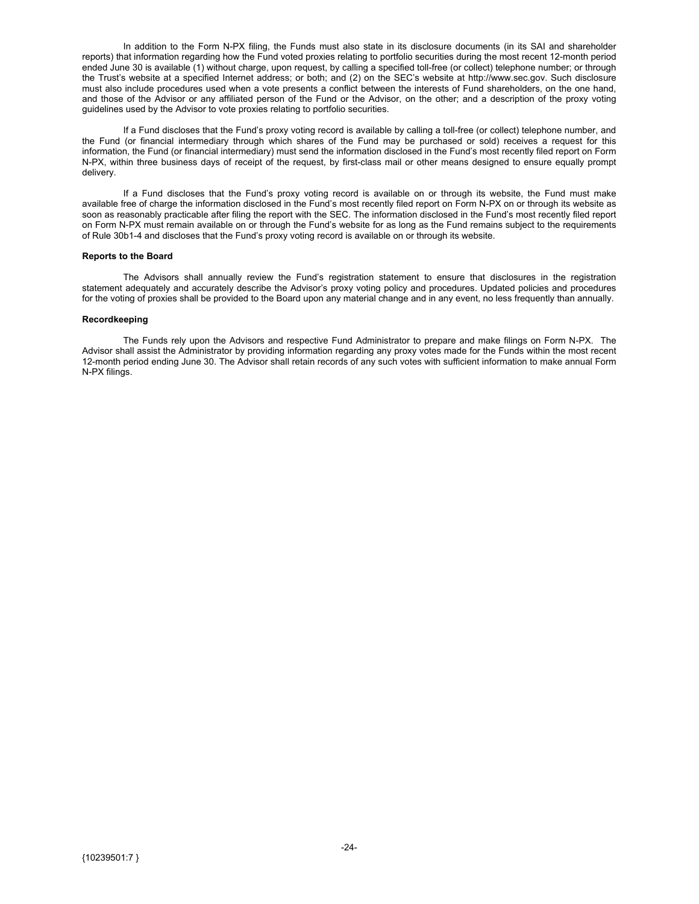In addition to the Form N-PX filing, the Funds must also state in its disclosure documents (in its SAI and shareholder reports) that information regarding how the Fund voted proxies relating to portfolio securities during the most recent 12-month period ended June 30 is available (1) without charge, upon request, by calling a specified toll-free (or collect) telephone number; or through the Trust's website at a specified Internet address; or both; and (2) on the SEC's website at http://www.sec.gov. Such disclosure must also include procedures used when a vote presents a conflict between the interests of Fund shareholders, on the one hand, and those of the Advisor or any affiliated person of the Fund or the Advisor, on the other; and a description of the proxy voting guidelines used by the Advisor to vote proxies relating to portfolio securities.

If a Fund discloses that the Fund's proxy voting record is available by calling a toll-free (or collect) telephone number, and the Fund (or financial intermediary through which shares of the Fund may be purchased or sold) receives a request for this information, the Fund (or financial intermediary) must send the information disclosed in the Fund's most recently filed report on Form N-PX, within three business days of receipt of the request, by first-class mail or other means designed to ensure equally prompt delivery.

If a Fund discloses that the Fund's proxy voting record is available on or through its website, the Fund must make available free of charge the information disclosed in the Fund's most recently filed report on Form N-PX on or through its website as soon as reasonably practicable after filing the report with the SEC. The information disclosed in the Fund's most recently filed report on Form N-PX must remain available on or through the Fund's website for as long as the Fund remains subject to the requirements of Rule 30b1-4 and discloses that the Fund's proxy voting record is available on or through its website.

**Reports to the Board**

The Advisors shall annually review the Fund's registration statement to ensure that disclosures in the registration statement adequately and accurately describe the Advisor's proxy voting policy and procedures. Updated policies and procedures for the voting of proxies shall be provided to the Board upon any material change and in any event, no less frequently than annually.

**Recordkeeping**

The Funds rely upon the Advisors and respective Fund Administrator to prepare and make filings on Form N-PX. The Advisor shall assist the Administrator by providing information regarding any proxy votes made for the Funds within the most recent 12-month period ending June 30. The Advisor shall retain records of any such votes with sufficient information to make annual Form N-PX filings.

{10239501:7 }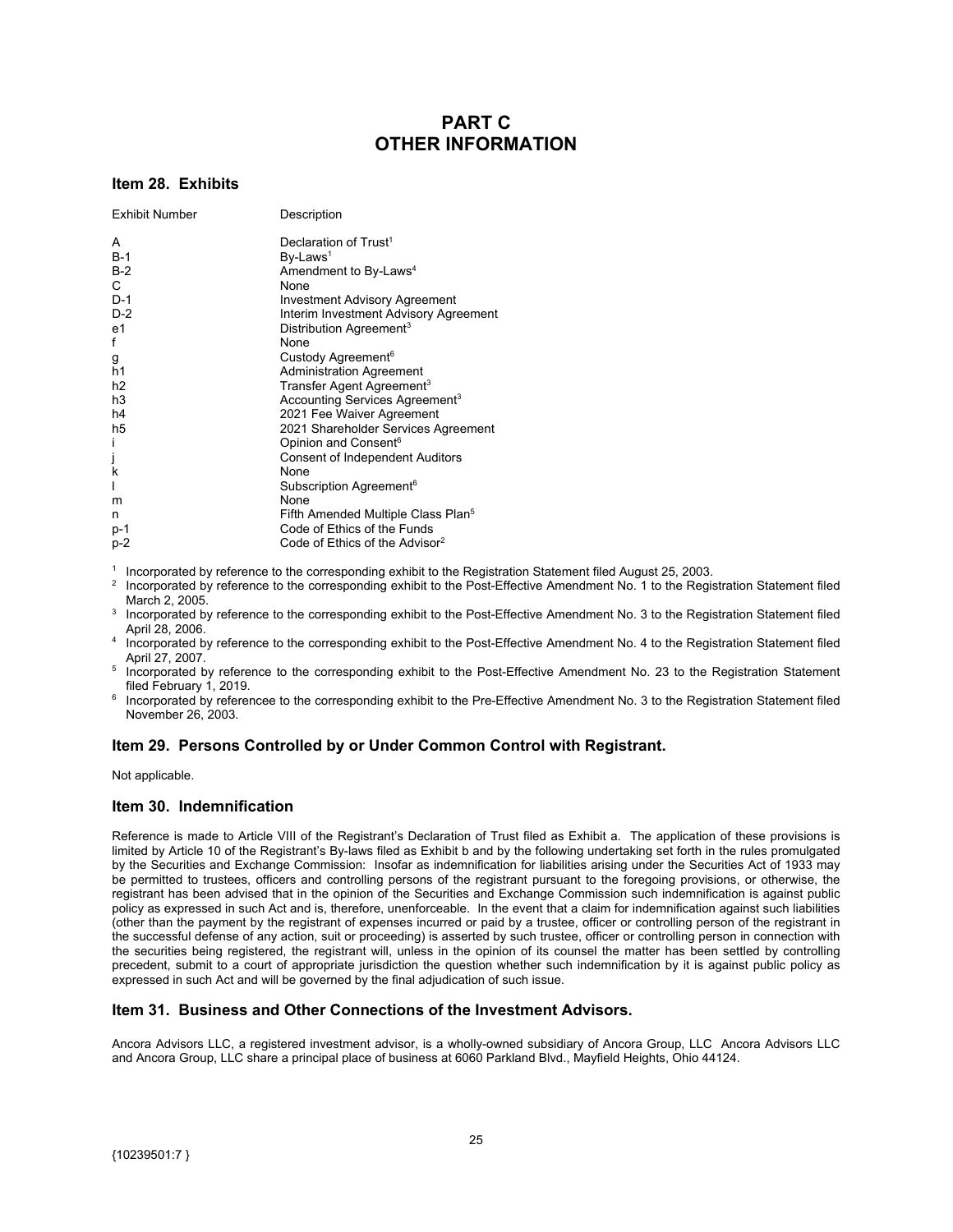# PART C
# OTHER INFORMATION

## Item 28. Exhibits

| Exhibit Number | Description |
|---|---|
| A | Declaration of Trust[1] |
| B-1 | By-Laws[1] |
| B-2 | Amendment to By-Laws[4] |
| C | None |
| D-1 | Investment Advisory Agreement |
| D-2 | Interim Investment Advisory Agreement |
| e1 | Distribution Agreement[3] |
| f | None |
| g | Custody Agreement[6] |
| h1 | Administration Agreement |
| h2 | Transfer Agent Agreement[3] |
| h3 | Accounting Services Agreement[3] |
| h4 | 2021 Fee Waiver Agreement |
| h5 | 2021 Shareholder Services Agreement |
| i | Opinion and Consent[6] |
| j | Consent of Independent Auditors |
| k | None |
| l | Subscription Agreement[6] |
| m | None |
| n | Fifth Amended Multiple Class Plan[5] |
| p-1 | Code of Ethics of the Funds |
| p-2 | Code of Ethics of the Advisor[2] |

[1] Incorporated by reference to the corresponding exhibit to the Registration Statement filed August 25, 2003.

[2] Incorporated by reference to the corresponding exhibit to the Post-Effective Amendment No. 1 to the Registration Statement filed March 2, 2005.

[3] Incorporated by reference to the corresponding exhibit to the Post-Effective Amendment No. 3 to the Registration Statement filed April 28, 2006.

[4] Incorporated by reference to the corresponding exhibit to the Post-Effective Amendment No. 4 to the Registration Statement filed April 27, 2007.

[5] Incorporated by reference to the corresponding exhibit to the Post-Effective Amendment No. 23 to the Registration Statement filed February 1, 2019.

[6] Incorporated by referencee to the corresponding exhibit to the Pre-Effective Amendment No. 3 to the Registration Statement filed November 26, 2003.

## Item 29. Persons Controlled by or Under Common Control with Registrant.

Not applicable.

## Item 30. Indemnification

Reference is made to Article VIII of the Registrant's Declaration of Trust filed as Exhibit a. The application of these provisions is limited by Article 10 of the Registrant's By-laws filed as Exhibit b and by the following undertaking set forth in the rules promulgated by the Securities and Exchange Commission: Insofar as indemnification for liabilities arising under the Securities Act of 1933 may be permitted to trustees, officers and controlling persons of the registrant pursuant to the foregoing provisions, or otherwise, the registrant has been advised that in the opinion of the Securities and Exchange Commission such indemnification is against public policy as expressed in such Act and is, therefore, unenforceable. In the event that a claim for indemnification against such liabilities (other than the payment by the registrant of expenses incurred or paid by a trustee, officer or controlling person of the registrant in the successful defense of any action, suit or proceeding) is asserted by such trustee, officer or controlling person in connection with the securities being registered, the registrant will, unless in the opinion of its counsel the matter has been settled by controlling precedent, submit to a court of appropriate jurisdiction the question whether such indemnification by it is against public policy as expressed in such Act and will be governed by the final adjudication of such issue.

## Item 31. Business and Other Connections of the Investment Advisors.

Ancora Advisors LLC, a registered investment advisor, is a wholly-owned subsidiary of Ancora Group, LLC Ancora Advisors LLC and Ancora Group, LLC share a principal place of business at 6060 Parkland Blvd., Mayfield Heights, Ohio 44124.

{10239501:7 }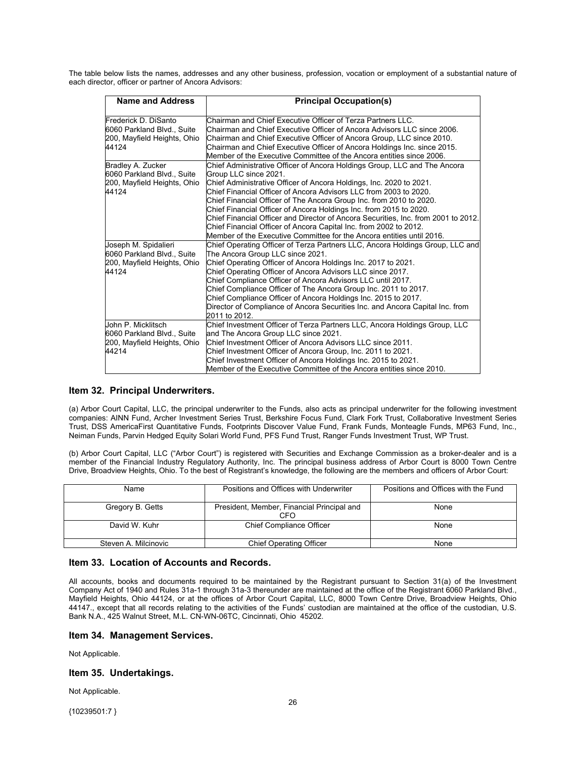The table below lists the names, addresses and any other business, profession, vocation or employment of a substantial nature of each director, officer or partner of Ancora Advisors:

| Name and Address | Principal Occupation(s) |
|---|---|
| Frederick D. DiSanto<br>6060 Parkland Blvd., Suite 200, Mayfield Heights, Ohio 44124 | Chairman and Chief Executive Officer of Terza Partners LLC.<br>Chairman and Chief Executive Officer of Ancora Advisors LLC since 2006.<br>Chairman and Chief Executive Officer of Ancora Group, LLC since 2010.<br>Chairman and Chief Executive Officer of Ancora Holdings Inc. since 2015.<br>Member of the Executive Committee of the Ancora entities since 2006. |
| Bradley A. Zucker<br>6060 Parkland Blvd., Suite 200, Mayfield Heights, Ohio 44124 | Chief Administrative Officer of Ancora Holdings Group, LLC and The Ancora Group LLC since 2021.<br>Chief Administrative Officer of Ancora Holdings, Inc. 2020 to 2021.<br>Chief Financial Officer of Ancora Advisors LLC from 2003 to 2020.<br>Chief Financial Officer of The Ancora Group Inc. from 2010 to 2020.<br>Chief Financial Officer of Ancora Holdings Inc. from 2015 to 2020.<br>Chief Financial Officer and Director of Ancora Securities, Inc. from 2001 to 2012.<br>Chief Financial Officer of Ancora Capital Inc. from 2002 to 2012.<br>Member of the Executive Committee for the Ancora entities until 2016. |
| Joseph M. Spidalieri<br>6060 Parkland Blvd., Suite 200, Mayfield Heights, Ohio 44124 | Chief Operating Officer of Terza Partners LLC, Ancora Holdings Group, LLC and The Ancora Group LLC since 2021.<br>Chief Operating Officer of Ancora Holdings Inc. 2017 to 2021.<br>Chief Operating Officer of Ancora Advisors LLC since 2017.<br>Chief Compliance Officer of Ancora Advisors LLC until 2017.<br>Chief Compliance Officer of The Ancora Group Inc. 2011 to 2017.<br>Chief Compliance Officer of Ancora Holdings Inc. 2015 to 2017.<br>Director of Compliance of Ancora Securities Inc. and Ancora Capital Inc. from 2011 to 2012. |
| John P. Micklitsch<br>6060 Parkland Blvd., Suite 200, Mayfield Heights, Ohio 44214 | Chief Investment Officer of Terza Partners LLC, Ancora Holdings Group, LLC and The Ancora Group LLC since 2021.<br>Chief Investment Officer of Ancora Advisors LLC since 2011.<br>Chief Investment Officer of Ancora Group, Inc. 2011 to 2021.<br>Chief Investment Officer of Ancora Holdings Inc. 2015 to 2021.<br>Member of the Executive Committee of the Ancora entities since 2010. |

## Item 32. Principal Underwriters.

(a) Arbor Court Capital, LLC, the principal underwriter to the Funds, also acts as principal underwriter for the following investment companies: AINN Fund, Archer Investment Series Trust, Berkshire Focus Fund, Clark Fork Trust, Collaborative Investment Series Trust, DSS AmericaFirst Quantitative Funds, Footprints Discover Value Fund, Frank Funds, Monteagle Funds, MP63 Fund, Inc., Neiman Funds, Parvin Hedged Equity Solari World Fund, PFS Fund Trust, Ranger Funds Investment Trust, WP Trust.

(b) Arbor Court Capital, LLC ("Arbor Court") is registered with Securities and Exchange Commission as a broker-dealer and is a member of the Financial Industry Regulatory Authority, Inc. The principal business address of Arbor Court is 8000 Town Centre Drive, Broadview Heights, Ohio. To the best of Registrant's knowledge, the following are the members and officers of Arbor Court:

| Name | Positions and Offices with Underwriter | Positions and Offices with the Fund |
|---|---|---|
| Gregory B. Getts | President, Member, Financial Principal and CFO | None |
| David W. Kuhr | Chief Compliance Officer | None |
| Steven A. Milcinovic | Chief Operating Officer | None |

## Item 33. Location of Accounts and Records.

All accounts, books and documents required to be maintained by the Registrant pursuant to Section 31(a) of the Investment Company Act of 1940 and Rules 31a-1 through 31a-3 thereunder are maintained at the office of the Registrant 6060 Parkland Blvd., Mayfield Heights, Ohio 44124, or at the offices of Arbor Court Capital, LLC, 8000 Town Centre Drive, Broadview Heights, Ohio 44147., except that all records relating to the activities of the Funds' custodian are maintained at the office of the custodian, U.S. Bank N.A., 425 Walnut Street, M.L. CN-WN-06TC, Cincinnati, Ohio 45202.

## Item 34. Management Services.

Not Applicable.

## Item 35. Undertakings.

Not Applicable.

{10239501:7 }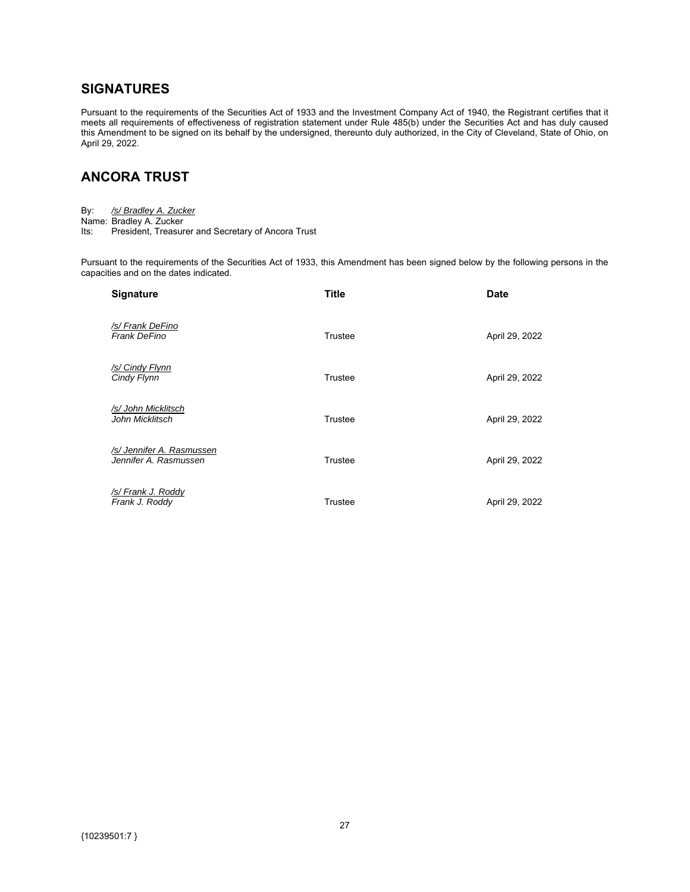## SIGNATURES

Pursuant to the requirements of the Securities Act of 1933 and the Investment Company Act of 1940, the Registrant certifies that it meets all requirements of effectiveness of registration statement under Rule 485(b) under the Securities Act and has duly caused this Amendment to be signed on its behalf by the undersigned, thereunto duly authorized, in the City of Cleveland, State of Ohio, on April 29, 2022.

## ANCORA TRUST

By: *[/s/ Bradley A. Zucker]*
Name: Bradley A. Zucker
Its: President, Treasurer and Secretary of Ancora Trust

Pursuant to the requirements of the Securities Act of 1933, this Amendment has been signed below by the following persons in the capacities and on the dates indicated.

| Signature | Title | Date |
|---|---|---|
| */s/ Frank DeFino*<br>*Frank DeFino* | Trustee | April 29, 2022 |
| */s/ Cindy Flynn*<br>*Cindy Flynn* | Trustee | April 29, 2022 |
| */s/ John Micklitsch*<br>*John Micklitsch* | Trustee | April 29, 2022 |
| */s/ Jennifer A. Rasmussen*<br>*Jennifer A. Rasmussen* | Trustee | April 29, 2022 |
| */s/ Frank J. Roddy*<br>*Frank J. Roddy* | Trustee | April 29, 2022 |

{10239501:7 }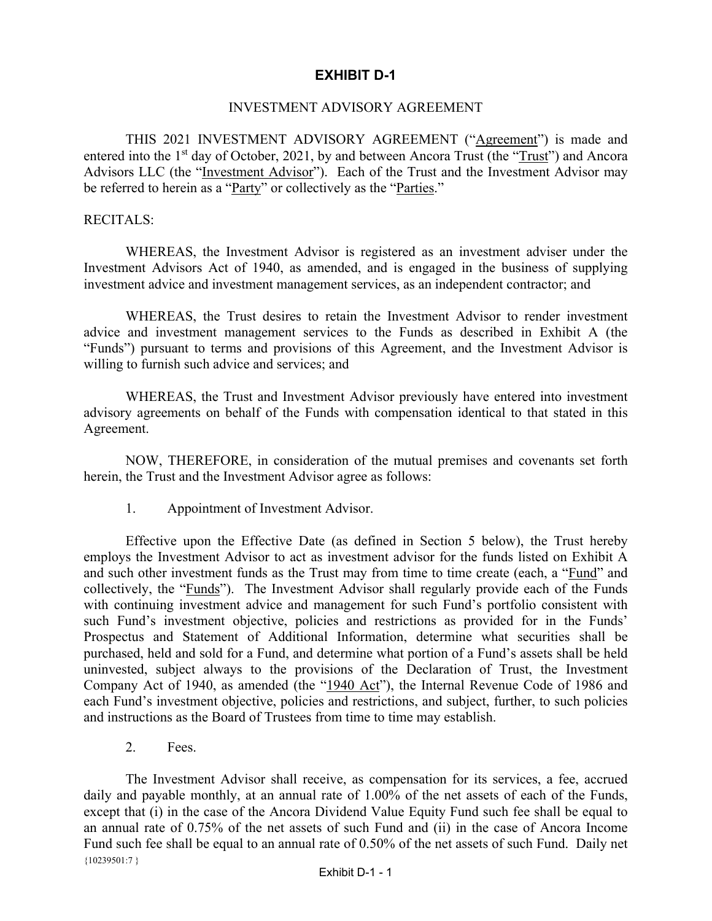# EXHIBIT D-1

INVESTMENT ADVISORY AGREEMENT

THIS 2021 INVESTMENT ADVISORY AGREEMENT ("Agreement") is made and entered into the 1st day of October, 2021, by and between Ancora Trust (the "Trust") and Ancora Advisors LLC (the "Investment Advisor"). Each of the Trust and the Investment Advisor may be referred to herein as a "Party" or collectively as the "Parties."

RECITALS:

WHEREAS, the Investment Advisor is registered as an investment adviser under the Investment Advisors Act of 1940, as amended, and is engaged in the business of supplying investment advice and investment management services, as an independent contractor; and

WHEREAS, the Trust desires to retain the Investment Advisor to render investment advice and investment management services to the Funds as described in Exhibit A (the "Funds") pursuant to terms and provisions of this Agreement, and the Investment Advisor is willing to furnish such advice and services; and

WHEREAS, the Trust and Investment Advisor previously have entered into investment advisory agreements on behalf of the Funds with compensation identical to that stated in this Agreement.

NOW, THEREFORE, in consideration of the mutual premises and covenants set forth herein, the Trust and the Investment Advisor agree as follows:

1. Appointment of Investment Advisor.

Effective upon the Effective Date (as defined in Section 5 below), the Trust hereby employs the Investment Advisor to act as investment advisor for the funds listed on Exhibit A and such other investment funds as the Trust may from time to time create (each, a "Fund" and collectively, the "Funds"). The Investment Advisor shall regularly provide each of the Funds with continuing investment advice and management for such Fund's portfolio consistent with such Fund's investment objective, policies and restrictions as provided for in the Funds' Prospectus and Statement of Additional Information, determine what securities shall be purchased, held and sold for a Fund, and determine what portion of a Fund's assets shall be held uninvested, subject always to the provisions of the Declaration of Trust, the Investment Company Act of 1940, as amended (the "1940 Act"), the Internal Revenue Code of 1986 and each Fund's investment objective, policies and restrictions, and subject, further, to such policies and instructions as the Board of Trustees from time to time may establish.

2. Fees.

The Investment Advisor shall receive, as compensation for its services, a fee, accrued daily and payable monthly, at an annual rate of 1.00% of the net assets of each of the Funds, except that (i) in the case of the Ancora Dividend Value Equity Fund such fee shall be equal to an annual rate of 0.75% of the net assets of such Fund and (ii) in the case of Ancora Income Fund such fee shall be equal to an annual rate of 0.50% of the net assets of such Fund. Daily net

{10239501:7 }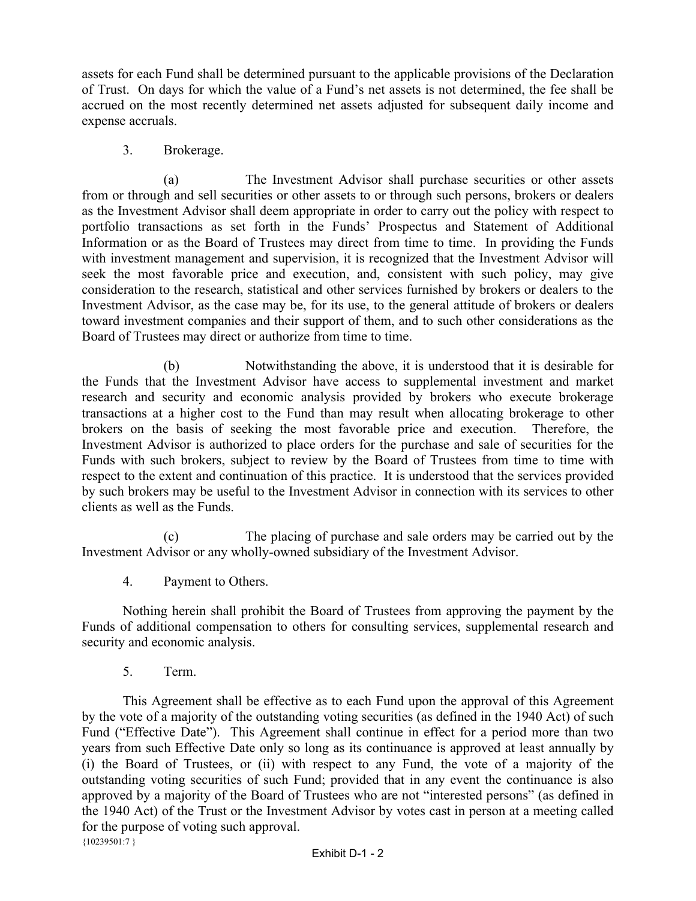assets for each Fund shall be determined pursuant to the applicable provisions of the Declaration of Trust. On days for which the value of a Fund's net assets is not determined, the fee shall be accrued on the most recently determined net assets adjusted for subsequent daily income and expense accruals.

3. Brokerage.

(a) The Investment Advisor shall purchase securities or other assets from or through and sell securities or other assets to or through such persons, brokers or dealers as the Investment Advisor shall deem appropriate in order to carry out the policy with respect to portfolio transactions as set forth in the Funds' Prospectus and Statement of Additional Information or as the Board of Trustees may direct from time to time. In providing the Funds with investment management and supervision, it is recognized that the Investment Advisor will seek the most favorable price and execution, and, consistent with such policy, may give consideration to the research, statistical and other services furnished by brokers or dealers to the Investment Advisor, as the case may be, for its use, to the general attitude of brokers or dealers toward investment companies and their support of them, and to such other considerations as the Board of Trustees may direct or authorize from time to time.

(b) Notwithstanding the above, it is understood that it is desirable for the Funds that the Investment Advisor have access to supplemental investment and market research and security and economic analysis provided by brokers who execute brokerage transactions at a higher cost to the Fund than may result when allocating brokerage to other brokers on the basis of seeking the most favorable price and execution. Therefore, the Investment Advisor is authorized to place orders for the purchase and sale of securities for the Funds with such brokers, subject to review by the Board of Trustees from time to time with respect to the extent and continuation of this practice. It is understood that the services provided by such brokers may be useful to the Investment Advisor in connection with its services to other clients as well as the Funds.

(c) The placing of purchase and sale orders may be carried out by the Investment Advisor or any wholly-owned subsidiary of the Investment Advisor.

4. Payment to Others.

Nothing herein shall prohibit the Board of Trustees from approving the payment by the Funds of additional compensation to others for consulting services, supplemental research and security and economic analysis.

5. Term.

This Agreement shall be effective as to each Fund upon the approval of this Agreement by the vote of a majority of the outstanding voting securities (as defined in the 1940 Act) of such Fund ("Effective Date"). This Agreement shall continue in effect for a period more than two years from such Effective Date only so long as its continuance is approved at least annually by (i) the Board of Trustees, or (ii) with respect to any Fund, the vote of a majority of the outstanding voting securities of such Fund; provided that in any event the continuance is also approved by a majority of the Board of Trustees who are not "interested persons" (as defined in the 1940 Act) of the Trust or the Investment Advisor by votes cast in person at a meeting called for the purpose of voting such approval.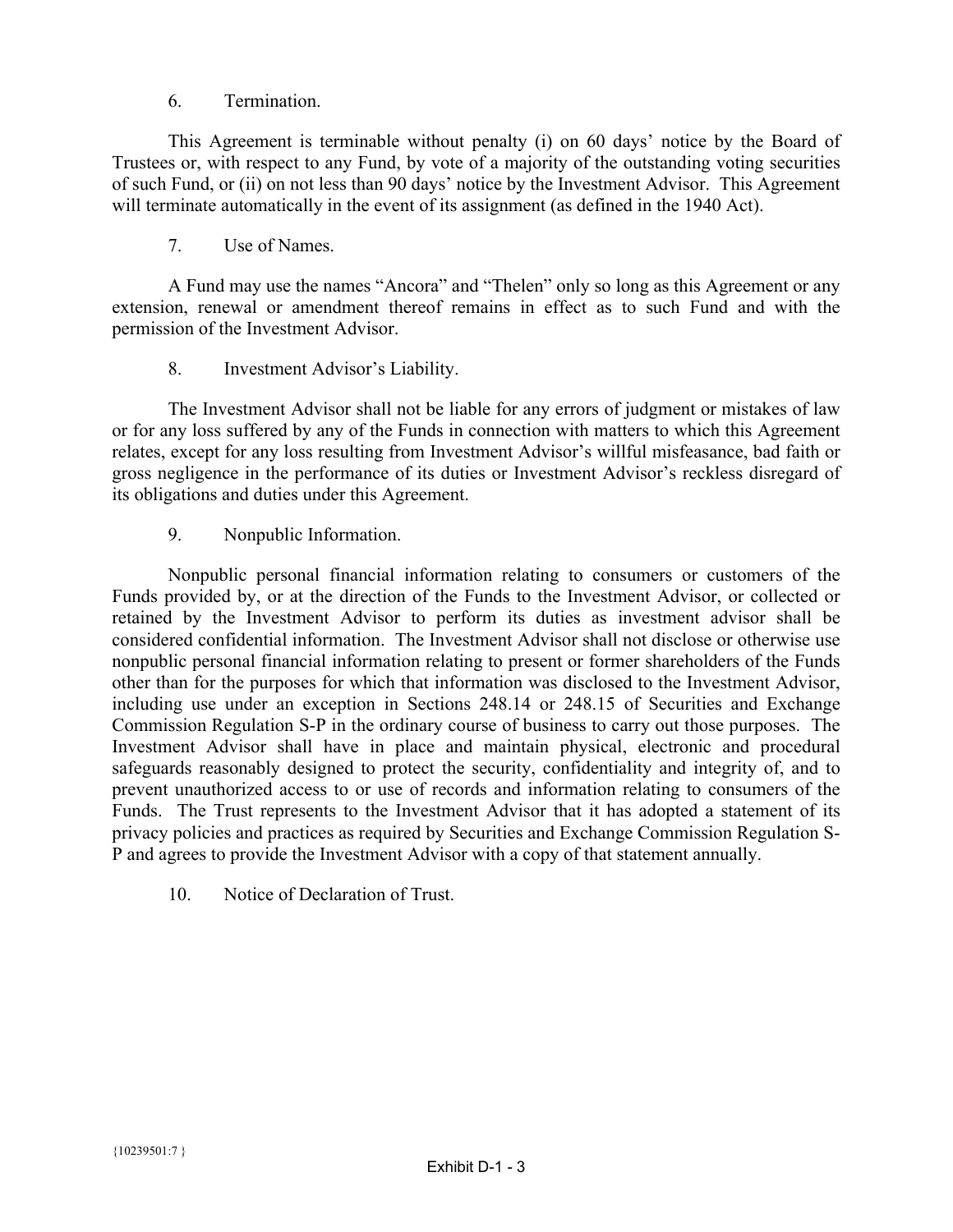6. Termination.

This Agreement is terminable without penalty (i) on 60 days' notice by the Board of Trustees or, with respect to any Fund, by vote of a majority of the outstanding voting securities of such Fund, or (ii) on not less than 90 days' notice by the Investment Advisor. This Agreement will terminate automatically in the event of its assignment (as defined in the 1940 Act).

7. Use of Names.

A Fund may use the names "Ancora" and "Thelen" only so long as this Agreement or any extension, renewal or amendment thereof remains in effect as to such Fund and with the permission of the Investment Advisor.

8. Investment Advisor's Liability.

The Investment Advisor shall not be liable for any errors of judgment or mistakes of law or for any loss suffered by any of the Funds in connection with matters to which this Agreement relates, except for any loss resulting from Investment Advisor's willful misfeasance, bad faith or gross negligence in the performance of its duties or Investment Advisor's reckless disregard of its obligations and duties under this Agreement.

9. Nonpublic Information.

Nonpublic personal financial information relating to consumers or customers of the Funds provided by, or at the direction of the Funds to the Investment Advisor, or collected or retained by the Investment Advisor to perform its duties as investment advisor shall be considered confidential information. The Investment Advisor shall not disclose or otherwise use nonpublic personal financial information relating to present or former shareholders of the Funds other than for the purposes for which that information was disclosed to the Investment Advisor, including use under an exception in Sections 248.14 or 248.15 of Securities and Exchange Commission Regulation S-P in the ordinary course of business to carry out those purposes. The Investment Advisor shall have in place and maintain physical, electronic and procedural safeguards reasonably designed to protect the security, confidentiality and integrity of, and to prevent unauthorized access to or use of records and information relating to consumers of the Funds. The Trust represents to the Investment Advisor that it has adopted a statement of its privacy policies and practices as required by Securities and Exchange Commission Regulation S-P and agrees to provide the Investment Advisor with a copy of that statement annually.

10. Notice of Declaration of Trust.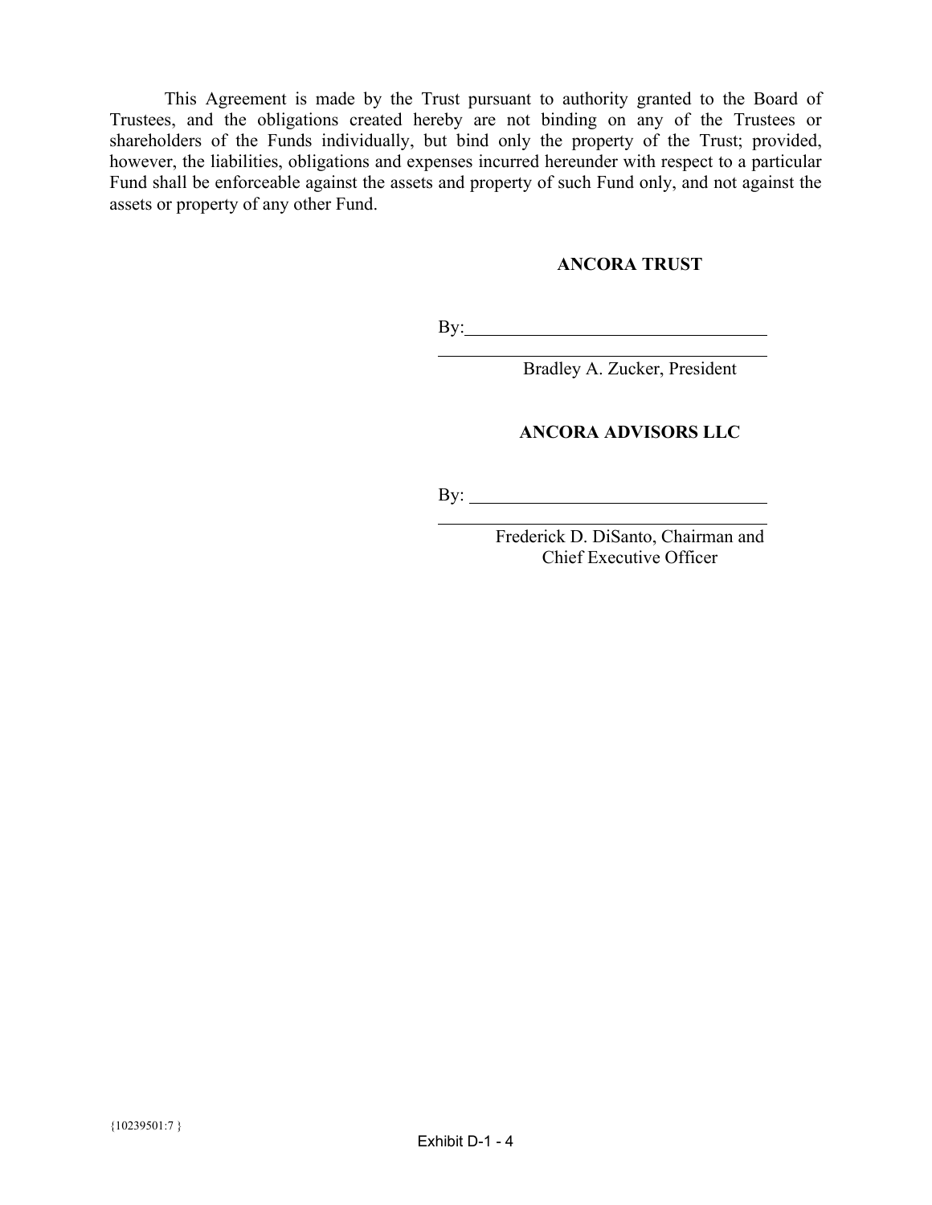This Agreement is made by the Trust pursuant to authority granted to the Board of Trustees, and the obligations created hereby are not binding on any of the Trustees or shareholders of the Funds individually, but bind only the property of the Trust; provided, however, the liabilities, obligations and expenses incurred hereunder with respect to a particular Fund shall be enforceable against the assets and property of such Fund only, and not against the assets or property of any other Fund.

**ANCORA TRUST**

By:\_\_\_\_\_\_\_\_\_\_\_\_\_\_\_\_\_\_\_\_\_\_\_\_\_\_\_\_\_\_\_\_

Bradley A. Zucker, President

**ANCORA ADVISORS LLC**

By: \_\_\_\_\_\_\_\_\_\_\_\_\_\_\_\_\_\_\_\_\_\_\_\_\_\_\_\_\_\_\_\_

Frederick D. DiSanto, Chairman and Chief Executive Officer

{10239501:7 }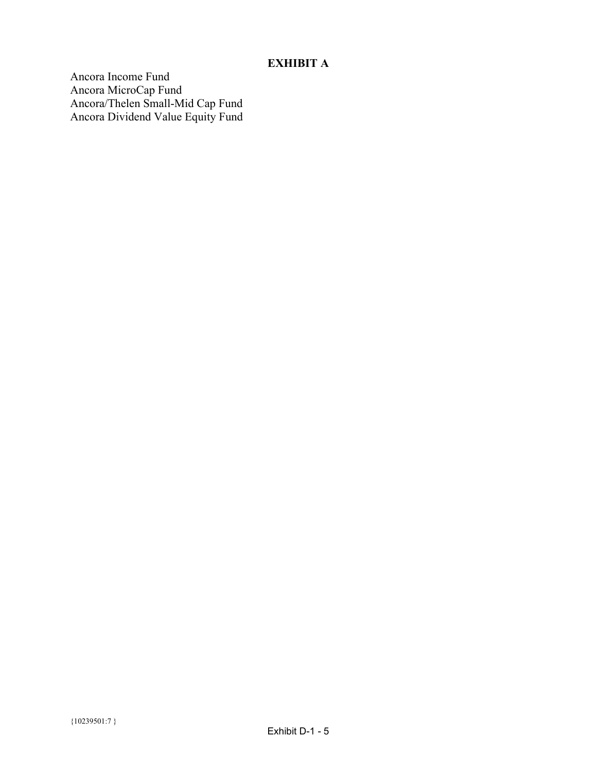# EXHIBIT A

Ancora Income Fund
Ancora MicroCap Fund
Ancora/Thelen Small-Mid Cap Fund
Ancora Dividend Value Equity Fund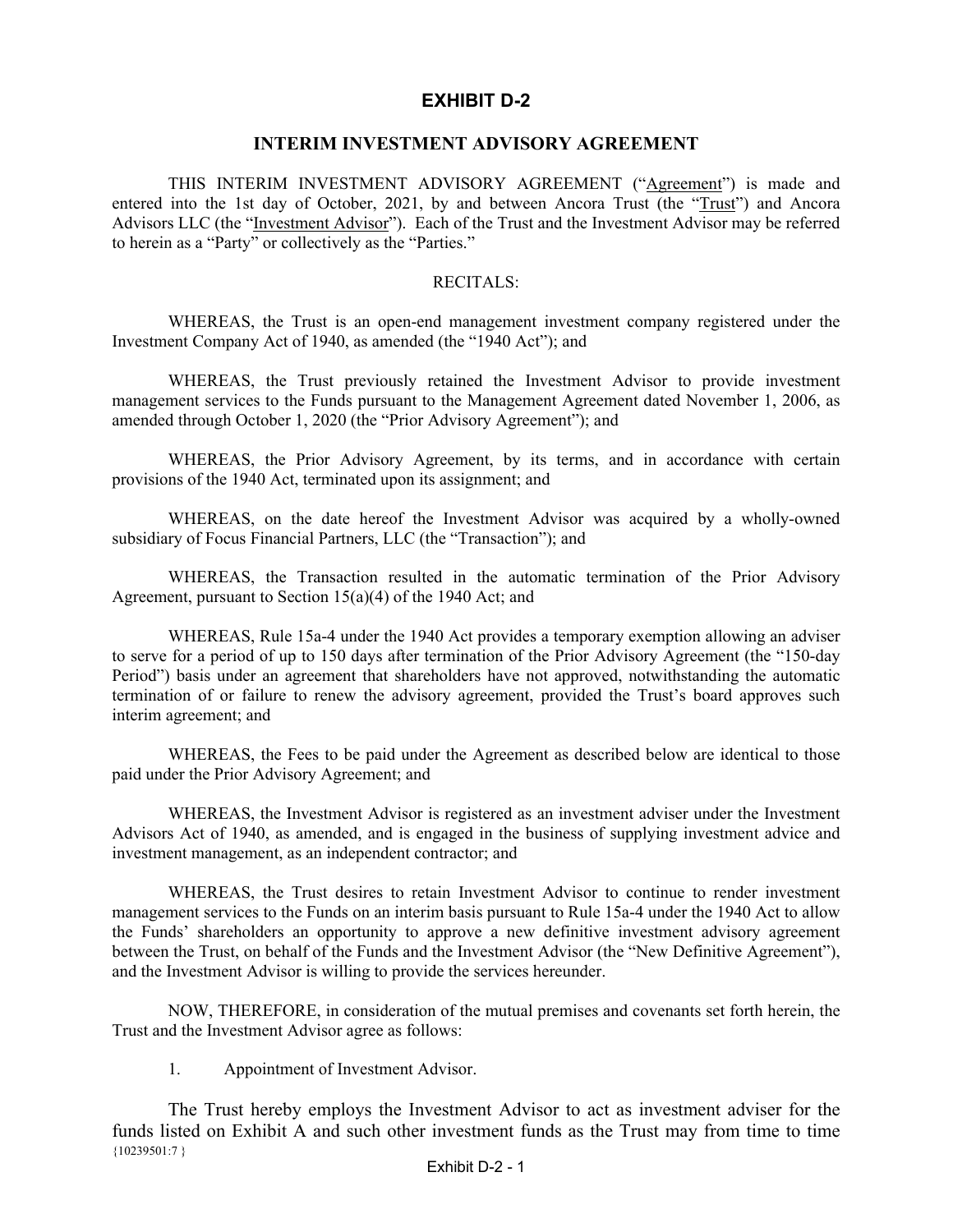# EXHIBIT D-2

## INTERIM INVESTMENT ADVISORY AGREEMENT

THIS INTERIM INVESTMENT ADVISORY AGREEMENT ("Agreement") is made and entered into the 1st day of October, 2021, by and between Ancora Trust (the "Trust") and Ancora Advisors LLC (the "Investment Advisor"). Each of the Trust and the Investment Advisor may be referred to herein as a "Party" or collectively as the "Parties."

RECITALS:

WHEREAS, the Trust is an open-end management investment company registered under the Investment Company Act of 1940, as amended (the "1940 Act"); and

WHEREAS, the Trust previously retained the Investment Advisor to provide investment management services to the Funds pursuant to the Management Agreement dated November 1, 2006, as amended through October 1, 2020 (the "Prior Advisory Agreement"); and

WHEREAS, the Prior Advisory Agreement, by its terms, and in accordance with certain provisions of the 1940 Act, terminated upon its assignment; and

WHEREAS, on the date hereof the Investment Advisor was acquired by a wholly-owned subsidiary of Focus Financial Partners, LLC (the "Transaction"); and

WHEREAS, the Transaction resulted in the automatic termination of the Prior Advisory Agreement, pursuant to Section 15(a)(4) of the 1940 Act; and

WHEREAS, Rule 15a-4 under the 1940 Act provides a temporary exemption allowing an adviser to serve for a period of up to 150 days after termination of the Prior Advisory Agreement (the "150-day Period") basis under an agreement that shareholders have not approved, notwithstanding the automatic termination of or failure to renew the advisory agreement, provided the Trust's board approves such interim agreement; and

WHEREAS, the Fees to be paid under the Agreement as described below are identical to those paid under the Prior Advisory Agreement; and

WHEREAS, the Investment Advisor is registered as an investment adviser under the Investment Advisors Act of 1940, as amended, and is engaged in the business of supplying investment advice and investment management, as an independent contractor; and

WHEREAS, the Trust desires to retain Investment Advisor to continue to render investment management services to the Funds on an interim basis pursuant to Rule 15a-4 under the 1940 Act to allow the Funds' shareholders an opportunity to approve a new definitive investment advisory agreement between the Trust, on behalf of the Funds and the Investment Advisor (the "New Definitive Agreement"), and the Investment Advisor is willing to provide the services hereunder.

NOW, THEREFORE, in consideration of the mutual premises and covenants set forth herein, the Trust and the Investment Advisor agree as follows:

1. Appointment of Investment Advisor.

The Trust hereby employs the Investment Advisor to act as investment adviser for the funds listed on Exhibit A and such other investment funds as the Trust may from time to time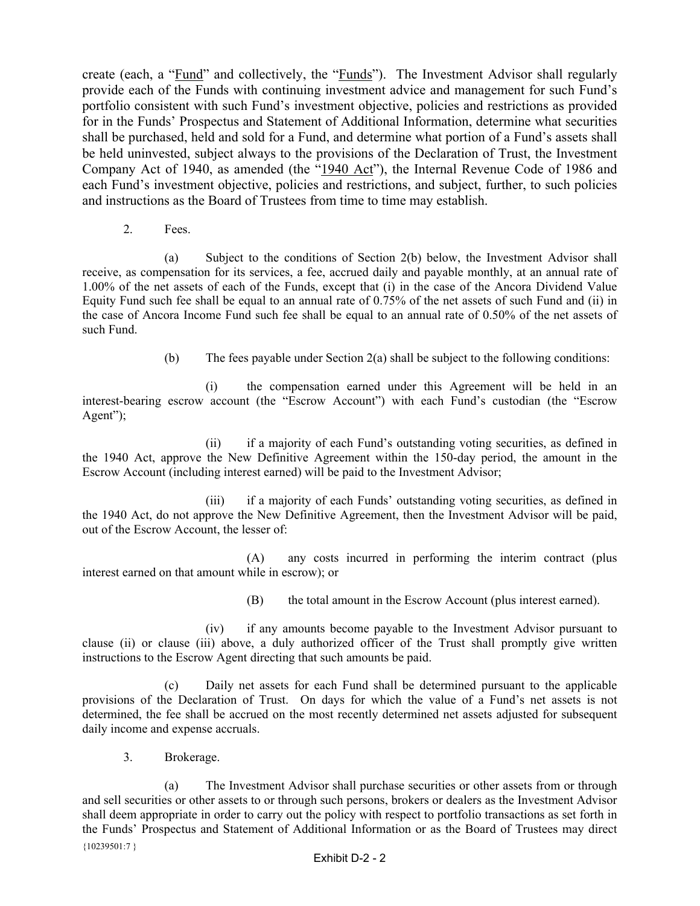create (each, a "Fund" and collectively, the "Funds"). The Investment Advisor shall regularly provide each of the Funds with continuing investment advice and management for such Fund's portfolio consistent with such Fund's investment objective, policies and restrictions as provided for in the Funds' Prospectus and Statement of Additional Information, determine what securities shall be purchased, held and sold for a Fund, and determine what portion of a Fund's assets shall be held uninvested, subject always to the provisions of the Declaration of Trust, the Investment Company Act of 1940, as amended (the "1940 Act"), the Internal Revenue Code of 1986 and each Fund's investment objective, policies and restrictions, and subject, further, to such policies and instructions as the Board of Trustees from time to time may establish.

2. Fees.

(a) Subject to the conditions of Section 2(b) below, the Investment Advisor shall receive, as compensation for its services, a fee, accrued daily and payable monthly, at an annual rate of 1.00% of the net assets of each of the Funds, except that (i) in the case of the Ancora Dividend Value Equity Fund such fee shall be equal to an annual rate of 0.75% of the net assets of such Fund and (ii) in the case of Ancora Income Fund such fee shall be equal to an annual rate of 0.50% of the net assets of such Fund.

(b) The fees payable under Section 2(a) shall be subject to the following conditions:

(i) the compensation earned under this Agreement will be held in an interest-bearing escrow account (the "Escrow Account") with each Fund's custodian (the "Escrow Agent");

(ii) if a majority of each Fund's outstanding voting securities, as defined in the 1940 Act, approve the New Definitive Agreement within the 150-day period, the amount in the Escrow Account (including interest earned) will be paid to the Investment Advisor;

(iii) if a majority of each Funds' outstanding voting securities, as defined in the 1940 Act, do not approve the New Definitive Agreement, then the Investment Advisor will be paid, out of the Escrow Account, the lesser of:

(A) any costs incurred in performing the interim contract (plus interest earned on that amount while in escrow); or

(B) the total amount in the Escrow Account (plus interest earned).

(iv) if any amounts become payable to the Investment Advisor pursuant to clause (ii) or clause (iii) above, a duly authorized officer of the Trust shall promptly give written instructions to the Escrow Agent directing that such amounts be paid.

(c) Daily net assets for each Fund shall be determined pursuant to the applicable provisions of the Declaration of Trust. On days for which the value of a Fund's net assets is not determined, the fee shall be accrued on the most recently determined net assets adjusted for subsequent daily income and expense accruals.

3. Brokerage.

(a) The Investment Advisor shall purchase securities or other assets from or through and sell securities or other assets to or through such persons, brokers or dealers as the Investment Advisor shall deem appropriate in order to carry out the policy with respect to portfolio transactions as set forth in the Funds' Prospectus and Statement of Additional Information or as the Board of Trustees may direct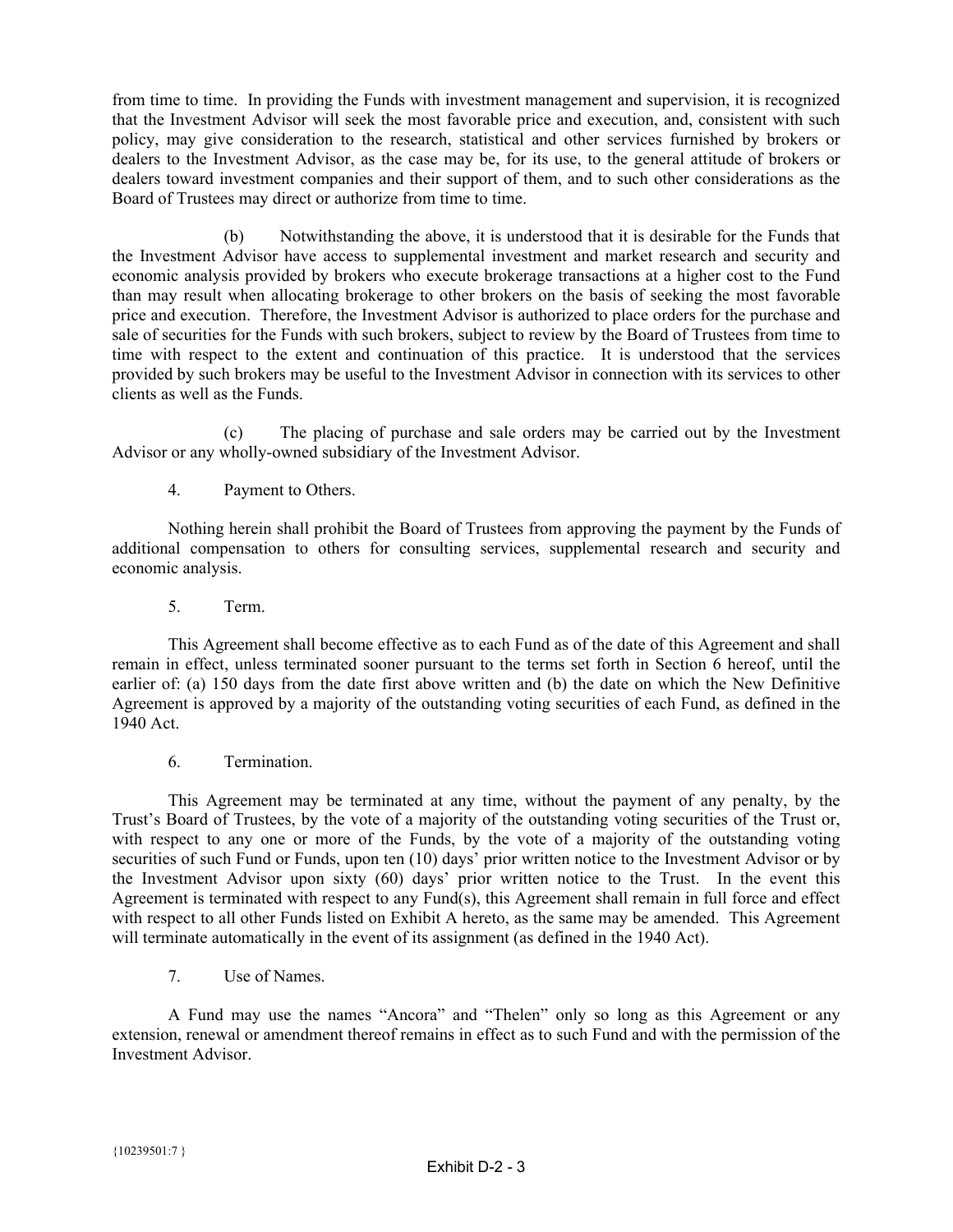from time to time. In providing the Funds with investment management and supervision, it is recognized that the Investment Advisor will seek the most favorable price and execution, and, consistent with such policy, may give consideration to the research, statistical and other services furnished by brokers or dealers to the Investment Advisor, as the case may be, for its use, to the general attitude of brokers or dealers toward investment companies and their support of them, and to such other considerations as the Board of Trustees may direct or authorize from time to time.

(b) Notwithstanding the above, it is understood that it is desirable for the Funds that the Investment Advisor have access to supplemental investment and market research and security and economic analysis provided by brokers who execute brokerage transactions at a higher cost to the Fund than may result when allocating brokerage to other brokers on the basis of seeking the most favorable price and execution. Therefore, the Investment Advisor is authorized to place orders for the purchase and sale of securities for the Funds with such brokers, subject to review by the Board of Trustees from time to time with respect to the extent and continuation of this practice. It is understood that the services provided by such brokers may be useful to the Investment Advisor in connection with its services to other clients as well as the Funds.

(c) The placing of purchase and sale orders may be carried out by the Investment Advisor or any wholly-owned subsidiary of the Investment Advisor.

4. Payment to Others.

Nothing herein shall prohibit the Board of Trustees from approving the payment by the Funds of additional compensation to others for consulting services, supplemental research and security and economic analysis.

5. Term.

This Agreement shall become effective as to each Fund as of the date of this Agreement and shall remain in effect, unless terminated sooner pursuant to the terms set forth in Section 6 hereof, until the earlier of: (a) 150 days from the date first above written and (b) the date on which the New Definitive Agreement is approved by a majority of the outstanding voting securities of each Fund, as defined in the 1940 Act.

6. Termination.

This Agreement may be terminated at any time, without the payment of any penalty, by the Trust's Board of Trustees, by the vote of a majority of the outstanding voting securities of the Trust or, with respect to any one or more of the Funds, by the vote of a majority of the outstanding voting securities of such Fund or Funds, upon ten (10) days' prior written notice to the Investment Advisor or by the Investment Advisor upon sixty (60) days' prior written notice to the Trust. In the event this Agreement is terminated with respect to any Fund(s), this Agreement shall remain in full force and effect with respect to all other Funds listed on Exhibit A hereto, as the same may be amended. This Agreement will terminate automatically in the event of its assignment (as defined in the 1940 Act).

7. Use of Names.

A Fund may use the names "Ancora" and "Thelen" only so long as this Agreement or any extension, renewal or amendment thereof remains in effect as to such Fund and with the permission of the Investment Advisor.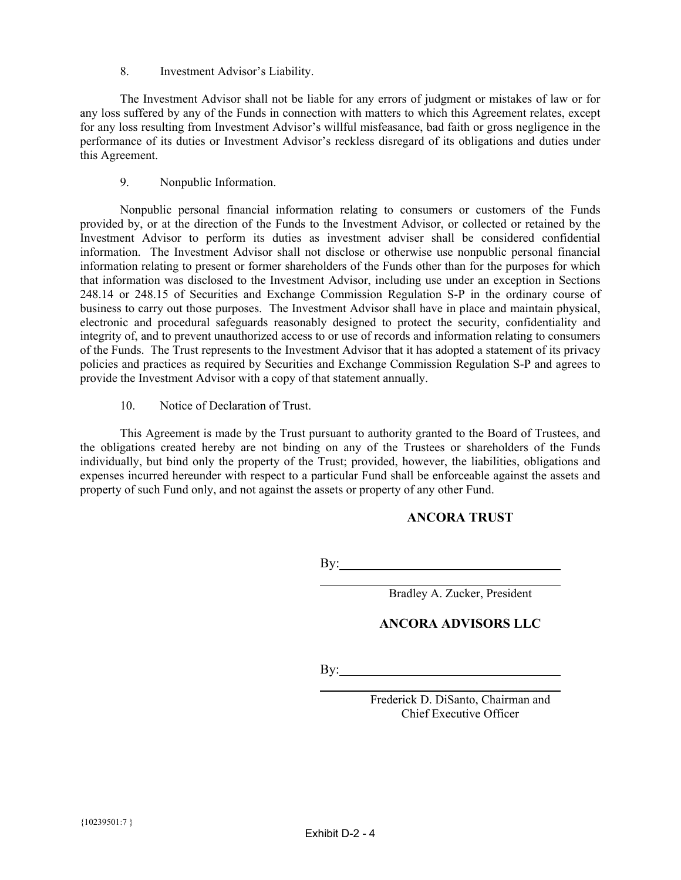8. Investment Advisor's Liability.

The Investment Advisor shall not be liable for any errors of judgment or mistakes of law or for any loss suffered by any of the Funds in connection with matters to which this Agreement relates, except for any loss resulting from Investment Advisor's willful misfeasance, bad faith or gross negligence in the performance of its duties or Investment Advisor's reckless disregard of its obligations and duties under this Agreement.

9. Nonpublic Information.

Nonpublic personal financial information relating to consumers or customers of the Funds provided by, or at the direction of the Funds to the Investment Advisor, or collected or retained by the Investment Advisor to perform its duties as investment adviser shall be considered confidential information. The Investment Advisor shall not disclose or otherwise use nonpublic personal financial information relating to present or former shareholders of the Funds other than for the purposes for which that information was disclosed to the Investment Advisor, including use under an exception in Sections 248.14 or 248.15 of Securities and Exchange Commission Regulation S-P in the ordinary course of business to carry out those purposes. The Investment Advisor shall have in place and maintain physical, electronic and procedural safeguards reasonably designed to protect the security, confidentiality and integrity of, and to prevent unauthorized access to or use of records and information relating to consumers of the Funds. The Trust represents to the Investment Advisor that it has adopted a statement of its privacy policies and practices as required by Securities and Exchange Commission Regulation S-P and agrees to provide the Investment Advisor with a copy of that statement annually.

10. Notice of Declaration of Trust.

This Agreement is made by the Trust pursuant to authority granted to the Board of Trustees, and the obligations created hereby are not binding on any of the Trustees or shareholders of the Funds individually, but bind only the property of the Trust; provided, however, the liabilities, obligations and expenses incurred hereunder with respect to a particular Fund shall be enforceable against the assets and property of such Fund only, and not against the assets or property of any other Fund.

**ANCORA TRUST**

By:\_\_\_\_\_\_\_\_\_\_\_\_\_\_\_\_\_\_\_\_\_\_\_\_\_\_\_\_\_\_\_\_

Bradley A. Zucker, President

**ANCORA ADVISORS LLC**

By:\_\_\_\_\_\_\_\_\_\_\_\_\_\_\_\_\_\_\_\_\_\_\_\_\_\_\_\_\_\_\_\_

Frederick D. DiSanto, Chairman and Chief Executive Officer

{10239501:7 }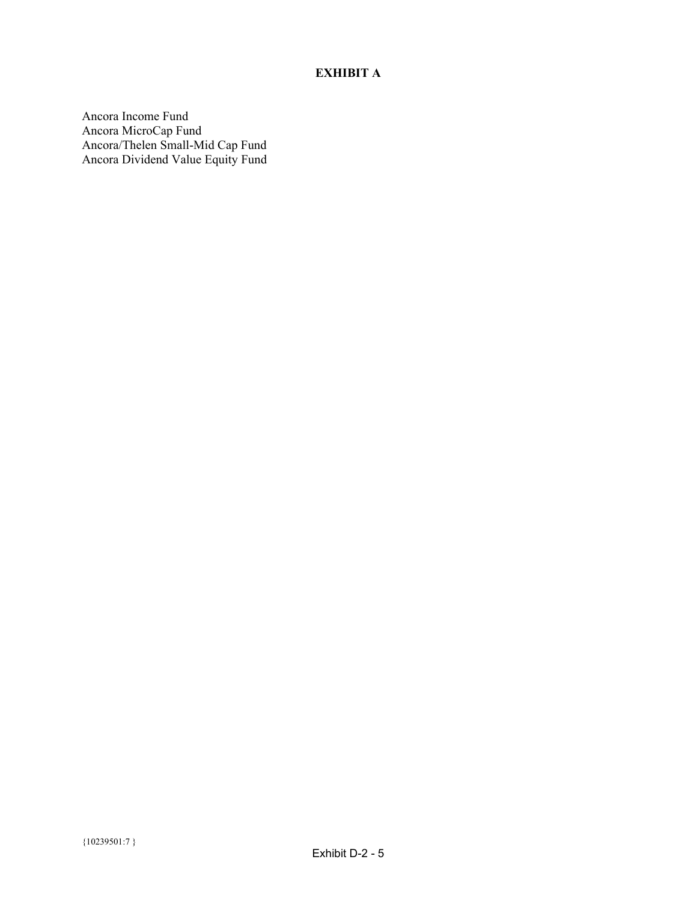# EXHIBIT A

Ancora Income Fund
Ancora MicroCap Fund
Ancora/Thelen Small-Mid Cap Fund
Ancora Dividend Value Equity Fund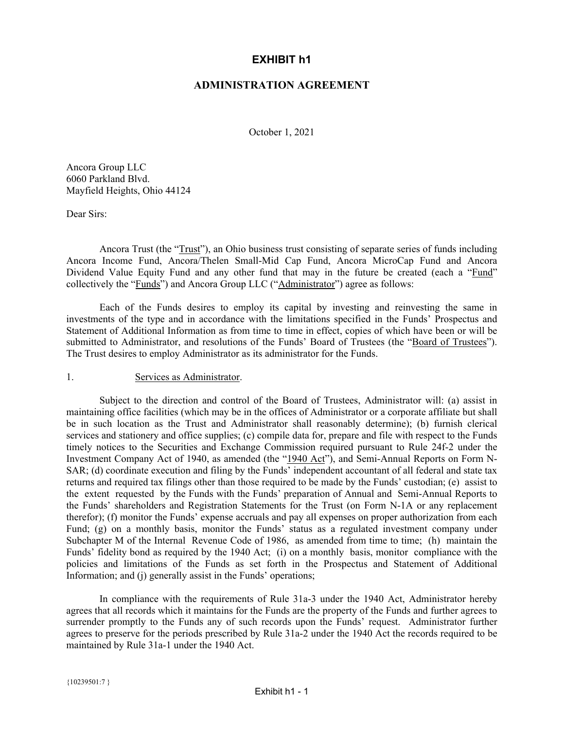# EXHIBIT h1

## ADMINISTRATION AGREEMENT

October 1, 2021

Ancora Group LLC
6060 Parkland Blvd.
Mayfield Heights, Ohio 44124

Dear Sirs:

Ancora Trust (the "Trust"), an Ohio business trust consisting of separate series of funds including Ancora Income Fund, Ancora/Thelen Small-Mid Cap Fund, Ancora MicroCap Fund and Ancora Dividend Value Equity Fund and any other fund that may in the future be created (each a "Fund" collectively the "Funds") and Ancora Group LLC ("Administrator") agree as follows:

Each of the Funds desires to employ its capital by investing and reinvesting the same in investments of the type and in accordance with the limitations specified in the Funds' Prospectus and Statement of Additional Information as from time to time in effect, copies of which have been or will be submitted to Administrator, and resolutions of the Funds' Board of Trustees (the "Board of Trustees"). The Trust desires to employ Administrator as its administrator for the Funds.

1. Services as Administrator.

Subject to the direction and control of the Board of Trustees, Administrator will: (a) assist in maintaining office facilities (which may be in the offices of Administrator or a corporate affiliate but shall be in such location as the Trust and Administrator shall reasonably determine); (b) furnish clerical services and stationery and office supplies; (c) compile data for, prepare and file with respect to the Funds timely notices to the Securities and Exchange Commission required pursuant to Rule 24f-2 under the Investment Company Act of 1940, as amended (the "1940 Act"), and Semi-Annual Reports on Form N-SAR; (d) coordinate execution and filing by the Funds' independent accountant of all federal and state tax returns and required tax filings other than those required to be made by the Funds' custodian; (e) assist to the extent requested by the Funds with the Funds' preparation of Annual and Semi-Annual Reports to the Funds' shareholders and Registration Statements for the Trust (on Form N-1A or any replacement therefor); (f) monitor the Funds' expense accruals and pay all expenses on proper authorization from each Fund; (g) on a monthly basis, monitor the Funds' status as a regulated investment company under Subchapter M of the Internal Revenue Code of 1986, as amended from time to time; (h) maintain the Funds' fidelity bond as required by the 1940 Act; (i) on a monthly basis, monitor compliance with the policies and limitations of the Funds as set forth in the Prospectus and Statement of Additional Information; and (j) generally assist in the Funds' operations;

In compliance with the requirements of Rule 31a-3 under the 1940 Act, Administrator hereby agrees that all records which it maintains for the Funds are the property of the Funds and further agrees to surrender promptly to the Funds any of such records upon the Funds' request. Administrator further agrees to preserve for the periods prescribed by Rule 31a-2 under the 1940 Act the records required to be maintained by Rule 31a-1 under the 1940 Act.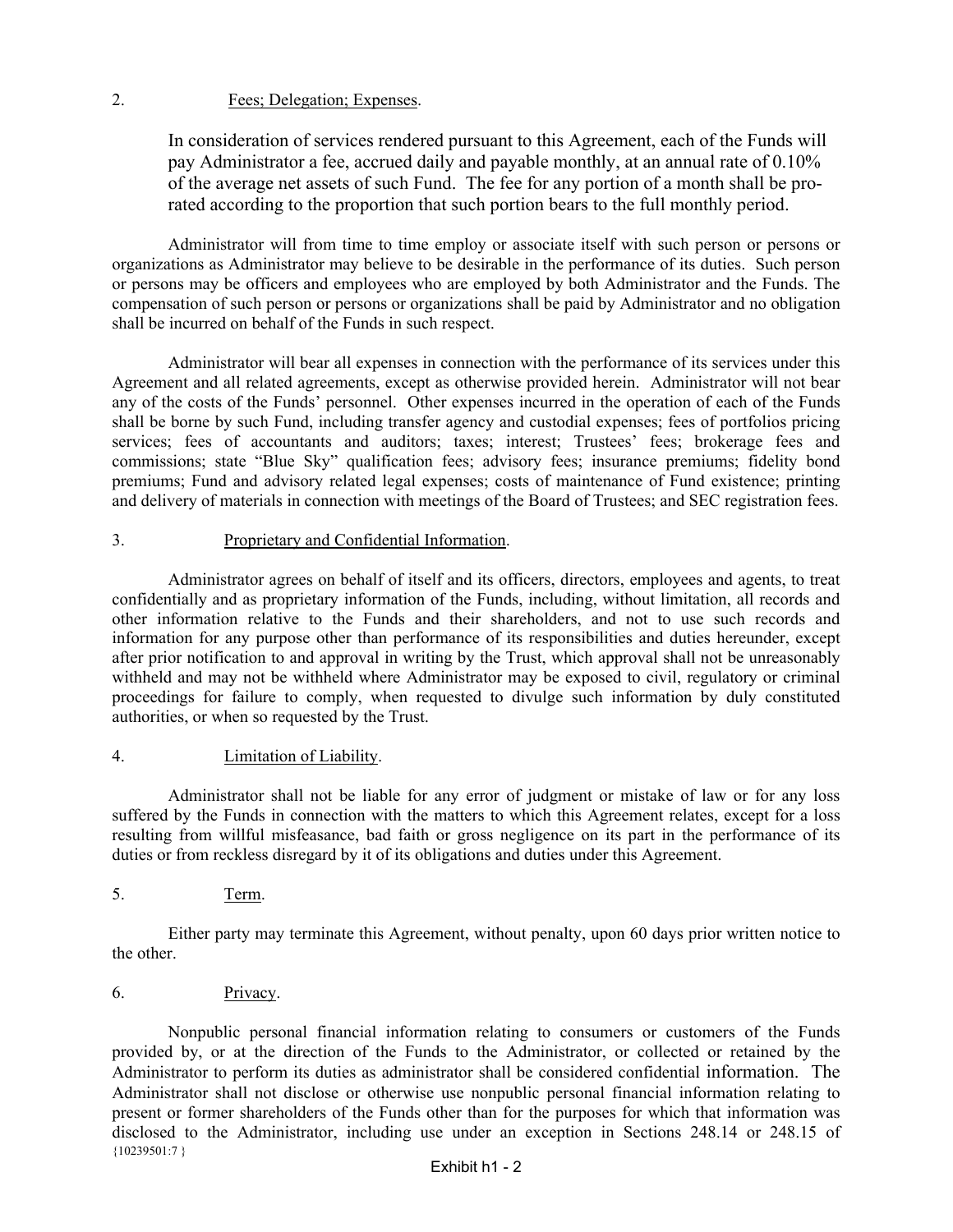2. Fees; Delegation; Expenses.

In consideration of services rendered pursuant to this Agreement, each of the Funds will pay Administrator a fee, accrued daily and payable monthly, at an annual rate of 0.10% of the average net assets of such Fund. The fee for any portion of a month shall be pro-rated according to the proportion that such portion bears to the full monthly period.

Administrator will from time to time employ or associate itself with such person or persons or organizations as Administrator may believe to be desirable in the performance of its duties. Such person or persons may be officers and employees who are employed by both Administrator and the Funds. The compensation of such person or persons or organizations shall be paid by Administrator and no obligation shall be incurred on behalf of the Funds in such respect.

Administrator will bear all expenses in connection with the performance of its services under this Agreement and all related agreements, except as otherwise provided herein. Administrator will not bear any of the costs of the Funds' personnel. Other expenses incurred in the operation of each of the Funds shall be borne by such Fund, including transfer agency and custodial expenses; fees of portfolios pricing services; fees of accountants and auditors; taxes; interest; Trustees' fees; brokerage fees and commissions; state "Blue Sky" qualification fees; advisory fees; insurance premiums; fidelity bond premiums; Fund and advisory related legal expenses; costs of maintenance of Fund existence; printing and delivery of materials in connection with meetings of the Board of Trustees; and SEC registration fees.

3. Proprietary and Confidential Information.

Administrator agrees on behalf of itself and its officers, directors, employees and agents, to treat confidentially and as proprietary information of the Funds, including, without limitation, all records and other information relative to the Funds and their shareholders, and not to use such records and information for any purpose other than performance of its responsibilities and duties hereunder, except after prior notification to and approval in writing by the Trust, which approval shall not be unreasonably withheld and may not be withheld where Administrator may be exposed to civil, regulatory or criminal proceedings for failure to comply, when requested to divulge such information by duly constituted authorities, or when so requested by the Trust.

4. Limitation of Liability.

Administrator shall not be liable for any error of judgment or mistake of law or for any loss suffered by the Funds in connection with the matters to which this Agreement relates, except for a loss resulting from willful misfeasance, bad faith or gross negligence on its part in the performance of its duties or from reckless disregard by it of its obligations and duties under this Agreement.

5. Term.

Either party may terminate this Agreement, without penalty, upon 60 days prior written notice to the other.

6. Privacy.

Nonpublic personal financial information relating to consumers or customers of the Funds provided by, or at the direction of the Funds to the Administrator, or collected or retained by the Administrator to perform its duties as administrator shall be considered confidential information. The Administrator shall not disclose or otherwise use nonpublic personal financial information relating to present or former shareholders of the Funds other than for the purposes for which that information was disclosed to the Administrator, including use under an exception in Sections 248.14 or 248.15 of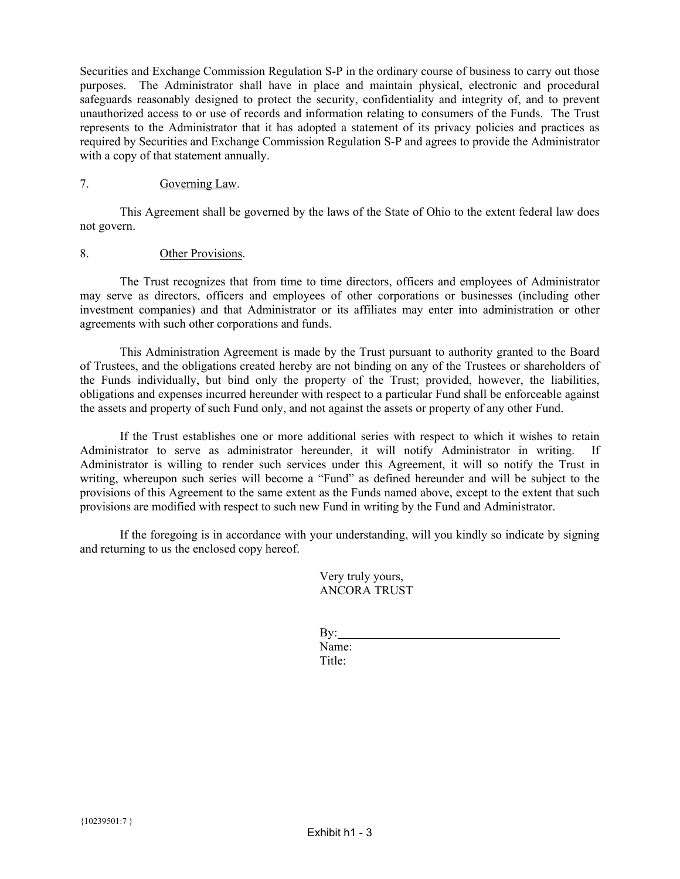Securities and Exchange Commission Regulation S-P in the ordinary course of business to carry out those purposes. The Administrator shall have in place and maintain physical, electronic and procedural safeguards reasonably designed to protect the security, confidentiality and integrity of, and to prevent unauthorized access to or use of records and information relating to consumers of the Funds. The Trust represents to the Administrator that it has adopted a statement of its privacy policies and practices as required by Securities and Exchange Commission Regulation S-P and agrees to provide the Administrator with a copy of that statement annually.

7. Governing Law.

This Agreement shall be governed by the laws of the State of Ohio to the extent federal law does not govern.

8. Other Provisions.

The Trust recognizes that from time to time directors, officers and employees of Administrator may serve as directors, officers and employees of other corporations or businesses (including other investment companies) and that Administrator or its affiliates may enter into administration or other agreements with such other corporations and funds.

This Administration Agreement is made by the Trust pursuant to authority granted to the Board of Trustees, and the obligations created hereby are not binding on any of the Trustees or shareholders of the Funds individually, but bind only the property of the Trust; provided, however, the liabilities, obligations and expenses incurred hereunder with respect to a particular Fund shall be enforceable against the assets and property of such Fund only, and not against the assets or property of any other Fund.

If the Trust establishes one or more additional series with respect to which it wishes to retain Administrator to serve as administrator hereunder, it will notify Administrator in writing. If Administrator is willing to render such services under this Agreement, it will so notify the Trust in writing, whereupon such series will become a "Fund" as defined hereunder and will be subject to the provisions of this Agreement to the same extent as the Funds named above, except to the extent that such provisions are modified with respect to such new Fund in writing by the Fund and Administrator.

If the foregoing is in accordance with your understanding, will you kindly so indicate by signing and returning to us the enclosed copy hereof.

Very truly yours,
ANCORA TRUST

By:\_\_\_\_\_\_\_\_\_\_\_\_\_\_\_\_\_\_\_\_\_\_\_\_\_\_\_\_\_\_\_\_\_\_
Name:
Title:

{10239501:7 }

Exhibit h1 - 3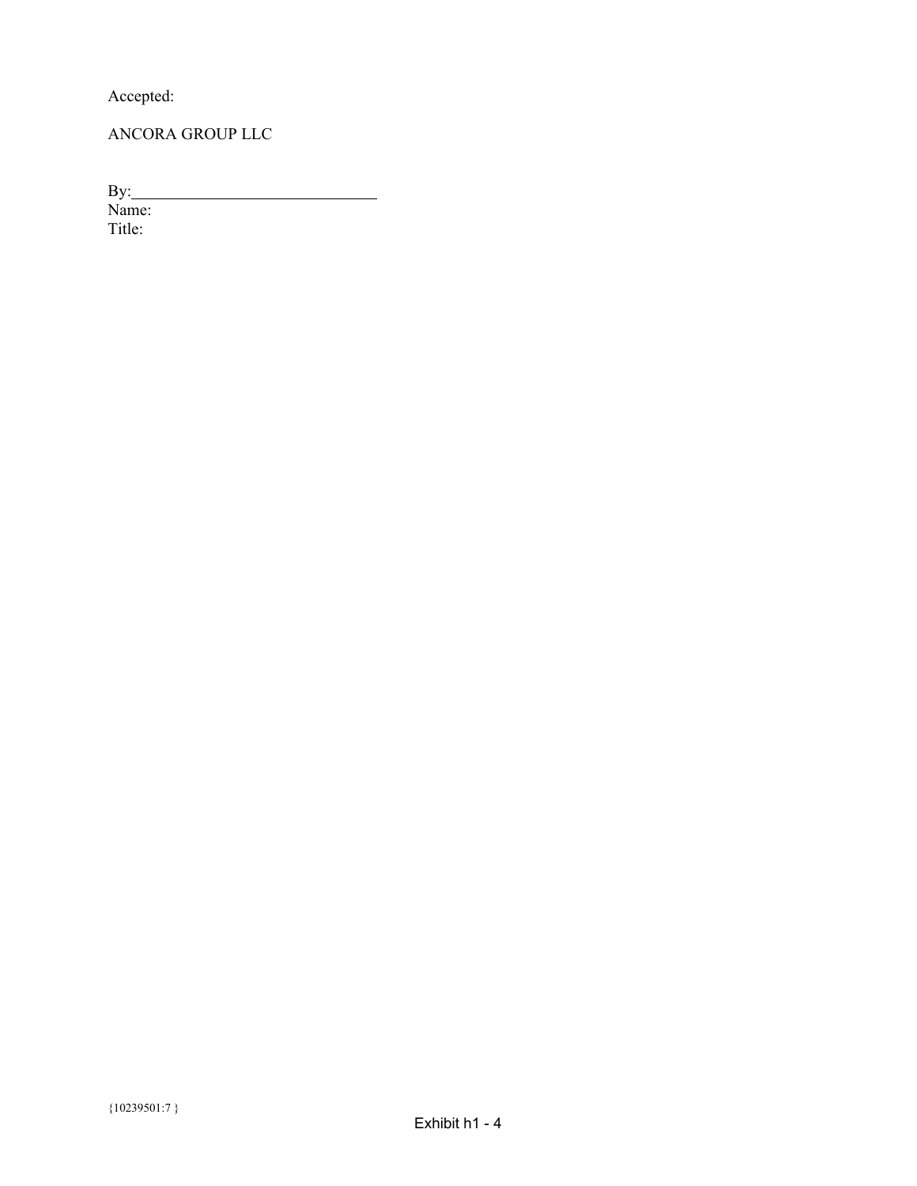Accepted:

ANCORA GROUP LLC

By:______________________________
Name:
Title: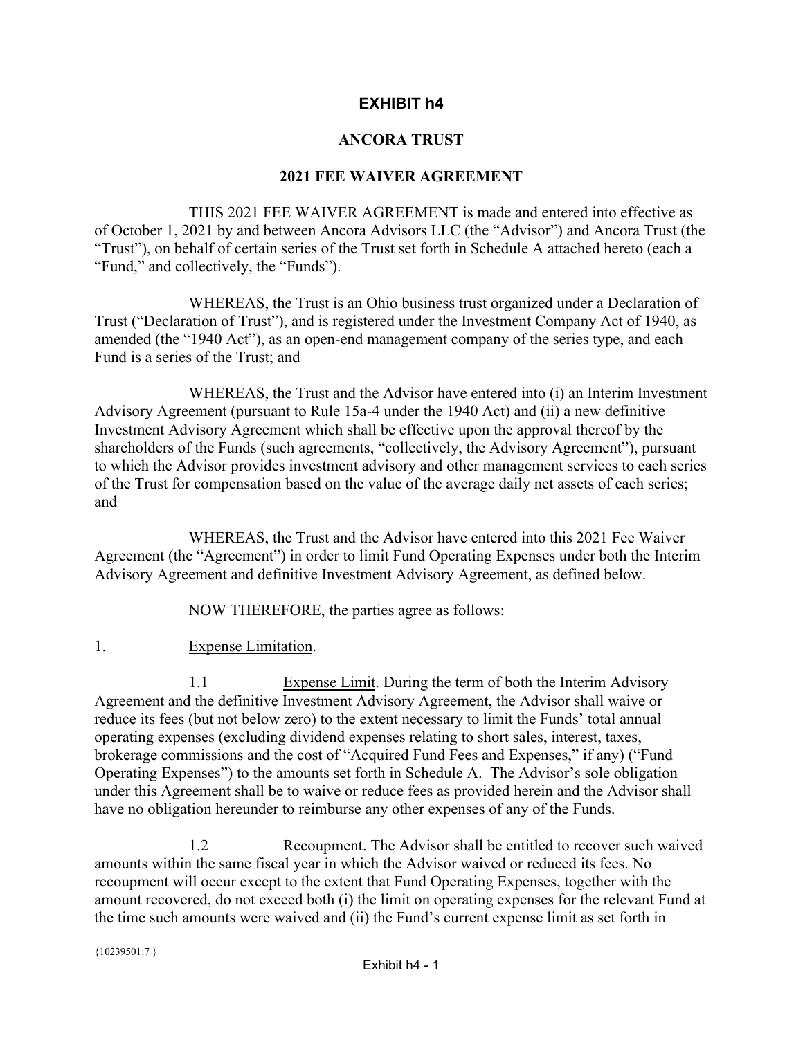# EXHIBIT h4

## ANCORA TRUST

## 2021 FEE WAIVER AGREEMENT

THIS 2021 FEE WAIVER AGREEMENT is made and entered into effective as of October 1, 2021 by and between Ancora Advisors LLC (the "Advisor") and Ancora Trust (the "Trust"), on behalf of certain series of the Trust set forth in Schedule A attached hereto (each a "Fund," and collectively, the "Funds").

WHEREAS, the Trust is an Ohio business trust organized under a Declaration of Trust ("Declaration of Trust"), and is registered under the Investment Company Act of 1940, as amended (the "1940 Act"), as an open-end management company of the series type, and each Fund is a series of the Trust; and

WHEREAS, the Trust and the Advisor have entered into (i) an Interim Investment Advisory Agreement (pursuant to Rule 15a-4 under the 1940 Act) and (ii) a new definitive Investment Advisory Agreement which shall be effective upon the approval thereof by the shareholders of the Funds (such agreements, "collectively, the Advisory Agreement"), pursuant to which the Advisor provides investment advisory and other management services to each series of the Trust for compensation based on the value of the average daily net assets of each series; and

WHEREAS, the Trust and the Advisor have entered into this 2021 Fee Waiver Agreement (the "Agreement") in order to limit Fund Operating Expenses under both the Interim Advisory Agreement and definitive Investment Advisory Agreement, as defined below.

NOW THEREFORE, the parties agree as follows:

1. Expense Limitation.

1.1 Expense Limit. During the term of both the Interim Advisory Agreement and the definitive Investment Advisory Agreement, the Advisor shall waive or reduce its fees (but not below zero) to the extent necessary to limit the Funds' total annual operating expenses (excluding dividend expenses relating to short sales, interest, taxes, brokerage commissions and the cost of "Acquired Fund Fees and Expenses," if any) ("Fund Operating Expenses") to the amounts set forth in Schedule A. The Advisor's sole obligation under this Agreement shall be to waive or reduce fees as provided herein and the Advisor shall have no obligation hereunder to reimburse any other expenses of any of the Funds.

1.2 Recoupment. The Advisor shall be entitled to recover such waived amounts within the same fiscal year in which the Advisor waived or reduced its fees. No recoupment will occur except to the extent that Fund Operating Expenses, together with the amount recovered, do not exceed both (i) the limit on operating expenses for the relevant Fund at the time such amounts were waived and (ii) the Fund's current expense limit as set forth in

{10239501:7 }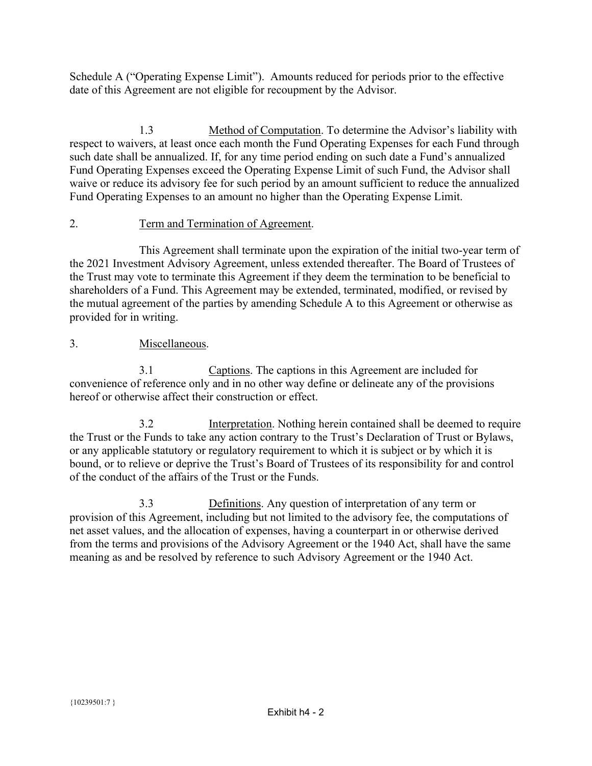Schedule A ("Operating Expense Limit"). Amounts reduced for periods prior to the effective date of this Agreement are not eligible for recoupment by the Advisor.

1.3 Method of Computation. To determine the Advisor's liability with respect to waivers, at least once each month the Fund Operating Expenses for each Fund through such date shall be annualized. If, for any time period ending on such date a Fund's annualized Fund Operating Expenses exceed the Operating Expense Limit of such Fund, the Advisor shall waive or reduce its advisory fee for such period by an amount sufficient to reduce the annualized Fund Operating Expenses to an amount no higher than the Operating Expense Limit.

2. Term and Termination of Agreement.

This Agreement shall terminate upon the expiration of the initial two-year term of the 2021 Investment Advisory Agreement, unless extended thereafter. The Board of Trustees of the Trust may vote to terminate this Agreement if they deem the termination to be beneficial to shareholders of a Fund. This Agreement may be extended, terminated, modified, or revised by the mutual agreement of the parties by amending Schedule A to this Agreement or otherwise as provided for in writing.

3. Miscellaneous.

3.1 Captions. The captions in this Agreement are included for convenience of reference only and in no other way define or delineate any of the provisions hereof or otherwise affect their construction or effect.

3.2 Interpretation. Nothing herein contained shall be deemed to require the Trust or the Funds to take any action contrary to the Trust's Declaration of Trust or Bylaws, or any applicable statutory or regulatory requirement to which it is subject or by which it is bound, or to relieve or deprive the Trust's Board of Trustees of its responsibility for and control of the conduct of the affairs of the Trust or the Funds.

3.3 Definitions. Any question of interpretation of any term or provision of this Agreement, including but not limited to the advisory fee, the computations of net asset values, and the allocation of expenses, having a counterpart in or otherwise derived from the terms and provisions of the Advisory Agreement or the 1940 Act, shall have the same meaning as and be resolved by reference to such Advisory Agreement or the 1940 Act.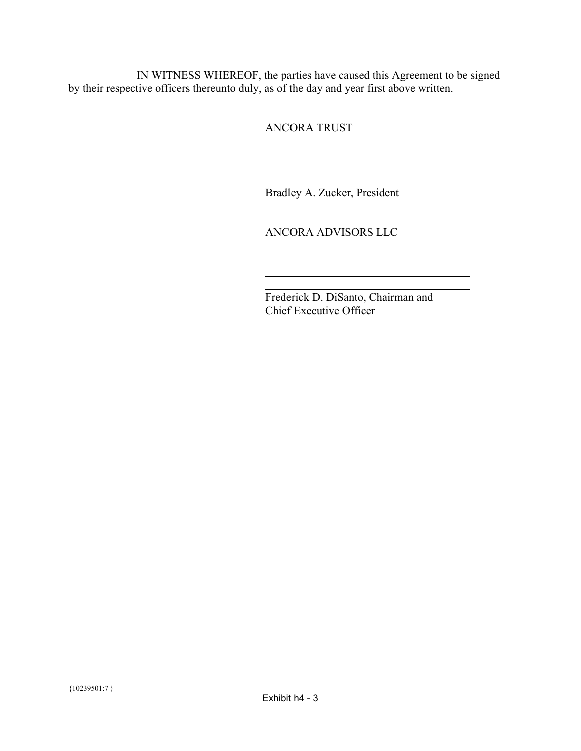IN WITNESS WHEREOF, the parties have caused this Agreement to be signed by their respective officers thereunto duly, as of the day and year first above written.

ANCORA TRUST

\_\_\_\_\_\_\_\_\_\_\_\_\_\_\_\_\_\_\_\_\_\_\_\_\_\_\_\_\_\_\_\_\_\_\_\_

Bradley A. Zucker, President

ANCORA ADVISORS LLC

\_\_\_\_\_\_\_\_\_\_\_\_\_\_\_\_\_\_\_\_\_\_\_\_\_\_\_\_\_\_\_\_\_\_\_\_

Frederick D. DiSanto, Chairman and Chief Executive Officer

{10239501:7 }

Exhibit h4 - 3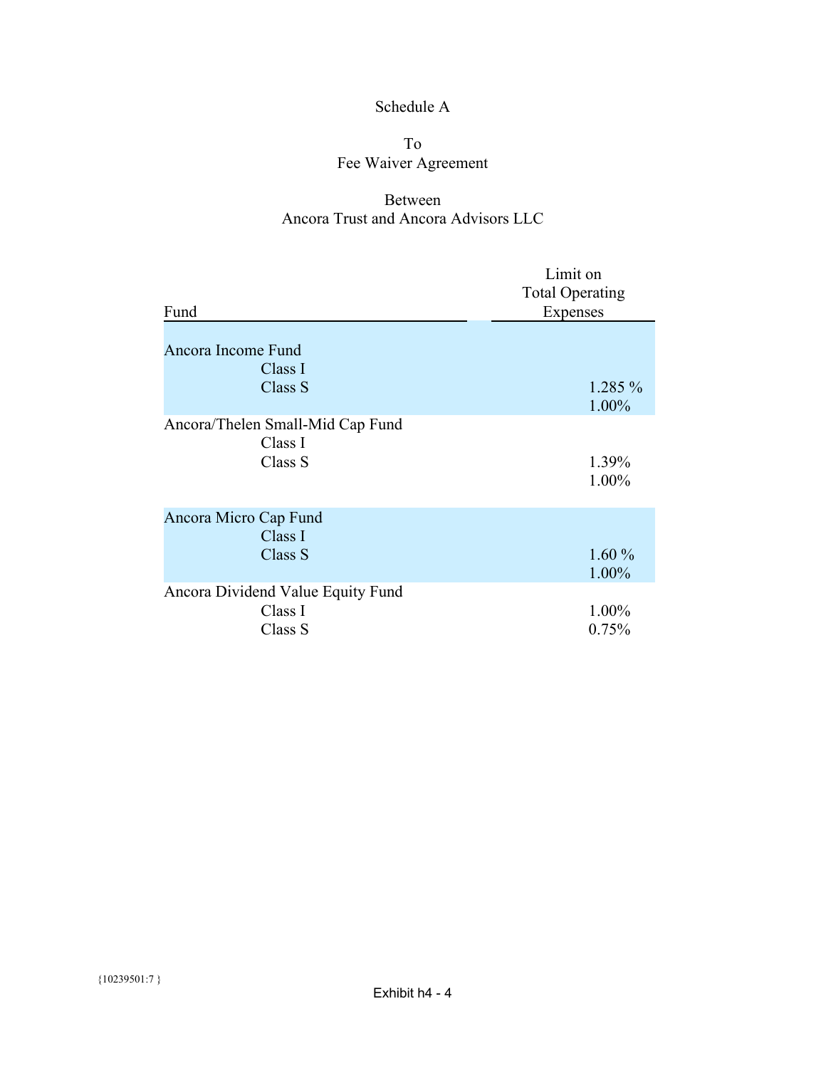Schedule A

To
Fee Waiver Agreement

Between
Ancora Trust and Ancora Advisors LLC

| Fund | Limit on Total Operating Expenses |
|---|---|
| Ancora Income Fund | |
| Class I | |
| Class S | 1.285 % |
| | 1.00% |
| Ancora/Thelen Small-Mid Cap Fund | |
| Class I | |
| Class S | 1.39% |
| | 1.00% |
| Ancora Micro Cap Fund | |
| Class I | |
| Class S | 1.60 % |
| | 1.00% |
| Ancora Dividend Value Equity Fund | |
| Class I | 1.00% |
| Class S | 0.75% |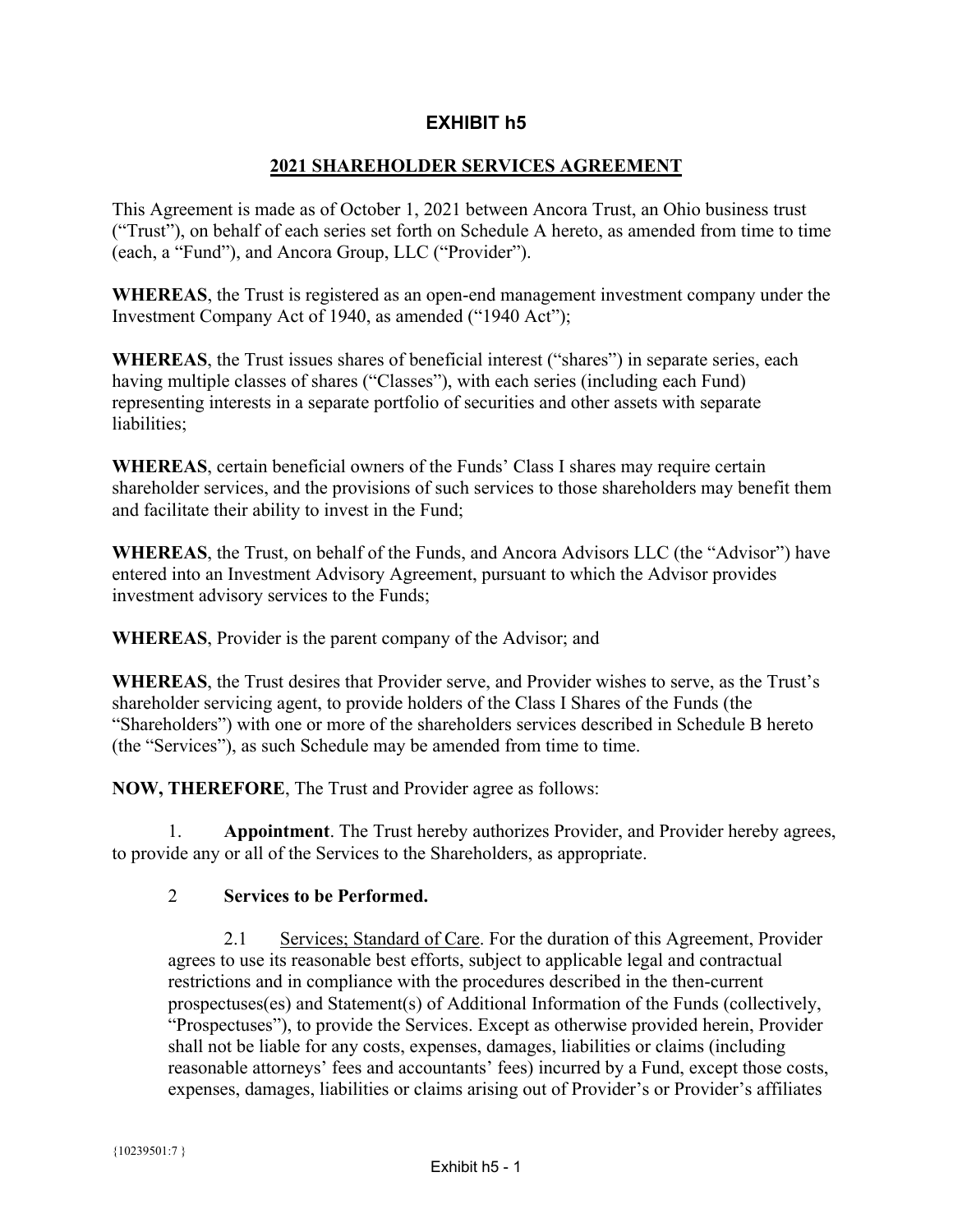# EXHIBIT h5

## 2021 SHAREHOLDER SERVICES AGREEMENT

This Agreement is made as of October 1, 2021 between Ancora Trust, an Ohio business trust ("Trust"), on behalf of each series set forth on Schedule A hereto, as amended from time to time (each, a "Fund"), and Ancora Group, LLC ("Provider").

**WHEREAS**, the Trust is registered as an open-end management investment company under the Investment Company Act of 1940, as amended ("1940 Act");

**WHEREAS**, the Trust issues shares of beneficial interest ("shares") in separate series, each having multiple classes of shares ("Classes"), with each series (including each Fund) representing interests in a separate portfolio of securities and other assets with separate liabilities;

**WHEREAS**, certain beneficial owners of the Funds' Class I shares may require certain shareholder services, and the provisions of such services to those shareholders may benefit them and facilitate their ability to invest in the Fund;

**WHEREAS**, the Trust, on behalf of the Funds, and Ancora Advisors LLC (the "Advisor") have entered into an Investment Advisory Agreement, pursuant to which the Advisor provides investment advisory services to the Funds;

**WHEREAS**, Provider is the parent company of the Advisor; and

**WHEREAS**, the Trust desires that Provider serve, and Provider wishes to serve, as the Trust's shareholder servicing agent, to provide holders of the Class I Shares of the Funds (the "Shareholders") with one or more of the shareholders services described in Schedule B hereto (the "Services"), as such Schedule may be amended from time to time.

**NOW, THEREFORE**, The Trust and Provider agree as follows:

1. **Appointment**. The Trust hereby authorizes Provider, and Provider hereby agrees, to provide any or all of the Services to the Shareholders, as appropriate.

2 **Services to be Performed.**

2.1 Services; Standard of Care. For the duration of this Agreement, Provider agrees to use its reasonable best efforts, subject to applicable legal and contractual restrictions and in compliance with the procedures described in the then-current prospectuses(es) and Statement(s) of Additional Information of the Funds (collectively, "Prospectuses"), to provide the Services. Except as otherwise provided herein, Provider shall not be liable for any costs, expenses, damages, liabilities or claims (including reasonable attorneys' fees and accountants' fees) incurred by a Fund, except those costs, expenses, damages, liabilities or claims arising out of Provider's or Provider's affiliates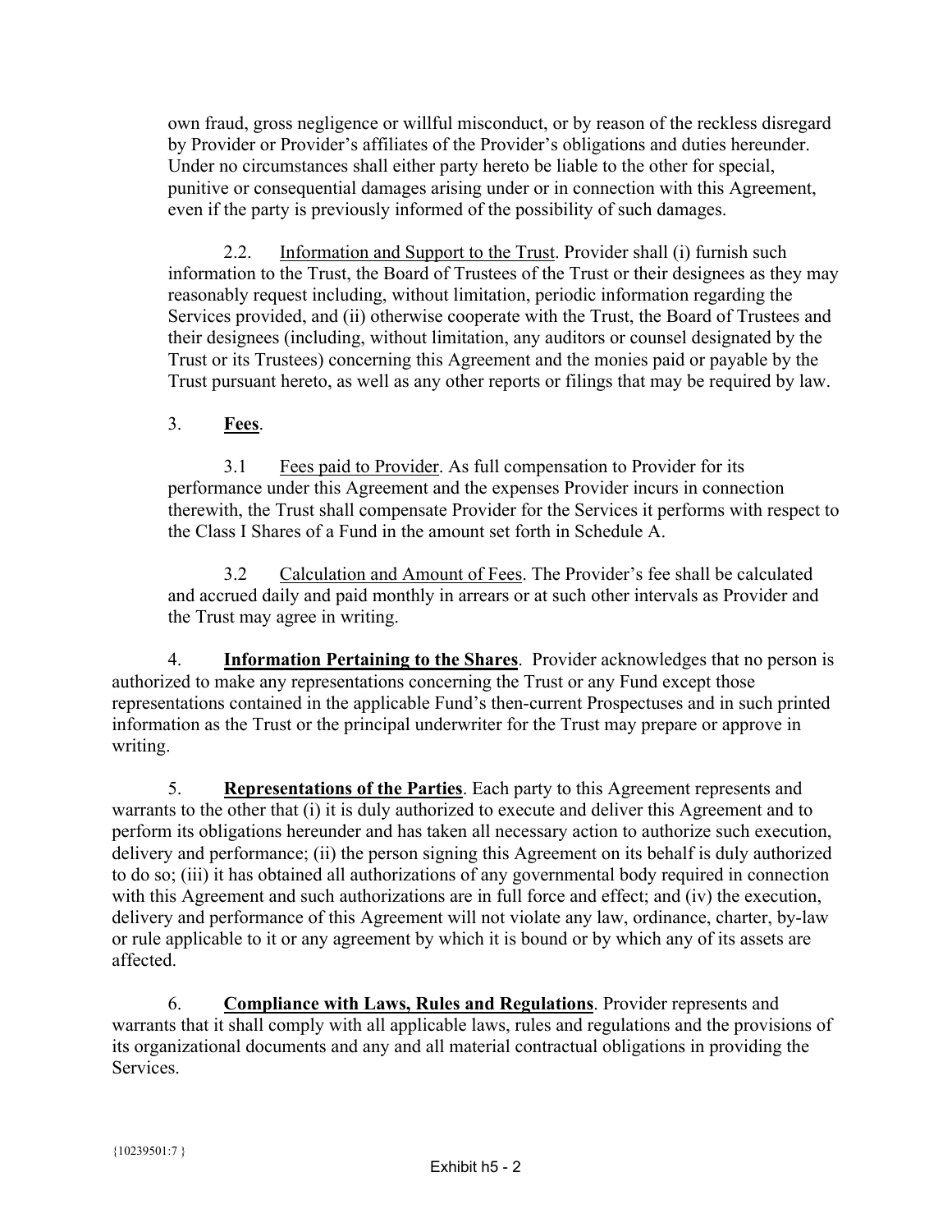own fraud, gross negligence or willful misconduct, or by reason of the reckless disregard by Provider or Provider's affiliates of the Provider's obligations and duties hereunder. Under no circumstances shall either party hereto be liable to the other for special, punitive or consequential damages arising under or in connection with this Agreement, even if the party is previously informed of the possibility of such damages.

2.2. Information and Support to the Trust. Provider shall (i) furnish such information to the Trust, the Board of Trustees of the Trust or their designees as they may reasonably request including, without limitation, periodic information regarding the Services provided, and (ii) otherwise cooperate with the Trust, the Board of Trustees and their designees (including, without limitation, any auditors or counsel designated by the Trust or its Trustees) concerning this Agreement and the monies paid or payable by the Trust pursuant hereto, as well as any other reports or filings that may be required by law.

3. **Fees**.

3.1 Fees paid to Provider. As full compensation to Provider for its performance under this Agreement and the expenses Provider incurs in connection therewith, the Trust shall compensate Provider for the Services it performs with respect to the Class I Shares of a Fund in the amount set forth in Schedule A.

3.2 Calculation and Amount of Fees. The Provider's fee shall be calculated and accrued daily and paid monthly in arrears or at such other intervals as Provider and the Trust may agree in writing.

4. **Information Pertaining to the Shares**. Provider acknowledges that no person is authorized to make any representations concerning the Trust or any Fund except those representations contained in the applicable Fund's then-current Prospectuses and in such printed information as the Trust or the principal underwriter for the Trust may prepare or approve in writing.

5. **Representations of the Parties**. Each party to this Agreement represents and warrants to the other that (i) it is duly authorized to execute and deliver this Agreement and to perform its obligations hereunder and has taken all necessary action to authorize such execution, delivery and performance; (ii) the person signing this Agreement on its behalf is duly authorized to do so; (iii) it has obtained all authorizations of any governmental body required in connection with this Agreement and such authorizations are in full force and effect; and (iv) the execution, delivery and performance of this Agreement will not violate any law, ordinance, charter, by-law or rule applicable to it or any agreement by which it is bound or by which any of its assets are affected.

6. **Compliance with Laws, Rules and Regulations**. Provider represents and warrants that it shall comply with all applicable laws, rules and regulations and the provisions of its organizational documents and any and all material contractual obligations in providing the Services.

{10239501:7 }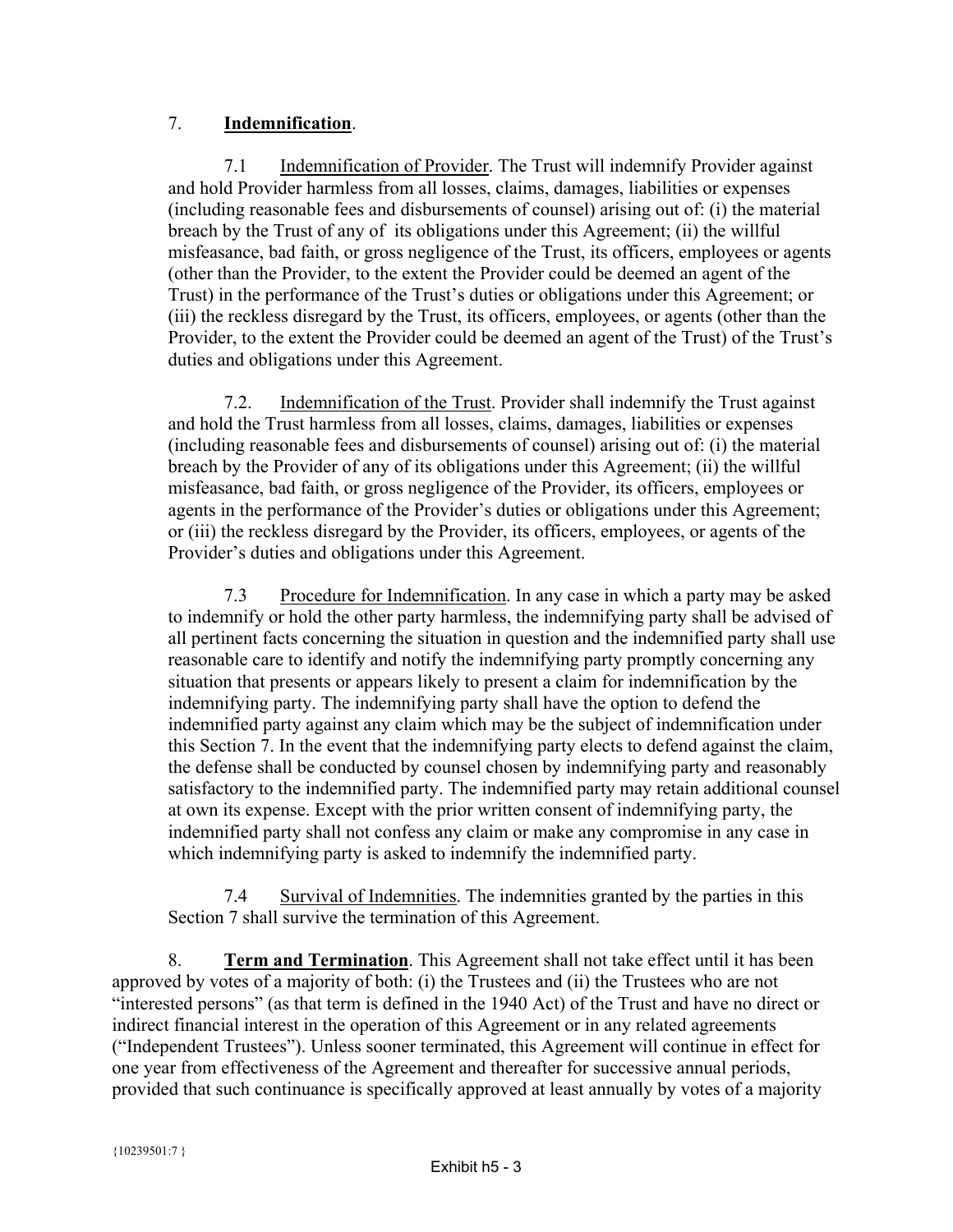7. **Indemnification**.

7.1 Indemnification of Provider. The Trust will indemnify Provider against and hold Provider harmless from all losses, claims, damages, liabilities or expenses (including reasonable fees and disbursements of counsel) arising out of: (i) the material breach by the Trust of any of its obligations under this Agreement; (ii) the willful misfeasance, bad faith, or gross negligence of the Trust, its officers, employees or agents (other than the Provider, to the extent the Provider could be deemed an agent of the Trust) in the performance of the Trust's duties or obligations under this Agreement; or (iii) the reckless disregard by the Trust, its officers, employees, or agents (other than the Provider, to the extent the Provider could be deemed an agent of the Trust) of the Trust's duties and obligations under this Agreement.

7.2. Indemnification of the Trust. Provider shall indemnify the Trust against and hold the Trust harmless from all losses, claims, damages, liabilities or expenses (including reasonable fees and disbursements of counsel) arising out of: (i) the material breach by the Provider of any of its obligations under this Agreement; (ii) the willful misfeasance, bad faith, or gross negligence of the Provider, its officers, employees or agents in the performance of the Provider's duties or obligations under this Agreement; or (iii) the reckless disregard by the Provider, its officers, employees, or agents of the Provider's duties and obligations under this Agreement.

7.3 Procedure for Indemnification. In any case in which a party may be asked to indemnify or hold the other party harmless, the indemnifying party shall be advised of all pertinent facts concerning the situation in question and the indemnified party shall use reasonable care to identify and notify the indemnifying party promptly concerning any situation that presents or appears likely to present a claim for indemnification by the indemnifying party. The indemnifying party shall have the option to defend the indemnified party against any claim which may be the subject of indemnification under this Section 7. In the event that the indemnifying party elects to defend against the claim, the defense shall be conducted by counsel chosen by indemnifying party and reasonably satisfactory to the indemnified party. The indemnified party may retain additional counsel at own its expense. Except with the prior written consent of indemnifying party, the indemnified party shall not confess any claim or make any compromise in any case in which indemnifying party is asked to indemnify the indemnified party.

7.4 Survival of Indemnities. The indemnities granted by the parties in this Section 7 shall survive the termination of this Agreement.

8. **Term and Termination**. This Agreement shall not take effect until it has been approved by votes of a majority of both: (i) the Trustees and (ii) the Trustees who are not "interested persons" (as that term is defined in the 1940 Act) of the Trust and have no direct or indirect financial interest in the operation of this Agreement or in any related agreements ("Independent Trustees"). Unless sooner terminated, this Agreement will continue in effect for one year from effectiveness of the Agreement and thereafter for successive annual periods, provided that such continuance is specifically approved at least annually by votes of a majority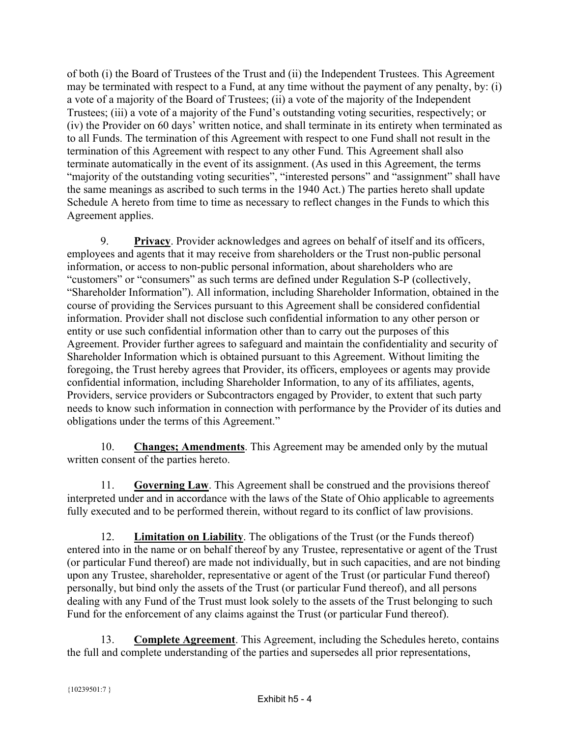of both (i) the Board of Trustees of the Trust and (ii) the Independent Trustees. This Agreement may be terminated with respect to a Fund, at any time without the payment of any penalty, by: (i) a vote of a majority of the Board of Trustees; (ii) a vote of the majority of the Independent Trustees; (iii) a vote of a majority of the Fund's outstanding voting securities, respectively; or (iv) the Provider on 60 days' written notice, and shall terminate in its entirety when terminated as to all Funds. The termination of this Agreement with respect to one Fund shall not result in the termination of this Agreement with respect to any other Fund. This Agreement shall also terminate automatically in the event of its assignment. (As used in this Agreement, the terms "majority of the outstanding voting securities", "interested persons" and "assignment" shall have the same meanings as ascribed to such terms in the 1940 Act.) The parties hereto shall update Schedule A hereto from time to time as necessary to reflect changes in the Funds to which this Agreement applies.

9. **Privacy**. Provider acknowledges and agrees on behalf of itself and its officers, employees and agents that it may receive from shareholders or the Trust non-public personal information, or access to non-public personal information, about shareholders who are "customers" or "consumers" as such terms are defined under Regulation S-P (collectively, "Shareholder Information"). All information, including Shareholder Information, obtained in the course of providing the Services pursuant to this Agreement shall be considered confidential information. Provider shall not disclose such confidential information to any other person or entity or use such confidential information other than to carry out the purposes of this Agreement. Provider further agrees to safeguard and maintain the confidentiality and security of Shareholder Information which is obtained pursuant to this Agreement. Without limiting the foregoing, the Trust hereby agrees that Provider, its officers, employees or agents may provide confidential information, including Shareholder Information, to any of its affiliates, agents, Providers, service providers or Subcontractors engaged by Provider, to extent that such party needs to know such information in connection with performance by the Provider of its duties and obligations under the terms of this Agreement."

10. **Changes; Amendments**. This Agreement may be amended only by the mutual written consent of the parties hereto.

11. **Governing Law**. This Agreement shall be construed and the provisions thereof interpreted under and in accordance with the laws of the State of Ohio applicable to agreements fully executed and to be performed therein, without regard to its conflict of law provisions.

12. **Limitation on Liability**. The obligations of the Trust (or the Funds thereof) entered into in the name or on behalf thereof by any Trustee, representative or agent of the Trust (or particular Fund thereof) are made not individually, but in such capacities, and are not binding upon any Trustee, shareholder, representative or agent of the Trust (or particular Fund thereof) personally, but bind only the assets of the Trust (or particular Fund thereof), and all persons dealing with any Fund of the Trust must look solely to the assets of the Trust belonging to such Fund for the enforcement of any claims against the Trust (or particular Fund thereof).

13. **Complete Agreement**. This Agreement, including the Schedules hereto, contains the full and complete understanding of the parties and supersedes all prior representations,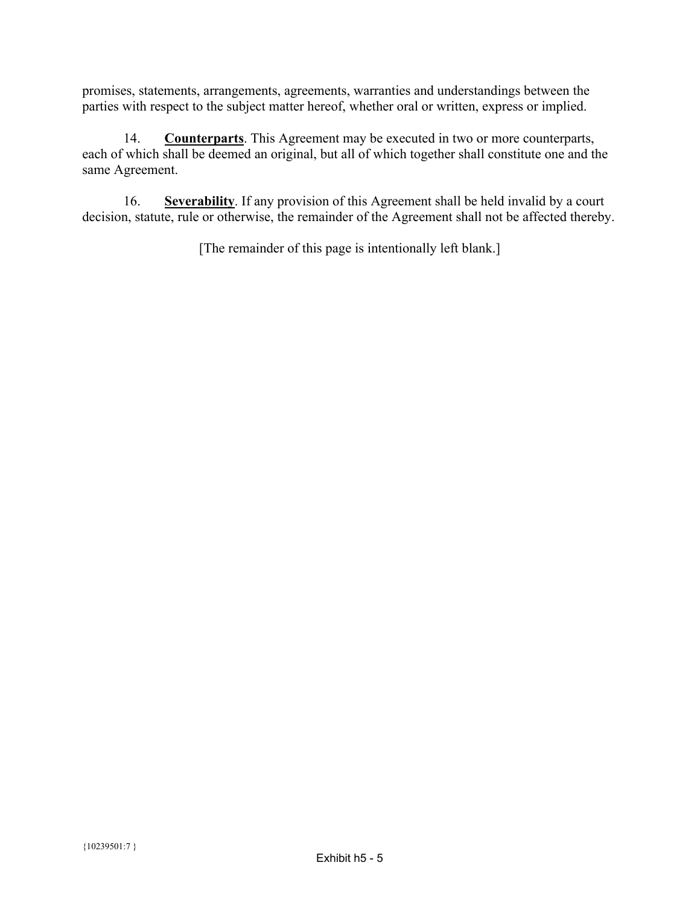promises, statements, arrangements, agreements, warranties and understandings between the parties with respect to the subject matter hereof, whether oral or written, express or implied.

14. **Counterparts**. This Agreement may be executed in two or more counterparts, each of which shall be deemed an original, but all of which together shall constitute one and the same Agreement.

16. **Severability**. If any provision of this Agreement shall be held invalid by a court decision, statute, rule or otherwise, the remainder of the Agreement shall not be affected thereby.

[The remainder of this page is intentionally left blank.]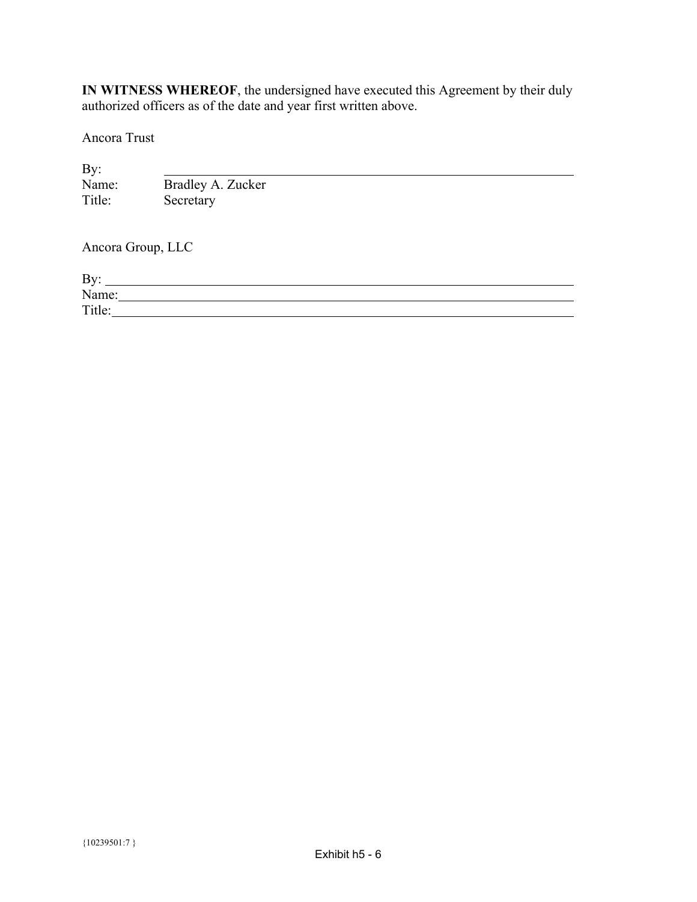**IN WITNESS WHEREOF**, the undersigned have executed this Agreement by their duly authorized officers as of the date and year first written above.

Ancora Trust

By: \_\_\_\_\_\_\_\_\_\_\_\_\_\_\_\_\_\_\_\_\_\_\_\_\_\_\_\_\_\_\_\_\_\_\_\_\_\_\_\_
Name: Bradley A. Zucker
Title: Secretary

Ancora Group, LLC

By: \_\_\_\_\_\_\_\_\_\_\_\_\_\_\_\_\_\_\_\_\_\_\_\_\_\_\_\_\_\_\_\_\_\_\_\_\_\_\_\_
Name: \_\_\_\_\_\_\_\_\_\_\_\_\_\_\_\_\_\_\_\_\_\_\_\_\_\_\_\_\_\_\_\_\_\_\_\_\_\_\_\_
Title: \_\_\_\_\_\_\_\_\_\_\_\_\_\_\_\_\_\_\_\_\_\_\_\_\_\_\_\_\_\_\_\_\_\_\_\_\_\_\_\_

{10239501:7 }

Exhibit h5 - 6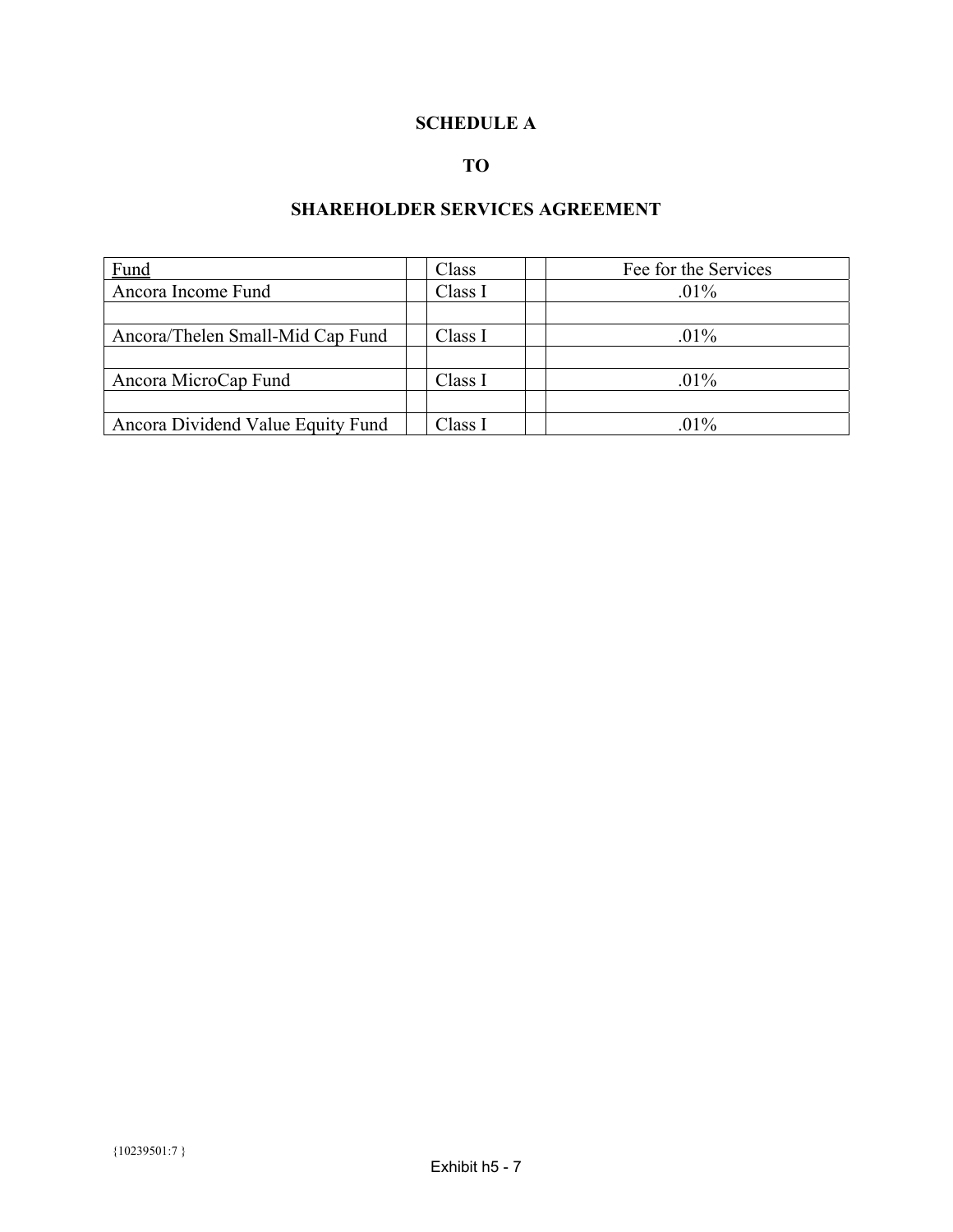# SCHEDULE A

# TO

# SHAREHOLDER SERVICES AGREEMENT

| Fund | Class | Fee for the Services |
|---|---|---|
| Ancora Income Fund | Class I | .01% |
| | | |
| Ancora/Thelen Small-Mid Cap Fund | Class I | .01% |
| | | |
| Ancora MicroCap Fund | Class I | .01% |
| | | |
| Ancora Dividend Value Equity Fund | Class I | .01% |

{10239501:7 }

Exhibit h5 - 7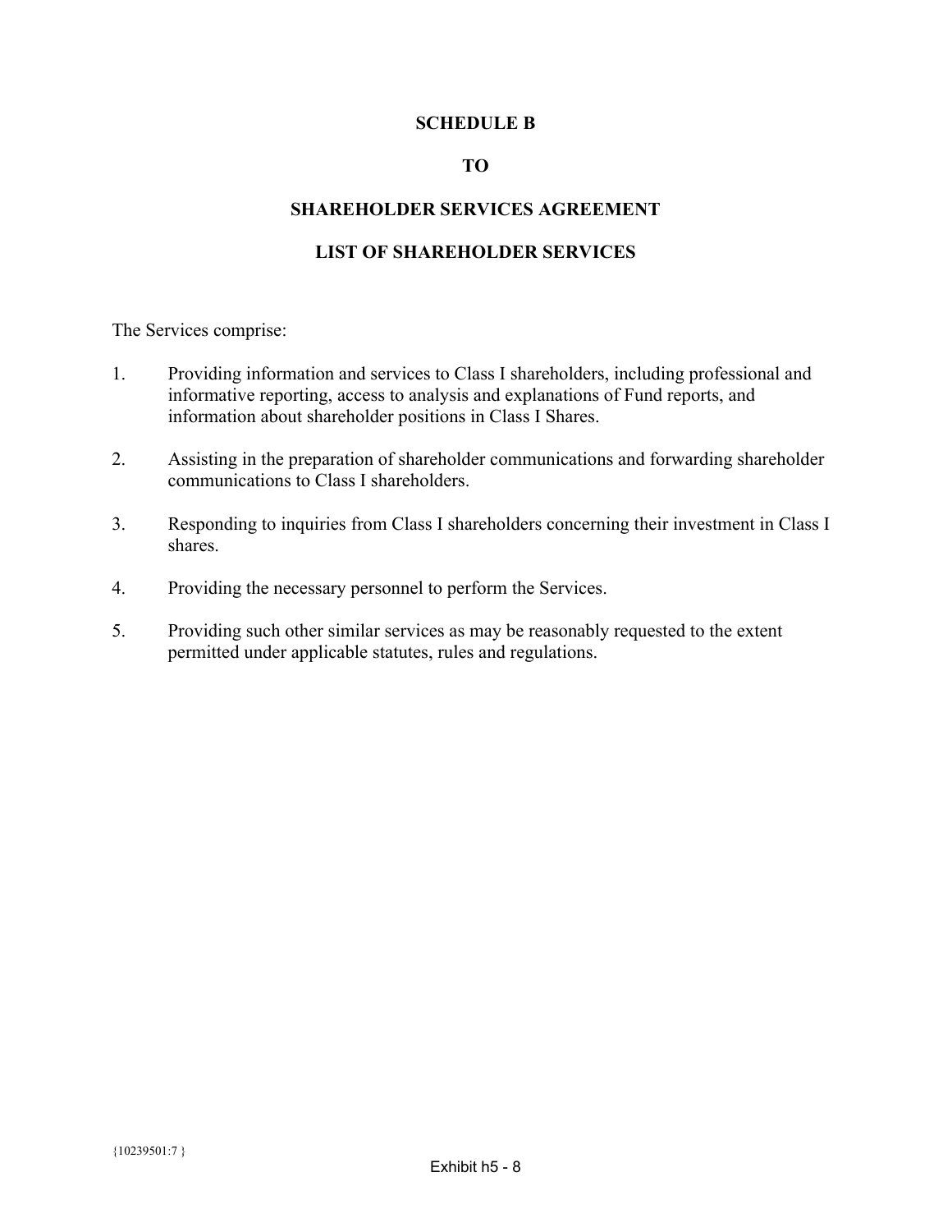**SCHEDULE B**

**TO**

**SHAREHOLDER SERVICES AGREEMENT**

**LIST OF SHAREHOLDER SERVICES**

The Services comprise:

1. Providing information and services to Class I shareholders, including professional and informative reporting, access to analysis and explanations of Fund reports, and information about shareholder positions in Class I Shares.
2. Assisting in the preparation of shareholder communications and forwarding shareholder communications to Class I shareholders.
3. Responding to inquiries from Class I shareholders concerning their investment in Class I shares.
4. Providing the necessary personnel to perform the Services.
5. Providing such other similar services as may be reasonably requested to the extent permitted under applicable statutes, rules and regulations.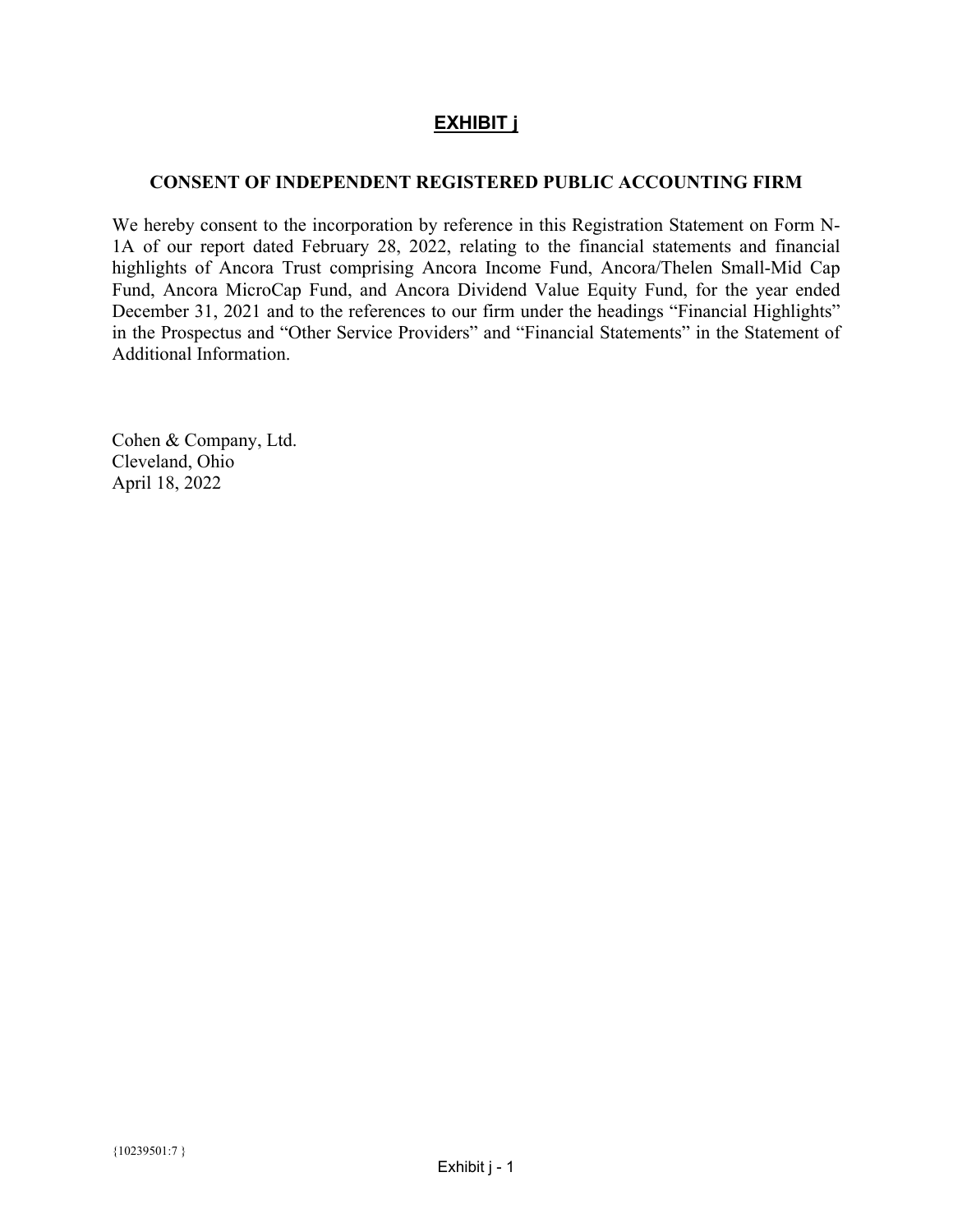# EXHIBIT j

## CONSENT OF INDEPENDENT REGISTERED PUBLIC ACCOUNTING FIRM

We hereby consent to the incorporation by reference in this Registration Statement on Form N-1A of our report dated February 28, 2022, relating to the financial statements and financial highlights of Ancora Trust comprising Ancora Income Fund, Ancora/Thelen Small-Mid Cap Fund, Ancora MicroCap Fund, and Ancora Dividend Value Equity Fund, for the year ended December 31, 2021 and to the references to our firm under the headings "Financial Highlights" in the Prospectus and "Other Service Providers" and "Financial Statements" in the Statement of Additional Information.

Cohen & Company, Ltd.
Cleveland, Ohio
April 18, 2022

{10239501:7 }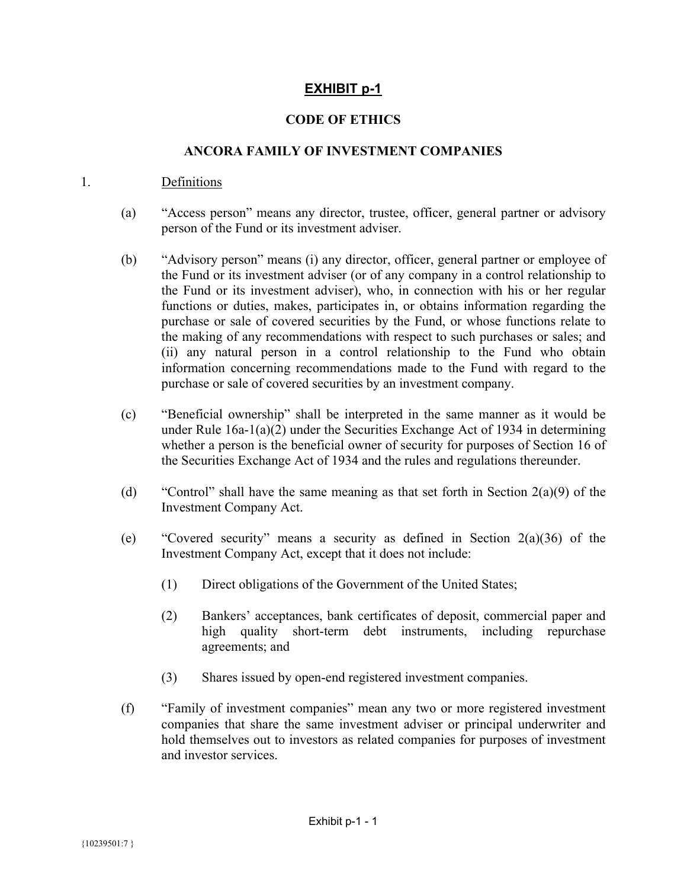# EXHIBIT p-1

## CODE OF ETHICS

## ANCORA FAMILY OF INVESTMENT COMPANIES

1. Definitions

   (a) "Access person" means any director, trustee, officer, general partner or advisory person of the Fund or its investment adviser.

   (b) "Advisory person" means (i) any director, officer, general partner or employee of the Fund or its investment adviser (or of any company in a control relationship to the Fund or its investment adviser), who, in connection with his or her regular functions or duties, makes, participates in, or obtains information regarding the purchase or sale of covered securities by the Fund, or whose functions relate to the making of any recommendations with respect to such purchases or sales; and (ii) any natural person in a control relationship to the Fund who obtain information concerning recommendations made to the Fund with regard to the purchase or sale of covered securities by an investment company.

   (c) "Beneficial ownership" shall be interpreted in the same manner as it would be under Rule 16a-1(a)(2) under the Securities Exchange Act of 1934 in determining whether a person is the beneficial owner of security for purposes of Section 16 of the Securities Exchange Act of 1934 and the rules and regulations thereunder.

   (d) "Control" shall have the same meaning as that set forth in Section 2(a)(9) of the Investment Company Act.

   (e) "Covered security" means a security as defined in Section 2(a)(36) of the Investment Company Act, except that it does not include:

      (1) Direct obligations of the Government of the United States;

      (2) Bankers' acceptances, bank certificates of deposit, commercial paper and high quality short-term debt instruments, including repurchase agreements; and

      (3) Shares issued by open-end registered investment companies.

   (f) "Family of investment companies" mean any two or more registered investment companies that share the same investment adviser or principal underwriter and hold themselves out to investors as related companies for purposes of investment and investor services.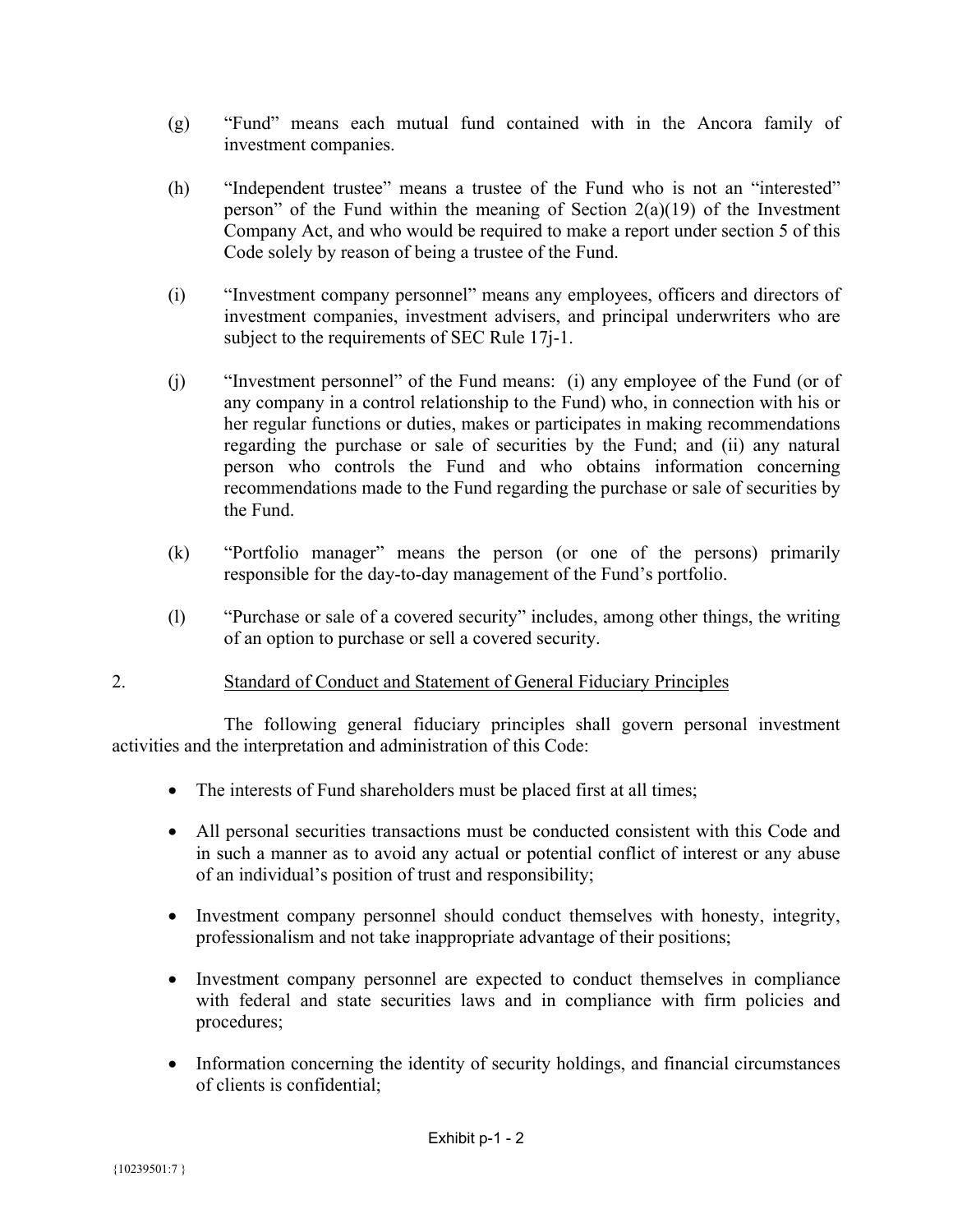(g) "Fund" means each mutual fund contained with in the Ancora family of investment companies.

(h) "Independent trustee" means a trustee of the Fund who is not an "interested" person" of the Fund within the meaning of Section 2(a)(19) of the Investment Company Act, and who would be required to make a report under section 5 of this Code solely by reason of being a trustee of the Fund.

(i) "Investment company personnel" means any employees, officers and directors of investment companies, investment advisers, and principal underwriters who are subject to the requirements of SEC Rule 17j-1.

(j) "Investment personnel" of the Fund means: (i) any employee of the Fund (or of any company in a control relationship to the Fund) who, in connection with his or her regular functions or duties, makes or participates in making recommendations regarding the purchase or sale of securities by the Fund; and (ii) any natural person who controls the Fund and who obtains information concerning recommendations made to the Fund regarding the purchase or sale of securities by the Fund.

(k) "Portfolio manager" means the person (or one of the persons) primarily responsible for the day-to-day management of the Fund's portfolio.

(l) "Purchase or sale of a covered security" includes, among other things, the writing of an option to purchase or sell a covered security.

2. Standard of Conduct and Statement of General Fiduciary Principles

The following general fiduciary principles shall govern personal investment activities and the interpretation and administration of this Code:

- The interests of Fund shareholders must be placed first at all times;
- All personal securities transactions must be conducted consistent with this Code and in such a manner as to avoid any actual or potential conflict of interest or any abuse of an individual's position of trust and responsibility;
- Investment company personnel should conduct themselves with honesty, integrity, professionalism and not take inappropriate advantage of their positions;
- Investment company personnel are expected to conduct themselves in compliance with federal and state securities laws and in compliance with firm policies and procedures;
- Information concerning the identity of security holdings, and financial circumstances of clients is confidential;

Exhibit p-1 - 2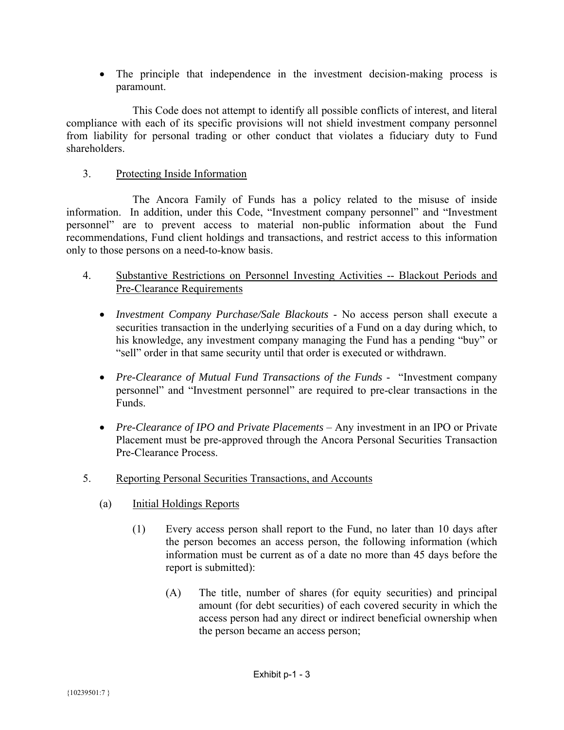- The principle that independence in the investment decision-making process is paramount.

This Code does not attempt to identify all possible conflicts of interest, and literal compliance with each of its specific provisions will not shield investment company personnel from liability for personal trading or other conduct that violates a fiduciary duty to Fund shareholders.

3. Protecting Inside Information

The Ancora Family of Funds has a policy related to the misuse of inside information. In addition, under this Code, "Investment company personnel" and "Investment personnel" are to prevent access to material non-public information about the Fund recommendations, Fund client holdings and transactions, and restrict access to this information only to those persons on a need-to-know basis.

4. Substantive Restrictions on Personnel Investing Activities -- Blackout Periods and Pre-Clearance Requirements

- *Investment Company Purchase/Sale Blackouts* - No access person shall execute a securities transaction in the underlying securities of a Fund on a day during which, to his knowledge, any investment company managing the Fund has a pending "buy" or "sell" order in that same security until that order is executed or withdrawn.

- *Pre-Clearance of Mutual Fund Transactions of the Funds* - "Investment company personnel" and "Investment personnel" are required to pre-clear transactions in the Funds.

- *Pre-Clearance of IPO and Private Placements* – Any investment in an IPO or Private Placement must be pre-approved through the Ancora Personal Securities Transaction Pre-Clearance Process.

5. Reporting Personal Securities Transactions, and Accounts

(a) Initial Holdings Reports

(1) Every access person shall report to the Fund, no later than 10 days after the person becomes an access person, the following information (which information must be current as of a date no more than 45 days before the report is submitted):

(A) The title, number of shares (for equity securities) and principal amount (for debt securities) of each covered security in which the access person had any direct or indirect beneficial ownership when the person became an access person;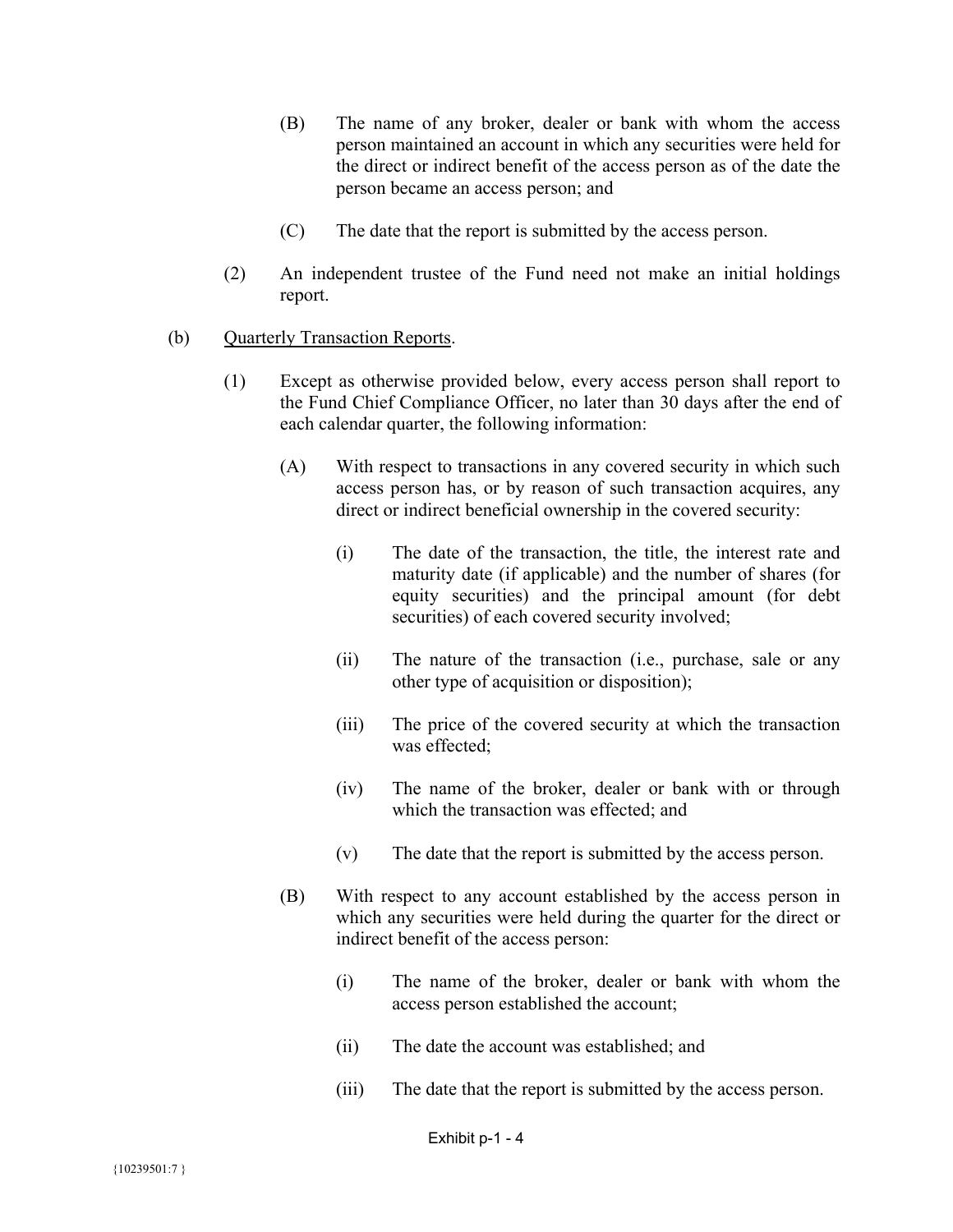(B) The name of any broker, dealer or bank with whom the access person maintained an account in which any securities were held for the direct or indirect benefit of the access person as of the date the person became an access person; and

(C) The date that the report is submitted by the access person.

(2) An independent trustee of the Fund need not make an initial holdings report.

(b) Quarterly Transaction Reports.

(1) Except as otherwise provided below, every access person shall report to the Fund Chief Compliance Officer, no later than 30 days after the end of each calendar quarter, the following information:

(A) With respect to transactions in any covered security in which such access person has, or by reason of such transaction acquires, any direct or indirect beneficial ownership in the covered security:

(i) The date of the transaction, the title, the interest rate and maturity date (if applicable) and the number of shares (for equity securities) and the principal amount (for debt securities) of each covered security involved;

(ii) The nature of the transaction (i.e., purchase, sale or any other type of acquisition or disposition);

(iii) The price of the covered security at which the transaction was effected;

(iv) The name of the broker, dealer or bank with or through which the transaction was effected; and

(v) The date that the report is submitted by the access person.

(B) With respect to any account established by the access person in which any securities were held during the quarter for the direct or indirect benefit of the access person:

(i) The name of the broker, dealer or bank with whom the access person established the account;

(ii) The date the account was established; and

(iii) The date that the report is submitted by the access person.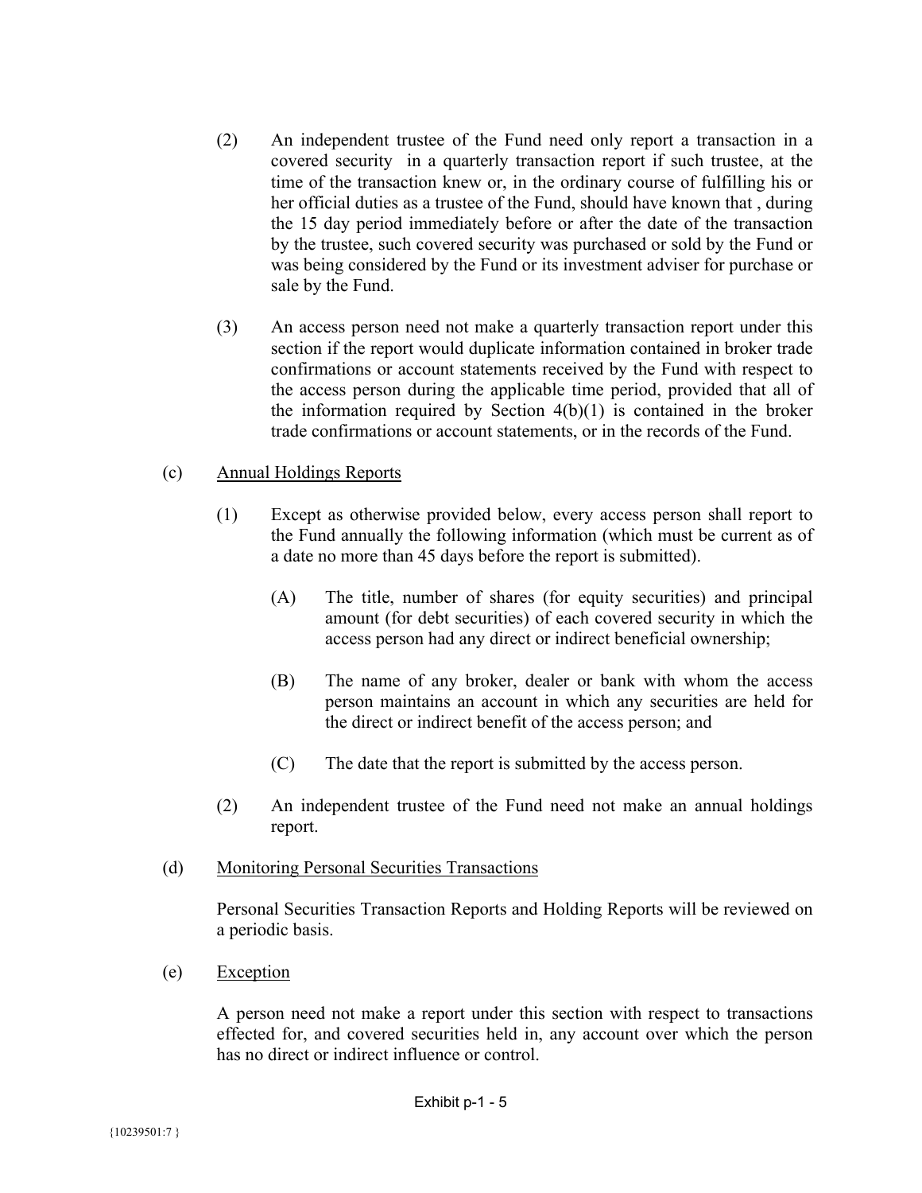(2) An independent trustee of the Fund need only report a transaction in a covered security in a quarterly transaction report if such trustee, at the time of the transaction knew or, in the ordinary course of fulfilling his or her official duties as a trustee of the Fund, should have known that , during the 15 day period immediately before or after the date of the transaction by the trustee, such covered security was purchased or sold by the Fund or was being considered by the Fund or its investment adviser for purchase or sale by the Fund.

(3) An access person need not make a quarterly transaction report under this section if the report would duplicate information contained in broker trade confirmations or account statements received by the Fund with respect to the access person during the applicable time period, provided that all of the information required by Section 4(b)(1) is contained in the broker trade confirmations or account statements, or in the records of the Fund.

(c) Annual Holdings Reports

(1) Except as otherwise provided below, every access person shall report to the Fund annually the following information (which must be current as of a date no more than 45 days before the report is submitted).

(A) The title, number of shares (for equity securities) and principal amount (for debt securities) of each covered security in which the access person had any direct or indirect beneficial ownership;

(B) The name of any broker, dealer or bank with whom the access person maintains an account in which any securities are held for the direct or indirect benefit of the access person; and

(C) The date that the report is submitted by the access person.

(2) An independent trustee of the Fund need not make an annual holdings report.

(d) Monitoring Personal Securities Transactions

Personal Securities Transaction Reports and Holding Reports will be reviewed on a periodic basis.

(e) Exception

A person need not make a report under this section with respect to transactions effected for, and covered securities held in, any account over which the person has no direct or indirect influence or control.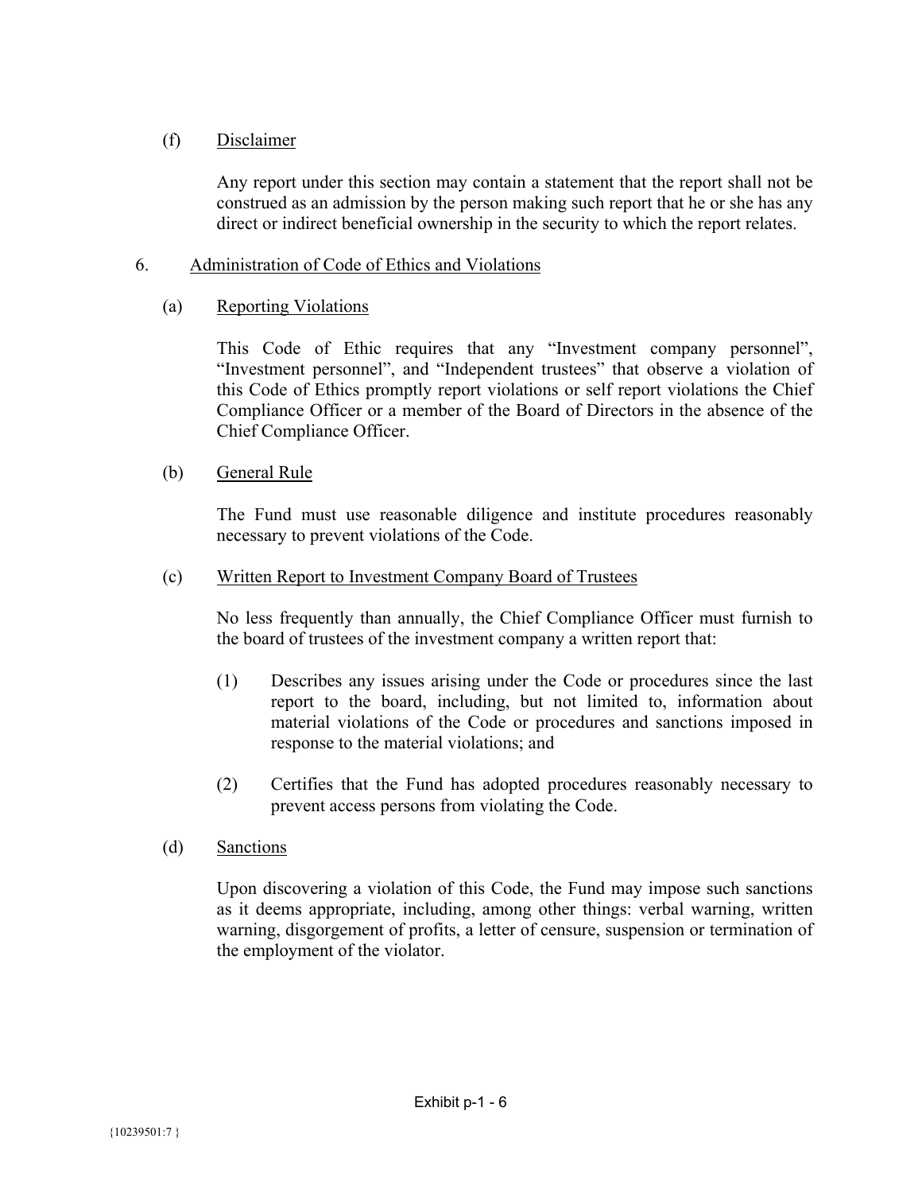(f) Disclaimer

Any report under this section may contain a statement that the report shall not be construed as an admission by the person making such report that he or she has any direct or indirect beneficial ownership in the security to which the report relates.

6. Administration of Code of Ethics and Violations

(a) Reporting Violations

This Code of Ethic requires that any “Investment company personnel”, “Investment personnel”, and “Independent trustees” that observe a violation of this Code of Ethics promptly report violations or self report violations the Chief Compliance Officer or a member of the Board of Directors in the absence of the Chief Compliance Officer.

(b) General Rule

The Fund must use reasonable diligence and institute procedures reasonably necessary to prevent violations of the Code.

(c) Written Report to Investment Company Board of Trustees

No less frequently than annually, the Chief Compliance Officer must furnish to the board of trustees of the investment company a written report that:

(1) Describes any issues arising under the Code or procedures since the last report to the board, including, but not limited to, information about material violations of the Code or procedures and sanctions imposed in response to the material violations; and

(2) Certifies that the Fund has adopted procedures reasonably necessary to prevent access persons from violating the Code.

(d) Sanctions

Upon discovering a violation of this Code, the Fund may impose such sanctions as it deems appropriate, including, among other things: verbal warning, written warning, disgorgement of profits, a letter of censure, suspension or termination of the employment of the violator.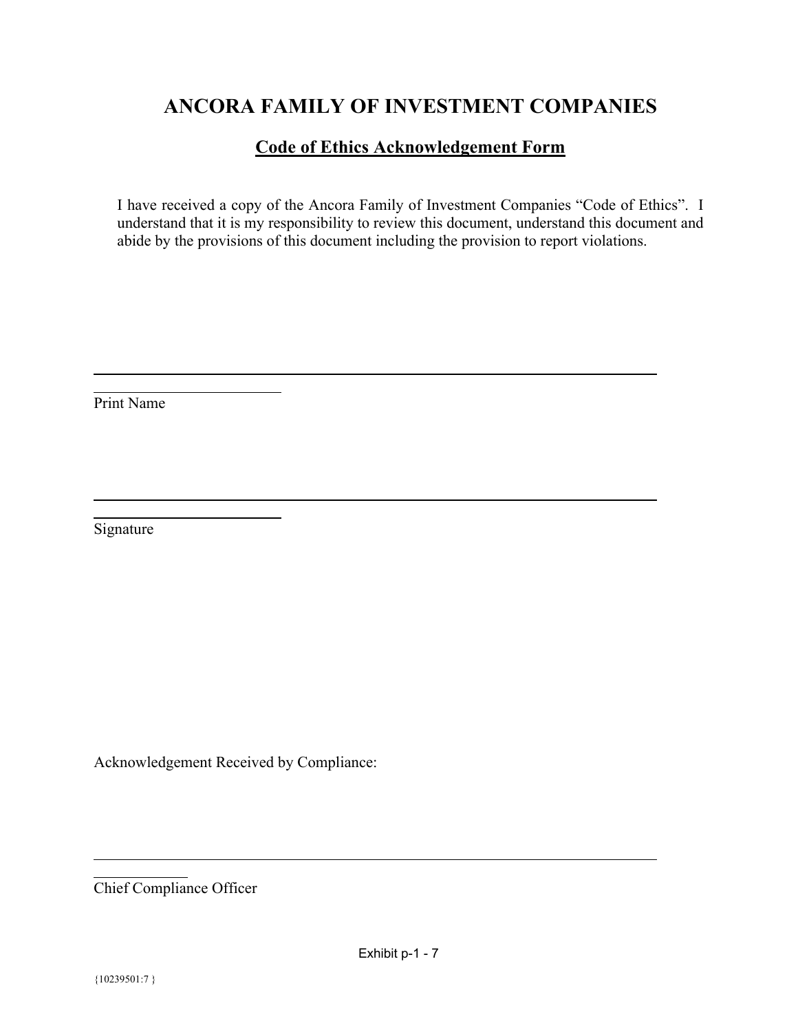# ANCORA FAMILY OF INVESTMENT COMPANIES

## Code of Ethics Acknowledgement Form

I have received a copy of the Ancora Family of Investment Companies "Code of Ethics". I understand that it is my responsibility to review this document, understand this document and abide by the provisions of this document including the provision to report violations.

\_\_\_\_\_\_\_\_\_\_\_\_\_\_\_\_\_\_\_\_\_\_\_\_\_\_\_\_\_\_\_\_\_\_\_\_\_\_\_\_\_\_\_\_\_\_\_\_

Print Name

\_\_\_\_\_\_\_\_\_\_\_\_\_\_\_\_\_\_\_\_\_\_\_\_\_\_\_\_\_\_\_\_\_\_\_\_\_\_\_\_\_\_\_\_\_\_\_\_

Signature

Acknowledgement Received by Compliance:

\_\_\_\_\_\_\_\_\_\_\_\_\_\_\_\_\_\_\_\_\_\_\_\_\_\_\_\_\_\_\_\_\_\_\_\_\_\_\_\_\_\_\_\_\_\_\_\_

Chief Compliance Officer

Exhibit p-1 - 7

{10239501:7 }